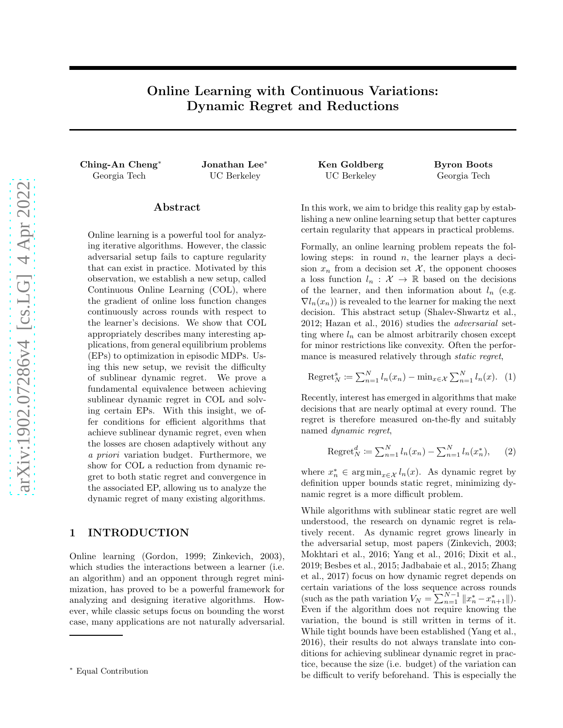# Online Learning with Continuous Variations: Dynamic Regret and Reductions

**Ching-An Cheng**[*]
Georgia Tech

**Jonathan Lee**[*]
UC Berkeley

**Ken Goldberg**
UC Berkeley

**Byron Boots**
Georgia Tech

## Abstract

Online learning is a powerful tool for analyzing iterative algorithms. However, the classic adversarial setup fails to capture regularity that can exist in practice. Motivated by this observation, we establish a new setup, called Continuous Online Learning (COL), where the gradient of online loss function changes continuously across rounds with respect to the learner's decisions. We show that COL appropriately describes many interesting applications, from general equilibrium problems (EPs) to optimization in episodic MDPs. Using this new setup, we revisit the difficulty of sublinear dynamic regret. We prove a fundamental equivalence between achieving sublinear dynamic regret in COL and solving certain EPs. With this insight, we offer conditions for efficient algorithms that achieve sublinear dynamic regret, even when the losses are chosen adaptively without any *a priori* variation budget. Furthermore, we show for COL a reduction from dynamic regret to both static regret and convergence in the associated EP, allowing us to analyze the dynamic regret of many existing algorithms.

## 1 INTRODUCTION

Online learning (Gordon, 1999; Zinkevich, 2003), which studies the interactions between a learner (i.e. an algorithm) and an opponent through regret minimization, has proved to be a powerful framework for analyzing and designing iterative algorithms. However, while classic setups focus on bounding the worst case, many applications are not naturally adversarial. In this work, we aim to bridge this reality gap by establishing a new online learning setup that better captures certain regularity that appears in practical problems.

Formally, an online learning problem repeats the following steps: in round $n$, the learner plays a decision $x_n$ from a decision set $\mathcal{X}$, the opponent chooses a loss function $l_n : \mathcal{X} \to \mathbb{R}$ based on the decisions of the learner, and then information about $l_n$ (e.g. $\nabla l_n(x_n)$) is revealed to the learner for making the next decision. This abstract setup (Shalev-Shwartz et al., 2012; Hazan et al., 2016) studies the *adversarial* setting where $l_n$ can be almost arbitrarily chosen except for minor restrictions like convexity. Often the performance is measured relatively through *static regret*,

$$\text{Regret}_N^s \coloneqq \textstyle\sum_{n=1}^N l_n(x_n) - \min_{x\in\mathcal{X}} \sum_{n=1}^N l_n(x). \quad (1)$$

Recently, interest has emerged in algorithms that make decisions that are nearly optimal at every round. The regret is therefore measured on-the-fly and suitably named *dynamic regret*,

$$\text{Regret}_N^d \coloneqq \textstyle\sum_{n=1}^N l_n(x_n) - \sum_{n=1}^N l_n(x_n^*), \quad (2)$$

where $x_n^* \in \arg\min_{x\in\mathcal{X}} l_n(x)$. As dynamic regret by definition upper bounds static regret, minimizing dynamic regret is a more difficult problem.

While algorithms with sublinear static regret are well understood, the research on dynamic regret is relatively recent. As dynamic regret grows linearly in the adversarial setup, most papers (Zinkevich, 2003; Mokhtari et al., 2016; Yang et al., 2016; Dixit et al., 2019; Besbes et al., 2015; Jadbabaie et al., 2015; Zhang et al., 2017) focus on how dynamic regret depends on certain variations of the loss sequence across rounds (such as the path variation $V_N = \sum_{n=1}^{N-1} \|x_n^* - x_{n+1}^*\|$). Even if the algorithm does not require knowing the variation, the bound is still written in terms of it. While tight bounds have been established (Yang et al., 2016), their results do not always translate into conditions for achieving sublinear dynamic regret in practice, because the size (i.e. budget) of the variation can be difficult to verify beforehand. This is especially the

[*] Equal Contribution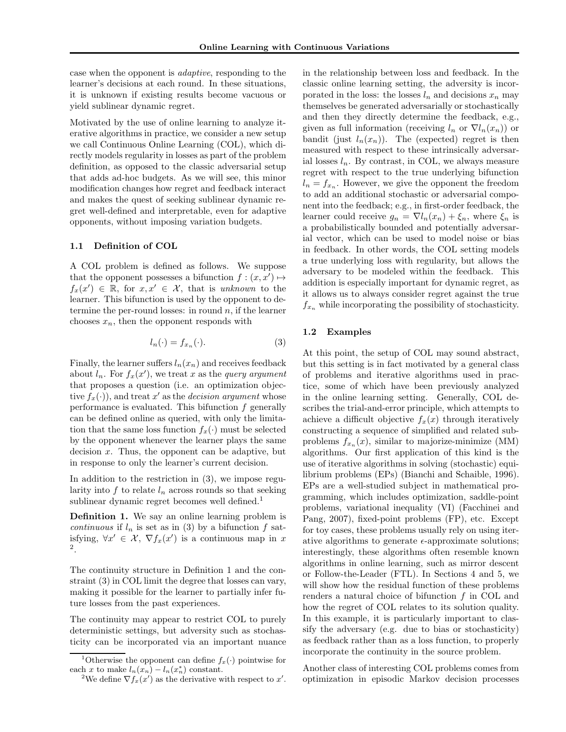case when the opponent is *adaptive*, responding to the learner's decisions at each round. In these situations, it is unknown if existing results become vacuous or yield sublinear dynamic regret.

Motivated by the use of online learning to analyze iterative algorithms in practice, we consider a new setup we call Continuous Online Learning (COL), which directly models regularity in losses as part of the problem definition, as opposed to the classic adversarial setup that adds ad-hoc budgets. As we will see, this minor modification changes how regret and feedback interact and makes the quest of seeking sublinear dynamic regret well-defined and interpretable, even for adaptive opponents, without imposing variation budgets.

### 1.1 Definition of COL

A COL problem is defined as follows. We suppose that the opponent possesses a bifunction $f : (x, x') \mapsto f_x(x') \in \mathbb{R}$, for $x, x' \in \mathcal{X}$, that is *unknown* to the learner. This bifunction is used by the opponent to determine the per-round losses: in round $n$, if the learner chooses $x_n$, then the opponent responds with

$$l_n(\cdot) = f_{x_n}(\cdot). \tag{3}$$

Finally, the learner suffers $l_n(x_n)$ and receives feedback about $l_n$. For $f_x(x')$, we treat $x$ as the *query argument* that proposes a question (i.e. an optimization objective $f_x(\cdot)$), and treat $x'$ as the *decision argument* whose performance is evaluated. This bifunction $f$ generally can be defined online as queried, with only the limitation that the same loss function $f_x(\cdot)$ must be selected by the opponent whenever the learner plays the same decision $x$. Thus, the opponent can be adaptive, but in response to only the learner's current decision.

In addition to the restriction in (3), we impose regularity into $f$ to relate $l_n$ across rounds so that seeking sublinear dynamic regret becomes well defined.[1]

**Definition 1.** We say an online learning problem is *continuous* if $l_n$ is set as in (3) by a bifunction $f$ satisfying, $\forall x' \in \mathcal{X}$, $\nabla f_x(x')$ is a continuous map in $x$ [2].

The continuity structure in Definition 1 and the constraint (3) in COL limit the degree that losses can vary, making it possible for the learner to partially infer future losses from the past experiences.

The continuity may appear to restrict COL to purely deterministic settings, but adversity such as stochasticity can be incorporated via an important nuance in the relationship between loss and feedback. In the classic online learning setting, the adversity is incorporated in the loss: the losses $l_n$ and decisions $x_n$ may themselves be generated adversarially or stochastically and then they directly determine the feedback, e.g., given as full information (receiving $l_n$ or $\nabla l_n(x_n)$) or bandit (just $l_n(x_n)$). The (expected) regret is then measured with respect to these intrinsically adversarial losses $l_n$. By contrast, in COL, we always measure regret with respect to the true underlying bifunction $l_n = f_{x_n}$. However, we give the opponent the freedom to add an additional stochastic or adversarial component into the feedback; e.g., in first-order feedback, the learner could receive $g_n = \nabla l_n(x_n) + \xi_n$, where $\xi_n$ is a probabilistically bounded and potentially adversarial vector, which can be used to model noise or bias in feedback. In other words, the COL setting models a true underlying loss with regularity, but allows the adversary to be modeled within the feedback. This addition is especially important for dynamic regret, as it allows us to always consider regret against the true $f_{x_n}$ while incorporating the possibility of stochasticity.

### 1.2 Examples

At this point, the setup of COL may sound abstract, but this setting is in fact motivated by a general class of problems and iterative algorithms used in practice, some of which have been previously analyzed in the online learning setting. Generally, COL describes the trial-and-error principle, which attempts to achieve a difficult objective $f_x(x)$ through iteratively constructing a sequence of simplified and related subproblems $f_{x_n}(x)$, similar to majorize-minimize (MM) algorithms. Our first application of this kind is the use of iterative algorithms in solving (stochastic) equilibrium problems (EPs) (Bianchi and Schaible, 1996). EPs are a well-studied subject in mathematical programming, which includes optimization, saddle-point problems, variational inequality (VI) (Facchinei and Pang, 2007), fixed-point problems (FP), etc. Except for toy cases, these problems usually rely on using iterative algorithms to generate $\epsilon$-approximate solutions; interestingly, these algorithms often resemble known algorithms in online learning, such as mirror descent or Follow-the-Leader (FTL). In Sections 4 and 5, we will show how the residual function of these problems renders a natural choice of bifunction $f$ in COL and how the regret of COL relates to its solution quality. In this example, it is particularly important to classify the adversary (e.g. due to bias or stochasticity) as feedback rather than as a loss function, to properly incorporate the continuity in the source problem.

Another class of interesting COL problems comes from optimization in episodic Markov decision processes

[1] Otherwise the opponent can define $f_x(\cdot)$ pointwise for each $x$ to make $l_n(x_n) - l_n(x_n^*)$ constant.

[2] We define $\nabla f_x(x')$ as the derivative with respect to $x'$.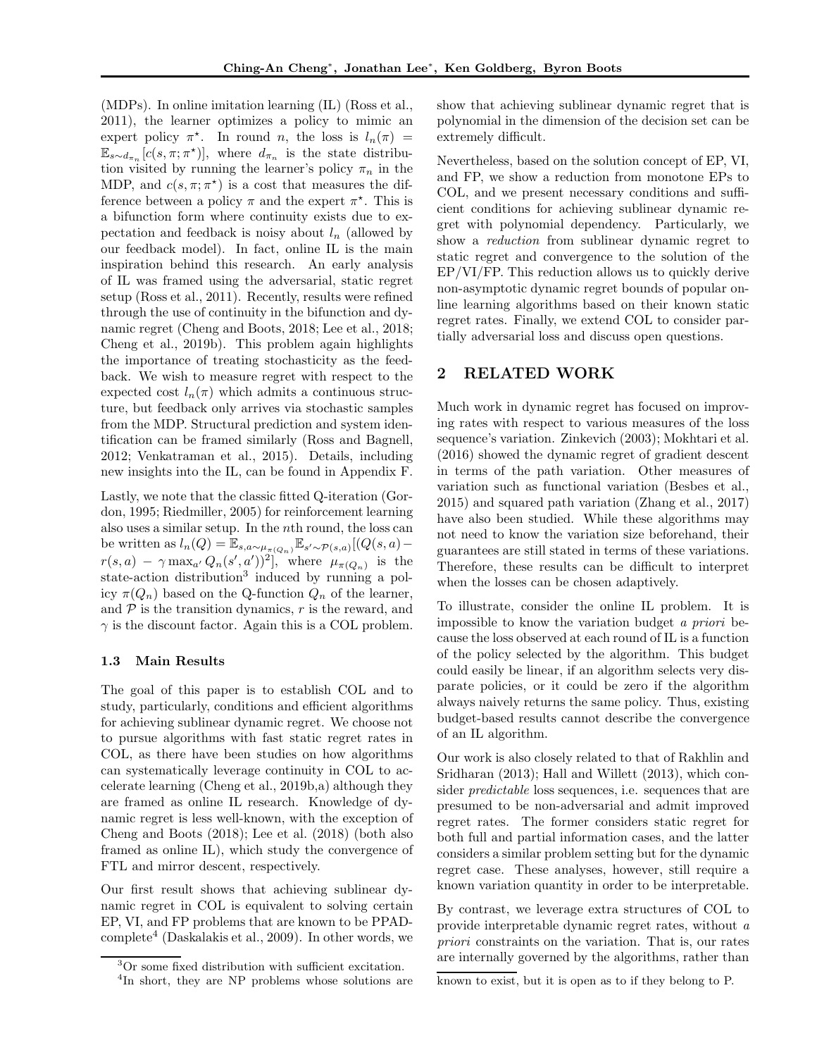(MDPs). In online imitation learning (IL) (Ross et al., 2011), the learner optimizes a policy to mimic an expert policy $\pi^\star$. In round $n$, the loss is $l_n(\pi) = \mathbb{E}_{s\sim d_{\pi_n}}[c(s,\pi;\pi^\star)]$, where $d_{\pi_n}$ is the state distribution visited by running the learner's policy $\pi_n$ in the MDP, and $c(s,\pi;\pi^\star)$ is a cost that measures the difference between a policy $\pi$ and the expert $\pi^\star$. This is a bifunction form where continuity exists due to expectation and feedback is noisy about $l_n$ (allowed by our feedback model). In fact, online IL is the main inspiration behind this research. An early analysis of IL was framed using the adversarial, static regret setup (Ross et al., 2011). Recently, results were refined through the use of continuity in the bifunction and dynamic regret (Cheng and Boots, 2018; Lee et al., 2018; Cheng et al., 2019b). This problem again highlights the importance of treating stochasticity as the feedback. We wish to measure regret with respect to the expected cost $l_n(\pi)$ which admits a continuous structure, but feedback only arrives via stochastic samples from the MDP. Structural prediction and system identification can be framed similarly (Ross and Bagnell, 2012; Venkatraman et al., 2015). Details, including new insights into the IL, can be found in Appendix F.

Lastly, we note that the classic fitted Q-iteration (Gordon, 1995; Riedmiller, 2005) for reinforcement learning also uses a similar setup. In the $n$th round, the loss can be written as $l_n(Q) = \mathbb{E}_{s,a\sim\mu_{\pi(Q_n)}}\mathbb{E}_{s'\sim\mathcal{P}(s,a)}[(Q(s,a) - r(s,a) - \gamma \max_{a'} Q_n(s',a'))^2]$, where $\mu_{\pi(Q_n)}$ is the state-action distribution[3] induced by running a policy $\pi(Q_n)$ based on the Q-function $Q_n$ of the learner, and $\mathcal{P}$ is the transition dynamics, $r$ is the reward, and $\gamma$ is the discount factor. Again this is a COL problem.

### 1.3 Main Results

The goal of this paper is to establish COL and to study, particularly, conditions and efficient algorithms for achieving sublinear dynamic regret. We choose not to pursue algorithms with fast static regret rates in COL, as there have been studies on how algorithms can systematically leverage continuity in COL to accelerate learning (Cheng et al., 2019b,a) although they are framed as online IL research. Knowledge of dynamic regret is less well-known, with the exception of Cheng and Boots (2018); Lee et al. (2018) (both also framed as online IL), which study the convergence of FTL and mirror descent, respectively.

Our first result shows that achieving sublinear dynamic regret in COL is equivalent to solving certain EP, VI, and FP problems that are known to be PPAD-complete[4] (Daskalakis et al., 2009). In other words, we show that achieving sublinear dynamic regret that is polynomial in the dimension of the decision set can be extremely difficult.

Nevertheless, based on the solution concept of EP, VI, and FP, we show a reduction from monotone EPs to COL, and we present necessary conditions and sufficient conditions for achieving sublinear dynamic regret with polynomial dependency. Particularly, we show a *reduction* from sublinear dynamic regret to static regret and convergence to the solution of the EP/VI/FP. This reduction allows us to quickly derive non-asymptotic dynamic regret bounds of popular online learning algorithms based on their known static regret rates. Finally, we extend COL to consider partially adversarial loss and discuss open questions.

## 2 RELATED WORK

Much work in dynamic regret has focused on improving rates with respect to various measures of the loss sequence's variation. Zinkevich (2003); Mokhtari et al. (2016) showed the dynamic regret of gradient descent in terms of the path variation. Other measures of variation such as functional variation (Besbes et al., 2015) and squared path variation (Zhang et al., 2017) have also been studied. While these algorithms may not need to know the variation size beforehand, their guarantees are still stated in terms of these variations. Therefore, these results can be difficult to interpret when the losses can be chosen adaptively.

To illustrate, consider the online IL problem. It is impossible to know the variation budget *a priori* because the loss observed at each round of IL is a function of the policy selected by the algorithm. This budget could easily be linear, if an algorithm selects very disparate policies, or it could be zero if the algorithm always naively returns the same policy. Thus, existing budget-based results cannot describe the convergence of an IL algorithm.

Our work is also closely related to that of Rakhlin and Sridharan (2013); Hall and Willett (2013), which consider *predictable* loss sequences, i.e. sequences that are presumed to be non-adversarial and admit improved regret rates. The former considers static regret for both full and partial information cases, and the latter considers a similar problem setting but for the dynamic regret case. These analyses, however, still require a known variation quantity in order to be interpretable.

By contrast, we leverage extra structures of COL to provide interpretable dynamic regret rates, without *a priori* constraints on the variation. That is, our rates are internally governed by the algorithms, rather than

[3] Or some fixed distribution with sufficient excitation.

[4] In short, they are NP problems whose solutions are known to exist, but it is open as to if they belong to P.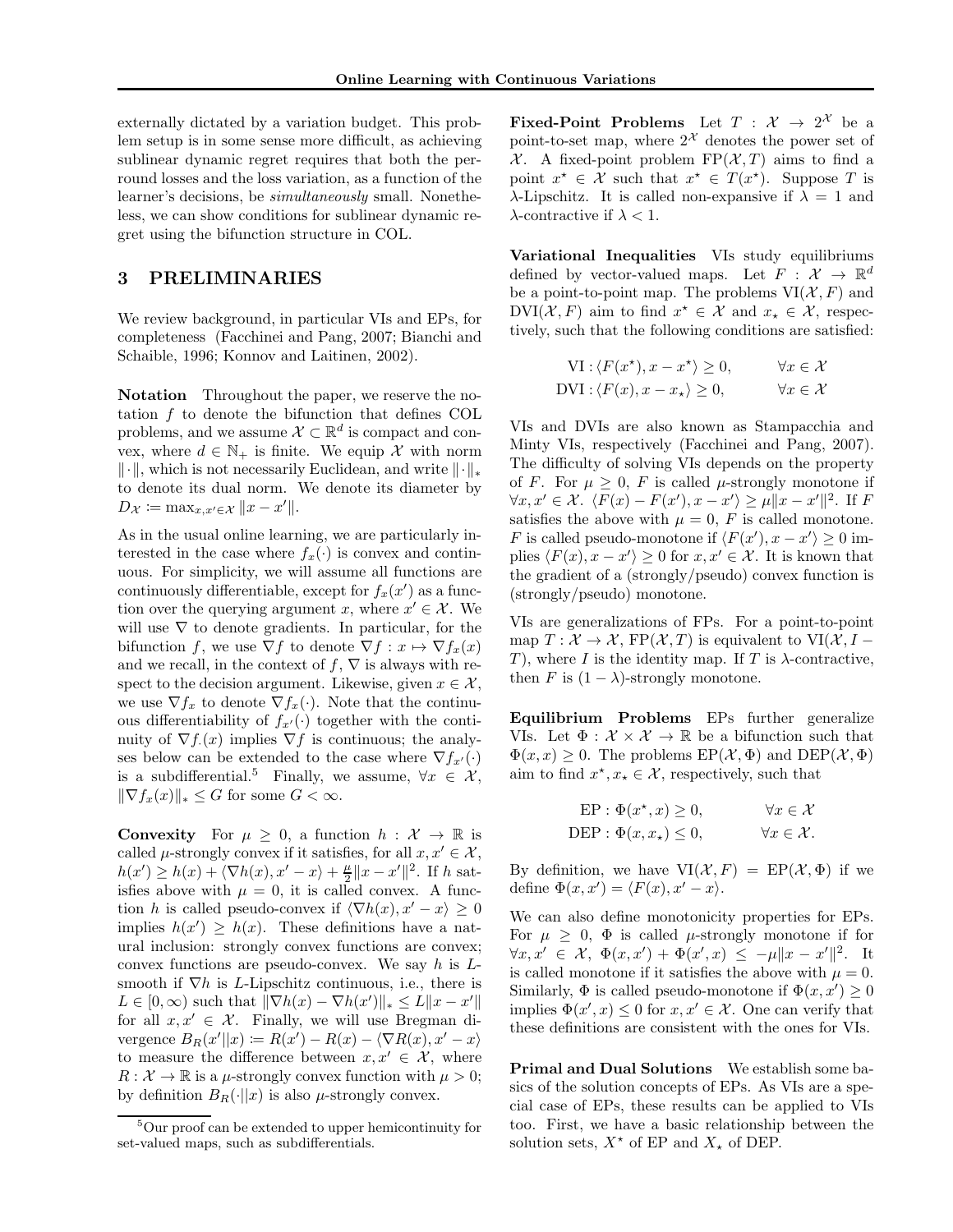externally dictated by a variation budget. This problem setup is in some sense more difficult, as achieving sublinear dynamic regret requires that both the per-round losses and the loss variation, as a function of the learner's decisions, be *simultaneously* small. Nonetheless, we can show conditions for sublinear dynamic regret using the bifunction structure in COL.

## 3 PRELIMINARIES

We review background, in particular VIs and EPs, for completeness (Facchinei and Pang, 2007; Bianchi and Schaible, 1996; Konnov and Laitinen, 2002).

**Notation** Throughout the paper, we reserve the notation $f$ to denote the bifunction that defines COL problems, and we assume $\mathcal{X} \subset \mathbb{R}^d$ is compact and convex, where $d \in \mathbb{N}_+$ is finite. We equip $\mathcal{X}$ with norm $\|\cdot\|$, which is not necessarily Euclidean, and write $\|\cdot\|_*$ to denote its dual norm. We denote its diameter by $D_{\mathcal{X}} := \max_{x,x' \in \mathcal{X}} \|x - x'\|$.

As in the usual online learning, we are particularly interested in the case where $f_x(\cdot)$ is convex and continuous. For simplicity, we will assume all functions are continuously differentiable, except for $f_x(x')$ as a function over the querying argument $x$, where $x' \in \mathcal{X}$. We will use $\nabla$ to denote gradients. In particular, for the bifunction $f$, we use $\nabla f$ to denote $\nabla f : x \mapsto \nabla f_x(x)$ and we recall, in the context of $f$, $\nabla$ is always with respect to the decision argument. Likewise, given $x \in \mathcal{X}$, we use $\nabla f_x$ to denote $\nabla f_x(\cdot)$. Note that the continuous differentiability of $f_{x'}(\cdot)$ together with the continuity of $\nabla f_\cdot(x)$ implies $\nabla f$ is continuous; the analyses below can be extended to the case where $\nabla f_{x'}(\cdot)$ is a subdifferential.[5] Finally, we assume, $\forall x \in \mathcal{X}$, $\|\nabla f_x(x)\|_* \le G$ for some $G < \infty$.

**Convexity** For $\mu \ge 0$, a function $h : \mathcal{X} \to \mathbb{R}$ is called $\mu$-strongly convex if it satisfies, for all $x, x' \in \mathcal{X}$, $h(x') \ge h(x) + \langle \nabla h(x), x' - x \rangle + \frac{\mu}{2}\|x - x'\|^2$. If $h$ satisfies above with $\mu = 0$, it is called convex. A function $h$ is called pseudo-convex if $\langle \nabla h(x), x' - x \rangle \ge 0$ implies $h(x') \ge h(x)$. These definitions have a natural inclusion: strongly convex functions are convex; convex functions are pseudo-convex. We say $h$ is $L$-smooth if $\nabla h$ is $L$-Lipschitz continuous, i.e., there is $L \in [0, \infty)$ such that $\|\nabla h(x) - \nabla h(x')\|_* \le L\|x - x'\|$ for all $x, x' \in \mathcal{X}$. Finally, we will use Bregman divergence $B_R(x'||x) := R(x') - R(x) - \langle \nabla R(x), x' - x \rangle$ to measure the difference between $x, x' \in \mathcal{X}$, where $R : \mathcal{X} \to \mathbb{R}$ is a $\mu$-strongly convex function with $\mu > 0$; by definition $B_R(\cdot||x)$ is also $\mu$-strongly convex.

[5] Our proof can be extended to upper hemicontinuity for set-valued maps, such as subdifferentials.

**Fixed-Point Problems** Let $T : \mathcal{X} \to 2^{\mathcal{X}}$ be a point-to-set map, where $2^{\mathcal{X}}$ denotes the power set of $\mathcal{X}$. A fixed-point problem $\mathrm{FP}(\mathcal{X}, T)$ aims to find a point $x^\star \in \mathcal{X}$ such that $x^\star \in T(x^\star)$. Suppose $T$ is $\lambda$-Lipschitz. It is called non-expansive if $\lambda = 1$ and $\lambda$-contractive if $\lambda < 1$.

**Variational Inequalities** VIs study equilibriums defined by vector-valued maps. Let $F : \mathcal{X} \to \mathbb{R}^d$ be a point-to-point map. The problems $\mathrm{VI}(\mathcal{X}, F)$ and $\mathrm{DVI}(\mathcal{X}, F)$ aim to find $x^\star \in \mathcal{X}$ and $x_\star \in \mathcal{X}$, respectively, such that the following conditions are satisfied:

$$\mathrm{VI} : \langle F(x^\star), x - x^\star \rangle \ge 0, \qquad \forall x \in \mathcal{X}$$
$$\mathrm{DVI} : \langle F(x), x - x_\star \rangle \ge 0, \qquad \forall x \in \mathcal{X}$$

VIs and DVIs are also known as Stampacchia and Minty VIs, respectively (Facchinei and Pang, 2007). The difficulty of solving VIs depends on the property of $F$. For $\mu \ge 0$, $F$ is called $\mu$-strongly monotone if $\forall x, x' \in \mathcal{X}$. $\langle F(x) - F(x'), x - x' \rangle \ge \mu\|x - x'\|^2$. If $F$ satisfies the above with $\mu = 0$, $F$ is called monotone. $F$ is called pseudo-monotone if $\langle F(x'), x - x' \rangle \ge 0$ implies $\langle F(x), x - x' \rangle \ge 0$ for $x, x' \in \mathcal{X}$. It is known that the gradient of a (strongly/pseudo) convex function is (strongly/pseudo) monotone.

VIs are generalizations of FPs. For a point-to-point map $T : \mathcal{X} \to \mathcal{X}$, $\mathrm{FP}(\mathcal{X}, T)$ is equivalent to $\mathrm{VI}(\mathcal{X}, I - T)$, where $I$ is the identity map. If $T$ is $\lambda$-contractive, then $F$ is $(1 - \lambda)$-strongly monotone.

**Equilibrium Problems** EPs further generalize VIs. Let $\Phi : \mathcal{X} \times \mathcal{X} \to \mathbb{R}$ be a bifunction such that $\Phi(x, x) \ge 0$. The problems $\mathrm{EP}(\mathcal{X}, \Phi)$ and $\mathrm{DEP}(\mathcal{X}, \Phi)$ aim to find $x^\star, x_\star \in \mathcal{X}$, respectively, such that

$$\mathrm{EP} : \Phi(x^\star, x) \ge 0, \qquad \forall x \in \mathcal{X}$$
$$\mathrm{DEP} : \Phi(x, x_\star) \le 0, \qquad \forall x \in \mathcal{X}.$$

By definition, we have $\mathrm{VI}(\mathcal{X}, F) = \mathrm{EP}(\mathcal{X}, \Phi)$ if we define $\Phi(x, x') = \langle F(x), x' - x \rangle$.

We can also define monotonicity properties for EPs. For $\mu \ge 0$, $\Phi$ is called $\mu$-strongly monotone if for $\forall x, x' \in \mathcal{X}$, $\Phi(x, x') + \Phi(x', x) \le -\mu\|x - x'\|^2$. It is called monotone if it satisfies the above with $\mu = 0$. Similarly, $\Phi$ is called pseudo-monotone if $\Phi(x, x') \ge 0$ implies $\Phi(x', x) \le 0$ for $x, x' \in \mathcal{X}$. One can verify that these definitions are consistent with the ones for VIs.

**Primal and Dual Solutions** We establish some basics of the solution concepts of EPs. As VIs are a special case of EPs, these results can be applied to VIs too. First, we have a basic relationship between the solution sets, $X^\star$ of EP and $X_\star$ of DEP.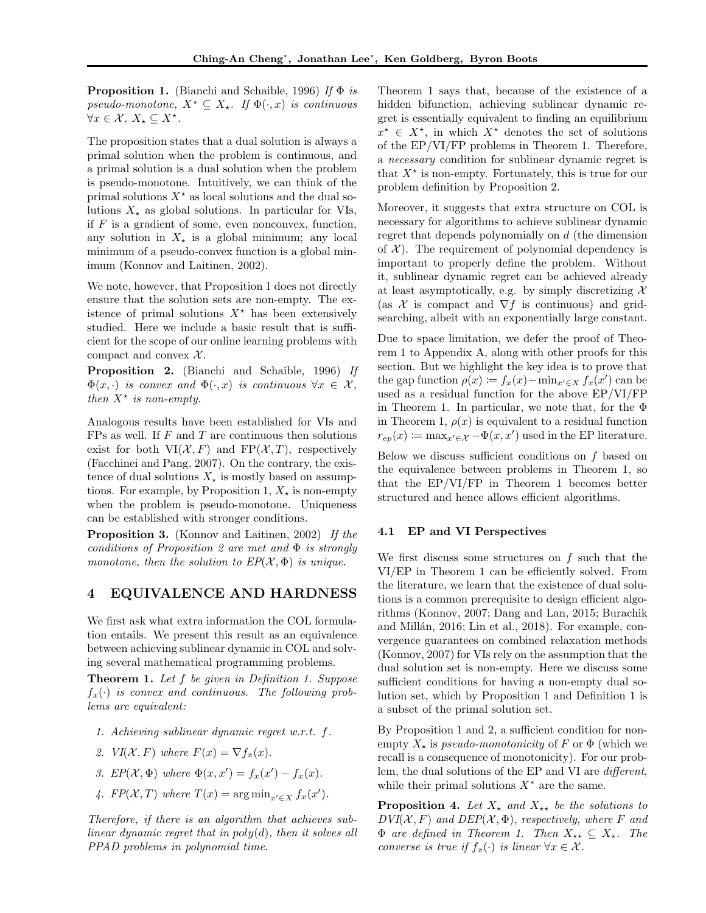**Proposition 1.** (Bianchi and Schaible, 1996) *If $\Phi$ is pseudo-monotone, $X^\star \subseteq X_\star$. If $\Phi(\cdot, x)$ is continuous $\forall x \in \mathcal{X}$, $X_\star \subseteq X^\star$.*

The proposition states that a dual solution is always a primal solution when the problem is continuous, and a primal solution is a dual solution when the problem is pseudo-monotone. Intuitively, we can think of the primal solutions $X^\star$ as local solutions and the dual solutions $X_\star$ as global solutions. In particular for VIs, if $F$ is a gradient of some, even nonconvex, function, any solution in $X_\star$ is a global minimum; any local minimum of a pseudo-convex function is a global minimum (Konnov and Laitinen, 2002).

We note, however, that Proposition 1 does not directly ensure that the solution sets are non-empty. The existence of primal solutions $X^\star$ has been extensively studied. Here we include a basic result that is sufficient for the scope of our online learning problems with compact and convex $\mathcal{X}$.

**Proposition 2.** (Bianchi and Schaible, 1996) *If $\Phi(x, \cdot)$ is convex and $\Phi(\cdot, x)$ is continuous $\forall x \in \mathcal{X}$, then $X^\star$ is non-empty.*

Analogous results have been established for VIs and FPs as well. If $F$ and $T$ are continuous then solutions exist for both $\text{VI}(\mathcal{X}, F)$ and $\text{FP}(\mathcal{X}, T)$, respectively (Facchinei and Pang, 2007). On the contrary, the existence of dual solutions $X_\star$ is mostly based on assumptions. For example, by Proposition 1, $X_\star$ is non-empty when the problem is pseudo-monotone. Uniqueness can be established with stronger conditions.

**Proposition 3.** (Konnov and Laitinen, 2002) *If the conditions of Proposition 2 are met and $\Phi$ is strongly monotone, then the solution to $EP(\mathcal{X}, \Phi)$ is unique.*

## 4 EQUIVALENCE AND HARDNESS

We first ask what extra information the COL formulation entails. We present this result as an equivalence between achieving sublinear dynamic in COL and solving several mathematical programming problems.

**Theorem 1.** *Let $f$ be given in Definition 1. Suppose $f_x(\cdot)$ is convex and continuous. The following problems are equivalent:*

1. *Achieving sublinear dynamic regret w.r.t. $f$.*
2. *$VI(\mathcal{X}, F)$ where $F(x) = \nabla f_x(x)$.*
3. *$EP(\mathcal{X}, \Phi)$ where $\Phi(x, x') = f_x(x') - f_x(x)$.*
4. *$FP(\mathcal{X}, T)$ where $T(x) = \arg\min_{x' \in X} f_x(x')$.*

*Therefore, if there is an algorithm that achieves sublinear dynamic regret that in $poly(d)$, then it solves all PPAD problems in polynomial time.*

Theorem 1 says that, because of the existence of a hidden bifunction, achieving sublinear dynamic regret is essentially equivalent to finding an equilibrium $x^\star \in X^\star$, in which $X^\star$ denotes the set of solutions of the EP/VI/FP problems in Theorem 1. Therefore, a *necessary* condition for sublinear dynamic regret is that $X^\star$ is non-empty. Fortunately, this is true for our problem definition by Proposition 2.

Moreover, it suggests that extra structure on COL is necessary for algorithms to achieve sublinear dynamic regret that depends polynomially on $d$ (the dimension of $\mathcal{X}$). The requirement of polynomial dependency is important to properly define the problem. Without it, sublinear dynamic regret can be achieved already at least asymptotically, e.g. by simply discretizing $\mathcal{X}$ (as $\mathcal{X}$ is compact and $\nabla f$ is continuous) and grid-searching, albeit with an exponentially large constant.

Due to space limitation, we defer the proof of Theorem 1 to Appendix A, along with other proofs for this section. But we highlight the key idea is to prove that the gap function $\rho(x) \coloneqq f_x(x) - \min_{x' \in X} f_x(x')$ can be used as a residual function for the above EP/VI/FP in Theorem 1. In particular, we note that, for the $\Phi$ in Theorem 1, $\rho(x)$ is equivalent to a residual function $r_{ep}(x) \coloneqq \max_{x' \in \mathcal{X}} -\Phi(x, x')$ used in the EP literature.

Below we discuss sufficient conditions on $f$ based on the equivalence between problems in Theorem 1, so that the EP/VI/FP in Theorem 1 becomes better structured and hence allows efficient algorithms.

### 4.1 EP and VI Perspectives

We first discuss some structures on $f$ such that the VI/EP in Theorem 1 can be efficiently solved. From the literature, we learn that the existence of dual solutions is a common prerequisite to design efficient algorithms (Konnov, 2007; Dang and Lan, 2015; Burachik and Millán, 2016; Lin et al., 2018). For example, convergence guarantees on combined relaxation methods (Konnov, 2007) for VIs rely on the assumption that the dual solution set is non-empty. Here we discuss some sufficient conditions for having a non-empty dual solution set, which by Proposition 1 and Definition 1 is a subset of the primal solution set.

By Proposition 1 and 2, a sufficient condition for non-empty $X_\star$ is *pseudo-monotonicity* of $F$ or $\Phi$ (which we recall is a consequence of monotonicity). For our problem, the dual solutions of the EP and VI are *different*, while their primal solutions $X^*$ are the same.

**Proposition 4.** *Let $X_\star$ and $X_{\star\star}$ be the solutions to $DVI(\mathcal{X}, F)$ and $DEP(\mathcal{X}, \Phi)$, respectively, where $F$ and $\Phi$ are defined in Theorem 1. Then $X_{\star\star} \subseteq X_\star$. The converse is true if $f_x(\cdot)$ is linear $\forall x \in \mathcal{X}$.*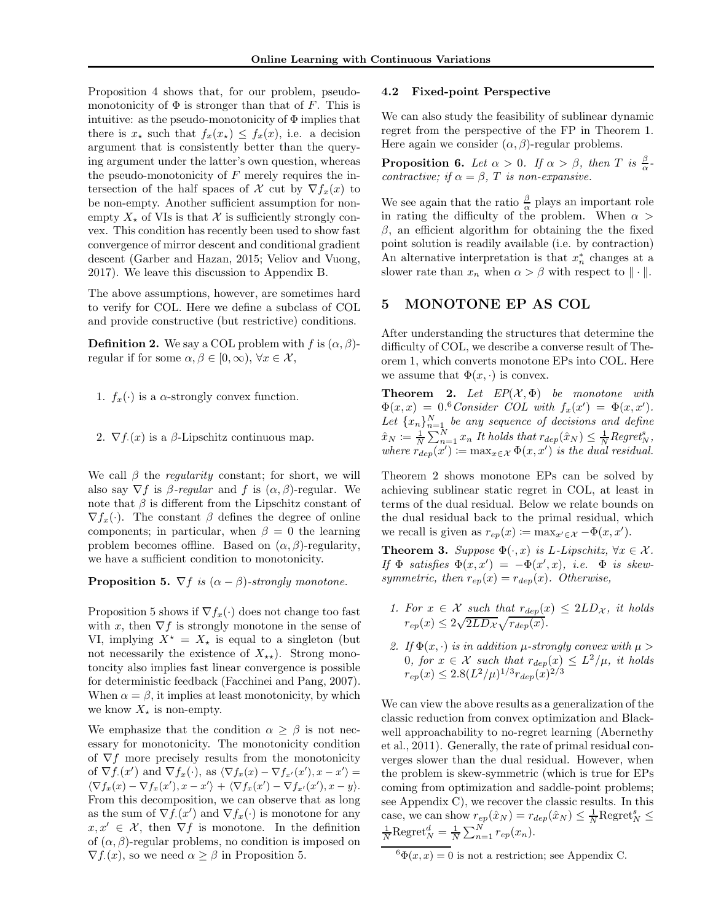Proposition 4 shows that, for our problem, pseudo-monotonicity of $\Phi$ is stronger than that of $F$. This is intuitive: as the pseudo-monotonicity of $\Phi$ implies that there is $x_\star$ such that $f_x(x_\star) \le f_x(x)$, i.e. a decision argument that is consistently better than the querying argument under the latter's own question, whereas the pseudo-monotonicity of $F$ merely requires the intersection of the half spaces of $\mathcal{X}$ cut by $\nabla f_x(x)$ to be non-empty. Another sufficient assumption for non-empty $X_\star$ of VIs is that $\mathcal{X}$ is sufficiently strongly convex. This condition has recently been used to show fast convergence of mirror descent and conditional gradient descent (Garber and Hazan, 2015; Veliov and Vuong, 2017). We leave this discussion to Appendix B.

The above assumptions, however, are sometimes hard to verify for COL. Here we define a subclass of COL and provide constructive (but restrictive) conditions.

**Definition 2.** We say a COL problem with $f$ is $(\alpha, \beta)$-regular if for some $\alpha, \beta \in [0, \infty)$, $\forall x \in \mathcal{X}$,

1. $f_x(\cdot)$ is a $\alpha$-strongly convex function.

2. $\nabla f_\cdot(x)$ is a $\beta$-Lipschitz continuous map.

We call $\beta$ the *regularity* constant; for short, we will also say $\nabla f$ is $\beta$-*regular* and $f$ is $(\alpha, \beta)$-regular. We note that $\beta$ is different from the Lipschitz constant of $\nabla f_x(\cdot)$. The constant $\beta$ defines the degree of online components; in particular, when $\beta = 0$ the learning problem becomes offline. Based on $(\alpha, \beta)$-regularity, we have a sufficient condition to monotonicity.

**Proposition 5.** *$\nabla f$ is $(\alpha - \beta)$-strongly monotone.*

Proposition 5 shows if $\nabla f_x(\cdot)$ does not change too fast with $x$, then $\nabla f$ is strongly monotone in the sense of VI, implying $X^\star = X_\star$ is equal to a singleton (but not necessarily the existence of $X_{\star\star}$). Strong monotoncity also implies fast linear convergence is possible for deterministic feedback (Facchinei and Pang, 2007). When $\alpha = \beta$, it implies at least monotonicity, by which we know $X_\star$ is non-empty.

We emphasize that the condition $\alpha \ge \beta$ is not necessary for monotonicity. The monotonicity condition of $\nabla f$ more precisely results from the monotonicity of $\nabla f_\cdot(x')$ and $\nabla f_x(\cdot)$, as $\langle \nabla f_x(x) - \nabla f_{x'}(x'), x - x' \rangle = \langle \nabla f_x(x) - \nabla f_x(x'), x - x' \rangle + \langle \nabla f_x(x') - \nabla f_{x'}(x'), x - y \rangle$. From this decomposition, we can observe that as long as the sum of $\nabla f_\cdot(x')$ and $\nabla f_x(\cdot)$ is monotone for any $x, x' \in \mathcal{X}$, then $\nabla f$ is monotone. In the definition of $(\alpha, \beta)$-regular problems, no condition is imposed on $\nabla f_\cdot(x)$, so we need $\alpha \ge \beta$ in Proposition 5.

### 4.2 Fixed-point Perspective

We can also study the feasibility of sublinear dynamic regret from the perspective of the FP in Theorem 1. Here again we consider $(\alpha, \beta)$-regular problems.

**Proposition 6.** *Let $\alpha > 0$. If $\alpha > \beta$, then $T$ is $\frac{\beta}{\alpha}$-contractive; if $\alpha = \beta$, $T$ is non-expansive.*

We see again that the ratio $\frac{\beta}{\alpha}$ plays an important role in rating the difficulty of the problem. When $\alpha > \beta$, an efficient algorithm for obtaining the the fixed point solution is readily available (i.e. by contraction) An alternative interpretation is that $x_n^*$ changes at a slower rate than $x_n$ when $\alpha > \beta$ with respect to $\|\cdot\|$.

## 5 MONOTONE EP AS COL

After understanding the structures that determine the difficulty of COL, we describe a converse result of Theorem 1, which converts monotone EPs into COL. Here we assume that $\Phi(x, \cdot)$ is convex.

**Theorem 2.** *Let $EP(\mathcal{X}, \Phi)$ be monotone with $\Phi(x, x) = 0$.[6] Consider COL with $f_x(x') = \Phi(x, x')$. Let $\{x_n\}_{n=1}^N$ be any sequence of decisions and define $\hat{x}_N := \frac{1}{N}\sum_{n=1}^N x_n$ It holds that $r_{dep}(\hat{x}_N) \le \frac{1}{N}\text{Regret}_N^s$, where $r_{dep}(x') := \max_{x \in \mathcal{X}} \Phi(x, x')$ is the dual residual.*

Theorem 2 shows monotone EPs can be solved by achieving sublinear static regret in COL, at least in terms of the dual residual. Below we relate bounds on the dual residual back to the primal residual, which we recall is given as $r_{ep}(x) := \max_{x' \in \mathcal{X}} -\Phi(x, x')$.

**Theorem 3.** *Suppose $\Phi(\cdot, x)$ is $L$-Lipschitz, $\forall x \in \mathcal{X}$. If $\Phi$ satisfies $\Phi(x, x') = -\Phi(x', x)$, i.e. $\Phi$ is skew-symmetric, then $r_{ep}(x) = r_{dep}(x)$. Otherwise,*

1. *For $x \in \mathcal{X}$ such that $r_{dep}(x) \le 2LD_{\mathcal{X}}$, it holds $r_{ep}(x) \le 2\sqrt{2LD_{\mathcal{X}}}\sqrt{r_{dep}(x)}$.*

2. *If $\Phi(x, \cdot)$ is in addition $\mu$-strongly convex with $\mu > 0$, for $x \in \mathcal{X}$ such that $r_{dep}(x) \le L^2/\mu$, it holds $r_{ep}(x) \le 2.8(L^2/\mu)^{1/3} r_{dep}(x)^{2/3}$*

We can view the above results as a generalization of the classic reduction from convex optimization and Blackwell approachability to no-regret learning (Abernethy et al., 2011). Generally, the rate of primal residual converges slower than the dual residual. However, when the problem is skew-symmetric (which is true for EPs coming from optimization and saddle-point problems; see Appendix C), we recover the classic results. In this case, we can show $r_{ep}(\hat{x}_N) = r_{dep}(\hat{x}_N) \le \frac{1}{N}\text{Regret}_N^s \le \frac{1}{N}\text{Regret}_N^d = \frac{1}{N}\sum_{n=1}^N r_{ep}(x_n)$.

[6] $\Phi(x, x) = 0$ is not a restriction; see Appendix C.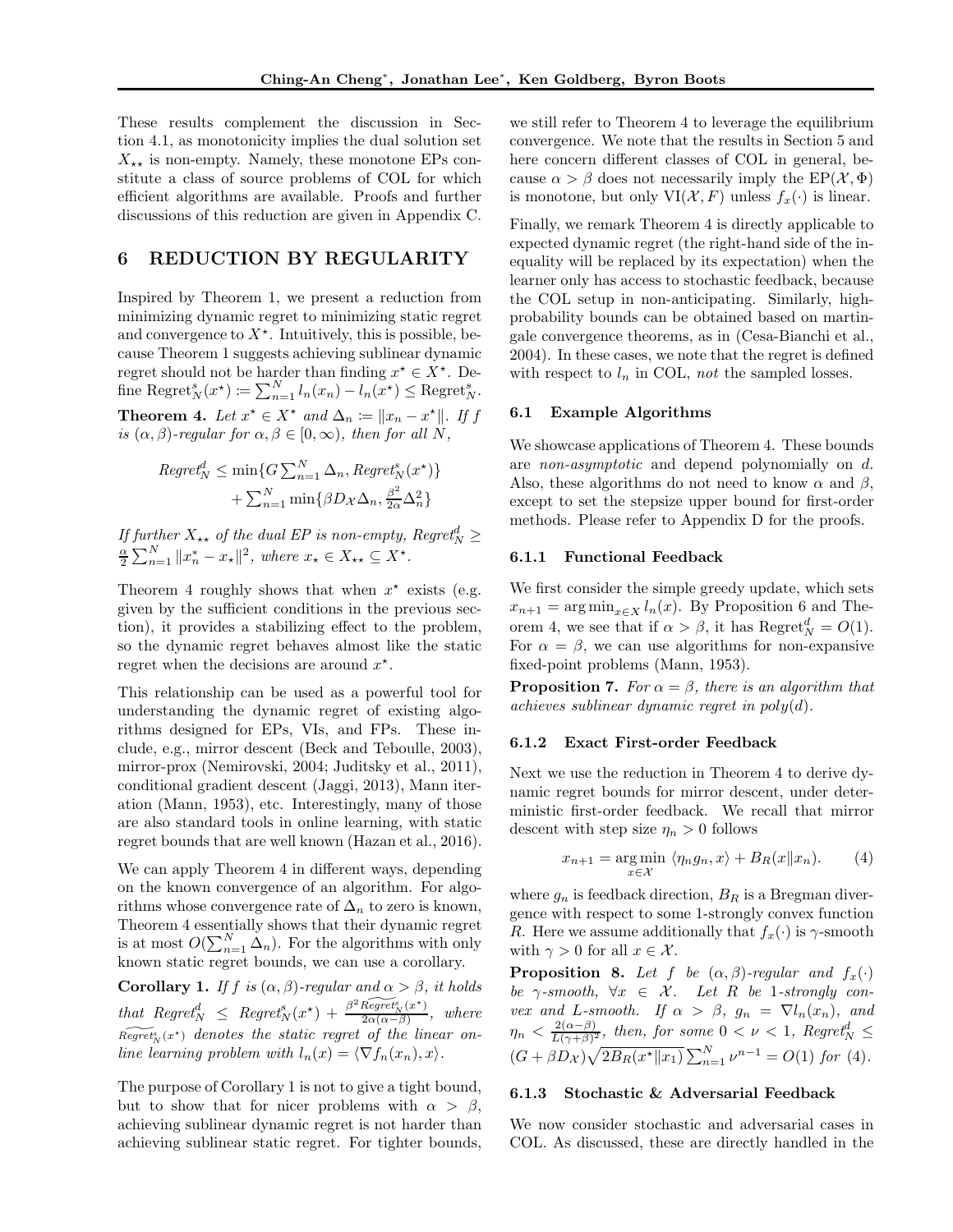These results complement the discussion in Section 4.1, as monotonicity implies the dual solution set $X_{\star\star}$ is non-empty. Namely, these monotone EPs constitute a class of source problems of COL for which efficient algorithms are available. Proofs and further discussions of this reduction are given in Appendix C.

# 6 REDUCTION BY REGULARITY

Inspired by Theorem 1, we present a reduction from minimizing dynamic regret to minimizing static regret and convergence to $X^\star$. Intuitively, this is possible, because Theorem 1 suggests achieving sublinear dynamic regret should not be harder than finding $x^\star \in X^\star$. Define $\text{Regret}_N^s(x^\star) \coloneqq \sum_{n=1}^N l_n(x_n) - l_n(x^\star) \leq \text{Regret}_N^s$.

**Theorem 4.** *Let $x^\star \in X^\star$ and $\Delta_n \coloneqq \|x_n - x^\star\|$. If $f$ is $(\alpha, \beta)$-regular for $\alpha, \beta \in [0, \infty)$, then for all $N$,*

$$\text{Regret}_N^d \leq \min\{G \textstyle\sum_{n=1}^N \Delta_n, \text{Regret}_N^s(x^\star)\} + \textstyle\sum_{n=1}^N \min\{\beta D_{\mathcal{X}} \Delta_n, \frac{\beta^2}{2\alpha}\Delta_n^2\}$$

*If further $X_{\star\star}$ of the dual EP is non-empty, $\text{Regret}_N^d \geq \frac{\alpha}{2}\sum_{n=1}^N \|x_n^* - x_\star\|^2$, where $x_\star \in X_{\star\star} \subseteq X^\star$.*

Theorem 4 roughly shows that when $x^\star$ exists (e.g. given by the sufficient conditions in the previous section), it provides a stabilizing effect to the problem, so the dynamic regret behaves almost like the static regret when the decisions are around $x^\star$.

This relationship can be used as a powerful tool for understanding the dynamic regret of existing algorithms designed for EPs, VIs, and FPs. These include, e.g., mirror descent (Beck and Teboulle, 2003), mirror-prox (Nemirovski, 2004; Juditsky et al., 2011), conditional gradient descent (Jaggi, 2013), Mann iteration (Mann, 1953), etc. Interestingly, many of those are also standard tools in online learning, with static regret bounds that are well known (Hazan et al., 2016).

We can apply Theorem 4 in different ways, depending on the known convergence of an algorithm. For algorithms whose convergence rate of $\Delta_n$ to zero is known, Theorem 4 essentially shows that their dynamic regret is at most $O(\sum_{n=1}^N \Delta_n)$. For the algorithms with only known static regret bounds, we can use a corollary.

**Corollary 1.** *If $f$ is $(\alpha, \beta)$-regular and $\alpha > \beta$, it holds that $\text{Regret}_N^d \leq \text{Regret}_N^s(x^\star) + \frac{\beta^2 \widetilde{\text{Regret}}_N^s(x^\star)}{2\alpha(\alpha-\beta)}$, where $\widetilde{\text{Regret}}_N^s(x^\star)$ denotes the static regret of the linear online learning problem with $l_n(x) = \langle \nabla f_n(x_n), x \rangle$.*

The purpose of Corollary 1 is not to give a tight bound, but to show that for nicer problems with $\alpha > \beta$, achieving sublinear dynamic regret is not harder than achieving sublinear static regret. For tighter bounds, we still refer to Theorem 4 to leverage the equilibrium convergence. We note that the results in Section 5 and here concern different classes of COL in general, because $\alpha > \beta$ does not necessarily imply the $\text{EP}(\mathcal{X}, \Phi)$ is monotone, but only $\text{VI}(\mathcal{X}, F)$ unless $f_x(\cdot)$ is linear.

Finally, we remark Theorem 4 is directly applicable to expected dynamic regret (the right-hand side of the inequality will be replaced by its expectation) when the learner only has access to stochastic feedback, because the COL setup in non-anticipating. Similarly, high-probability bounds can be obtained based on martingale convergence theorems, as in (Cesa-Bianchi et al., 2004). In these cases, we note that the regret is defined with respect to $l_n$ in COL, *not* the sampled losses.

## 6.1 Example Algorithms

We showcase applications of Theorem 4. These bounds are *non-asymptotic* and depend polynomially on $d$. Also, these algorithms do not need to know $\alpha$ and $\beta$, except to set the stepsize upper bound for first-order methods. Please refer to Appendix D for the proofs.

### 6.1.1 Functional Feedback

We first consider the simple greedy update, which sets $x_{n+1} = \arg\min_{x \in X} l_n(x)$. By Proposition 6 and Theorem 4, we see that if $\alpha > \beta$, it has $\text{Regret}_N^d = O(1)$. For $\alpha = \beta$, we can use algorithms for non-expansive fixed-point problems (Mann, 1953).

**Proposition 7.** *For $\alpha = \beta$, there is an algorithm that achieves sublinear dynamic regret in poly($d$).*

### 6.1.2 Exact First-order Feedback

Next we use the reduction in Theorem 4 to derive dynamic regret bounds for mirror descent, under deterministic first-order feedback. We recall that mirror descent with step size $\eta_n > 0$ follows

$$x_{n+1} = \arg\min_{x \in \mathcal{X}} \langle \eta_n g_n, x \rangle + B_R(x \| x_n). \tag{4}$$

where $g_n$ is feedback direction, $B_R$ is a Bregman divergence with respect to some 1-strongly convex function $R$. Here we assume additionally that $f_x(\cdot)$ is $\gamma$-smooth with $\gamma > 0$ for all $x \in \mathcal{X}$.

**Proposition 8.** *Let $f$ be $(\alpha, \beta)$-regular and $f_x(\cdot)$ be $\gamma$-smooth, $\forall x \in \mathcal{X}$. Let $R$ be 1-strongly convex and $L$-smooth. If $\alpha > \beta$, $g_n = \nabla l_n(x_n)$, and $\eta_n < \frac{2(\alpha-\beta)}{L(\gamma+\beta)^2}$, then, for some $0 < \nu < 1$, $\text{Regret}_N^d \leq (G + \beta D_{\mathcal{X}})\sqrt{2B_R(x^\star \| x_1)} \sum_{n=1}^N \nu^{n-1} = O(1)$ for (4).*

### 6.1.3 Stochastic & Adversarial Feedback

We now consider stochastic and adversarial cases in COL. As discussed, these are directly handled in the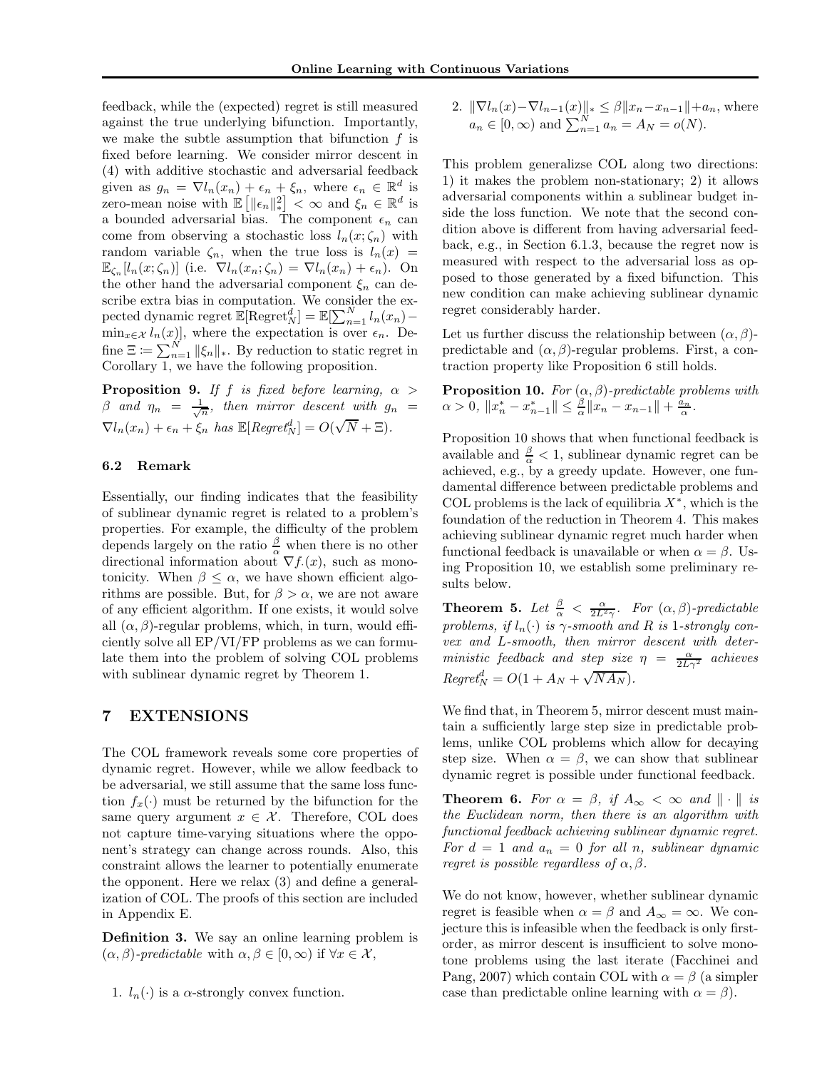feedback, while the (expected) regret is still measured against the true underlying bifunction. Importantly, we make the subtle assumption that bifunction $f$ is fixed before learning. We consider mirror descent in (4) with additive stochastic and adversarial feedback given as $g_n = \nabla l_n(x_n) + \epsilon_n + \xi_n$, where $\epsilon_n \in \mathbb{R}^d$ is zero-mean noise with $\mathbb{E}\left[\|\epsilon_n\|_*^2\right] < \infty$ and $\xi_n \in \mathbb{R}^d$ is a bounded adversarial bias. The component $\epsilon_n$ can come from observing a stochastic loss $l_n(x;\zeta_n)$ with random variable $\zeta_n$, when the true loss is $l_n(x) = \mathbb{E}_{\zeta_n}[l_n(x;\zeta_n)]$ (i.e. $\nabla l_n(x_n;\zeta_n) = \nabla l_n(x_n) + \epsilon_n$). On the other hand the adversarial component $\xi_n$ can describe extra bias in computation. We consider the expected dynamic regret $\mathbb{E}[\text{Regret}_N^d] = \mathbb{E}[\sum_{n=1}^N l_n(x_n) - \min_{x\in\mathcal{X}} l_n(x)]$, where the expectation is over $\epsilon_n$. Define $\Xi \coloneqq \sum_{n=1}^N \|\xi_n\|_*$. By reduction to static regret in Corollary 1, we have the following proposition.

**Proposition 9.** *If $f$ is fixed before learning, $\alpha > \beta$ and $\eta_n = \frac{1}{\sqrt{n}}$, then mirror descent with $g_n = \nabla l_n(x_n) + \epsilon_n + \xi_n$ has $\mathbb{E}[Regret_N^d] = O(\sqrt{N} + \Xi)$.*

### 6.2 Remark

Essentially, our finding indicates that the feasibility of sublinear dynamic regret is related to a problem's properties. For example, the difficulty of the problem depends largely on the ratio $\frac{\beta}{\alpha}$ when there is no other directional information about $\nabla f_\cdot(x)$, such as monotonicity. When $\beta \leq \alpha$, we have shown efficient algorithms are possible. But, for $\beta > \alpha$, we are not aware of any efficient algorithm. If one exists, it would solve all $(\alpha,\beta)$-regular problems, which, in turn, would efficiently solve all EP/VI/FP problems as we can formulate them into the problem of solving COL problems with sublinear dynamic regret by Theorem 1.

## 7 EXTENSIONS

The COL framework reveals some core properties of dynamic regret. However, while we allow feedback to be adversarial, we still assume that the same loss function $f_x(\cdot)$ must be returned by the bifunction for the same query argument $x \in \mathcal{X}$. Therefore, COL does not capture time-varying situations where the opponent's strategy can change across rounds. Also, this constraint allows the learner to potentially enumerate the opponent. Here we relax (3) and define a generalization of COL. The proofs of this section are included in Appendix E.

**Definition 3.** We say an online learning problem is $(\alpha,\beta)$-*predictable* with $\alpha,\beta \in [0,\infty)$ if $\forall x \in \mathcal{X}$,

1. $l_n(\cdot)$ is a $\alpha$-strongly convex function.
2. $\|\nabla l_n(x) - \nabla l_{n-1}(x)\|_* \leq \beta\|x_n - x_{n-1}\| + a_n$, where $a_n \in [0,\infty)$ and $\sum_{n=1}^N a_n = A_N = o(N)$.

This problem generalizse COL along two directions: 1) it makes the problem non-stationary; 2) it allows adversarial components within a sublinear budget inside the loss function. We note that the second condition above is different from having adversarial feedback, e.g., in Section 6.1.3, because the regret now is measured with respect to the adversarial loss as opposed to those generated by a fixed bifunction. This new condition can make achieving sublinear dynamic regret considerably harder.

Let us further discuss the relationship between $(\alpha,\beta)$-predictable and $(\alpha,\beta)$-regular problems. First, a contraction property like Proposition 6 still holds.

**Proposition 10.** *For $(\alpha,\beta)$-predictable problems with $\alpha > 0$, $\|x_n^* - x_{n-1}^*\| \leq \frac{\beta}{\alpha}\|x_n - x_{n-1}\| + \frac{a_n}{\alpha}$.*

Proposition 10 shows that when functional feedback is available and $\frac{\beta}{\alpha} < 1$, sublinear dynamic regret can be achieved, e.g., by a greedy update. However, one fundamental difference between predictable problems and COL problems is the lack of equilibria $X^*$, which is the foundation of the reduction in Theorem 4. This makes achieving sublinear dynamic regret much harder when functional feedback is unavailable or when $\alpha = \beta$. Using Proposition 10, we establish some preliminary results below.

**Theorem 5.** *Let $\frac{\beta}{\alpha} < \frac{\alpha}{2L^2\gamma}$. For $(\alpha,\beta)$-predictable problems, if $l_n(\cdot)$ is $\gamma$-smooth and $R$ is 1-strongly convex and $L$-smooth, then mirror descent with deterministic feedback and step size $\eta = \frac{\alpha}{2L\gamma^2}$ achieves $Regret_N^d = O(1 + A_N + \sqrt{NA_N})$.*

We find that, in Theorem 5, mirror descent must maintain a sufficiently large step size in predictable problems, unlike COL problems which allow for decaying step size. When $\alpha = \beta$, we can show that sublinear dynamic regret is possible under functional feedback.

**Theorem 6.** *For $\alpha = \beta$, if $A_\infty < \infty$ and $\|\cdot\|$ is the Euclidean norm, then there is an algorithm with functional feedback achieving sublinear dynamic regret. For $d = 1$ and $a_n = 0$ for all $n$, sublinear dynamic regret is possible regardless of $\alpha,\beta$.*

We do not know, however, whether sublinear dynamic regret is feasible when $\alpha = \beta$ and $A_\infty = \infty$. We conjecture this is infeasible when the feedback is only first-order, as mirror descent is insufficient to solve monotone problems using the last iterate (Facchinei and Pang, 2007) which contain COL with $\alpha = \beta$ (a simpler case than predictable online learning with $\alpha = \beta$).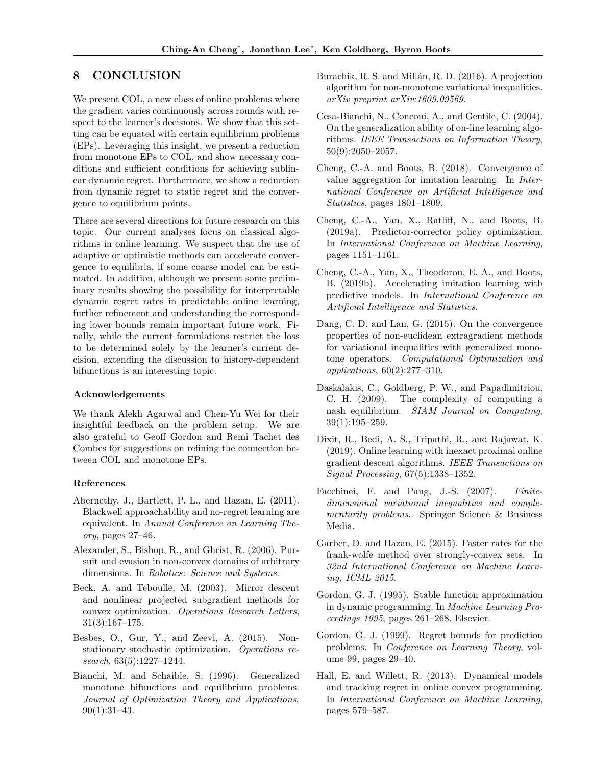## 8 CONCLUSION

We present COL, a new class of online problems where the gradient varies continuously across rounds with respect to the learner's decisions. We show that this setting can be equated with certain equilibrium problems (EPs). Leveraging this insight, we present a reduction from monotone EPs to COL, and show necessary conditions and sufficient conditions for achieving sublinear dynamic regret. Furthermore, we show a reduction from dynamic regret to static regret and the convergence to equilibrium points.

There are several directions for future research on this topic. Our current analyses focus on classical algorithms in online learning. We suspect that the use of adaptive or optimistic methods can accelerate convergence to equilibria, if some coarse model can be estimated. In addition, although we present some preliminary results showing the possibility for interpretable dynamic regret rates in predictable online learning, further refinement and understanding the corresponding lower bounds remain important future work. Finally, while the current formulations restrict the loss to be determined solely by the learner's current decision, extending the discussion to history-dependent bifunctions is an interesting topic.

#### Acknowledgements

We thank Alekh Agarwal and Chen-Yu Wei for their insightful feedback on the problem setup. We are also grateful to Geoff Gordon and Remi Tachet des Combes for suggestions on refining the connection between COL and monotone EPs.

#### References

Abernethy, J., Bartlett, P. L., and Hazan, E. (2011). Blackwell approachability and no-regret learning are equivalent. In *Annual Conference on Learning Theory*, pages 27–46.

Alexander, S., Bishop, R., and Ghrist, R. (2006). Pursuit and evasion in non-convex domains of arbitrary dimensions. In *Robotics: Science and Systems*.

Beck, A. and Teboulle, M. (2003). Mirror descent and nonlinear projected subgradient methods for convex optimization. *Operations Research Letters*, 31(3):167–175.

Besbes, O., Gur, Y., and Zeevi, A. (2015). Non-stationary stochastic optimization. *Operations research*, 63(5):1227–1244.

Bianchi, M. and Schaible, S. (1996). Generalized monotone bifunctions and equilibrium problems. *Journal of Optimization Theory and Applications*, 90(1):31–43.

Burachik, R. S. and Millán, R. D. (2016). A projection algorithm for non-monotone variational inequalities. *arXiv preprint arXiv:1609.09569*.

Cesa-Bianchi, N., Conconi, A., and Gentile, C. (2004). On the generalization ability of on-line learning algorithms. *IEEE Transactions on Information Theory*, 50(9):2050–2057.

Cheng, C.-A. and Boots, B. (2018). Convergence of value aggregation for imitation learning. In *International Conference on Artificial Intelligence and Statistics*, pages 1801–1809.

Cheng, C.-A., Yan, X., Ratliff, N., and Boots, B. (2019a). Predictor-corrector policy optimization. In *International Conference on Machine Learning*, pages 1151–1161.

Cheng, C.-A., Yan, X., Theodorou, E. A., and Boots, B. (2019b). Accelerating imitation learning with predictive models. In *International Conference on Artificial Intelligence and Statistics*.

Dang, C. D. and Lan, G. (2015). On the convergence properties of non-euclidean extragradient methods for variational inequalities with generalized monotone operators. *Computational Optimization and applications*, 60(2):277–310.

Daskalakis, C., Goldberg, P. W., and Papadimitriou, C. H. (2009). The complexity of computing a nash equilibrium. *SIAM Journal on Computing*, 39(1):195–259.

Dixit, R., Bedi, A. S., Tripathi, R., and Rajawat, K. (2019). Online learning with inexact proximal online gradient descent algorithms. *IEEE Transactions on Signal Processing*, 67(5):1338–1352.

Facchinei, F. and Pang, J.-S. (2007). *Finite-dimensional variational inequalities and complementarity problems*. Springer Science & Business Media.

Garber, D. and Hazan, E. (2015). Faster rates for the frank-wolfe method over strongly-convex sets. In *32nd International Conference on Machine Learning, ICML 2015*.

Gordon, G. J. (1995). Stable function approximation in dynamic programming. In *Machine Learning Proceedings 1995*, pages 261–268. Elsevier.

Gordon, G. J. (1999). Regret bounds for prediction problems. In *Conference on Learning Theory*, volume 99, pages 29–40.

Hall, E. and Willett, R. (2013). Dynamical models and tracking regret in online convex programming. In *International Conference on Machine Learning*, pages 579–587.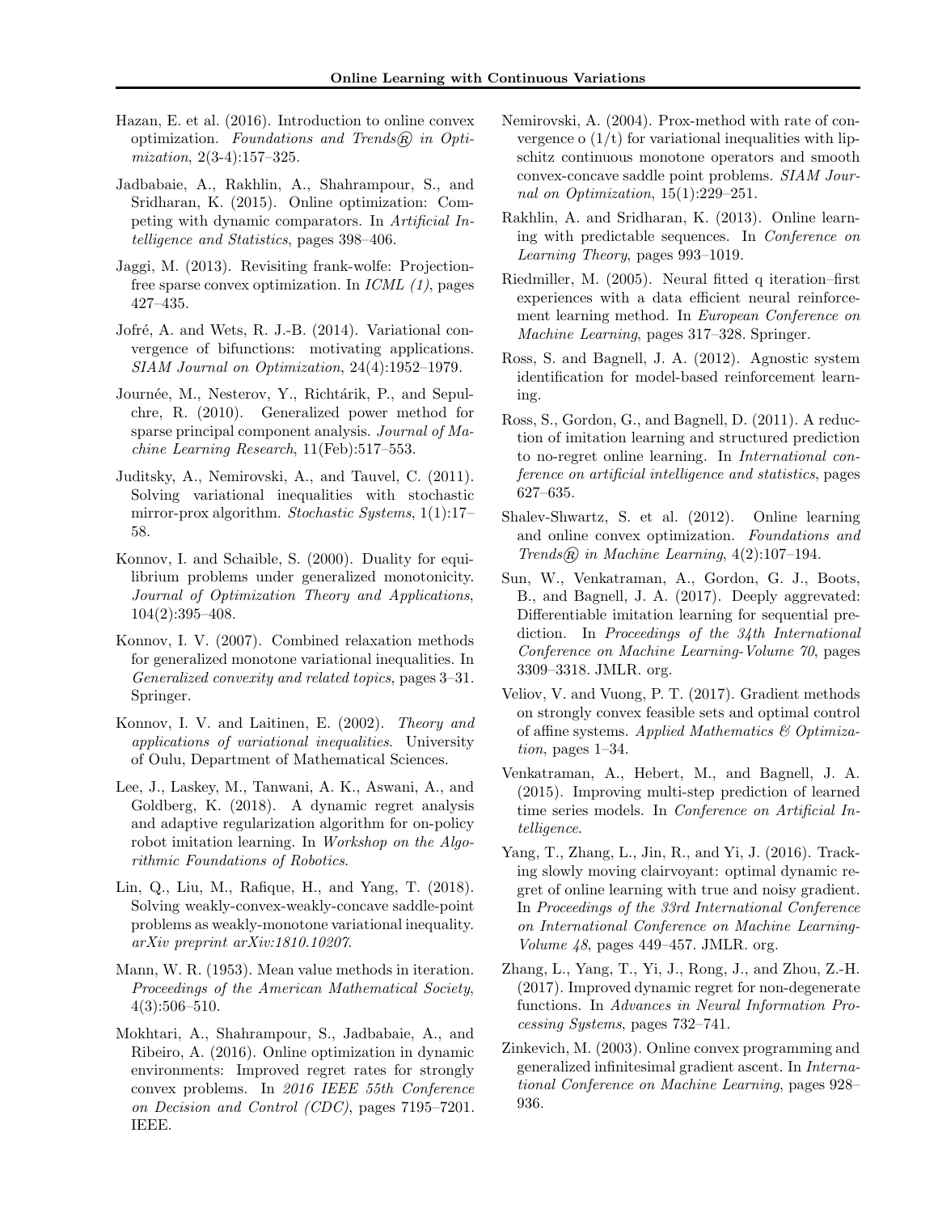Hazan, E. et al. (2016). Introduction to online convex optimization. *Foundations and Trends® in Optimization*, 2(3-4):157–325.

Jadbabaie, A., Rakhlin, A., Shahrampour, S., and Sridharan, K. (2015). Online optimization: Competing with dynamic comparators. In *Artificial Intelligence and Statistics*, pages 398–406.

Jaggi, M. (2013). Revisiting frank-wolfe: Projection-free sparse convex optimization. In *ICML (1)*, pages 427–435.

Jofré, A. and Wets, R. J.-B. (2014). Variational convergence of bifunctions: motivating applications. *SIAM Journal on Optimization*, 24(4):1952–1979.

Journée, M., Nesterov, Y., Richtárik, P., and Sepulchre, R. (2010). Generalized power method for sparse principal component analysis. *Journal of Machine Learning Research*, 11(Feb):517–553.

Juditsky, A., Nemirovski, A., and Tauvel, C. (2011). Solving variational inequalities with stochastic mirror-prox algorithm. *Stochastic Systems*, 1(1):17–58.

Konnov, I. and Schaible, S. (2000). Duality for equilibrium problems under generalized monotonicity. *Journal of Optimization Theory and Applications*, 104(2):395–408.

Konnov, I. V. (2007). Combined relaxation methods for generalized monotone variational inequalities. In *Generalized convexity and related topics*, pages 3–31. Springer.

Konnov, I. V. and Laitinen, E. (2002). *Theory and applications of variational inequalities*. University of Oulu, Department of Mathematical Sciences.

Lee, J., Laskey, M., Tanwani, A. K., Aswani, A., and Goldberg, K. (2018). A dynamic regret analysis and adaptive regularization algorithm for on-policy robot imitation learning. In *Workshop on the Algorithmic Foundations of Robotics*.

Lin, Q., Liu, M., Rafique, H., and Yang, T. (2018). Solving weakly-convex-weakly-concave saddle-point problems as weakly-monotone variational inequality. *arXiv preprint arXiv:1810.10207*.

Mann, W. R. (1953). Mean value methods in iteration. *Proceedings of the American Mathematical Society*, 4(3):506–510.

Mokhtari, A., Shahrampour, S., Jadbabaie, A., and Ribeiro, A. (2016). Online optimization in dynamic environments: Improved regret rates for strongly convex problems. In *2016 IEEE 55th Conference on Decision and Control (CDC)*, pages 7195–7201. IEEE.

Nemirovski, A. (2004). Prox-method with rate of convergence o (1/t) for variational inequalities with lipschitz continuous monotone operators and smooth convex-concave saddle point problems. *SIAM Journal on Optimization*, 15(1):229–251.

Rakhlin, A. and Sridharan, K. (2013). Online learning with predictable sequences. In *Conference on Learning Theory*, pages 993–1019.

Riedmiller, M. (2005). Neural fitted q iteration–first experiences with a data efficient neural reinforcement learning method. In *European Conference on Machine Learning*, pages 317–328. Springer.

Ross, S. and Bagnell, J. A. (2012). Agnostic system identification for model-based reinforcement learning.

Ross, S., Gordon, G., and Bagnell, D. (2011). A reduction of imitation learning and structured prediction to no-regret online learning. In *International conference on artificial intelligence and statistics*, pages 627–635.

Shalev-Shwartz, S. et al. (2012). Online learning and online convex optimization. *Foundations and Trends® in Machine Learning*, 4(2):107–194.

Sun, W., Venkatraman, A., Gordon, G. J., Boots, B., and Bagnell, J. A. (2017). Deeply aggrevated: Differentiable imitation learning for sequential prediction. In *Proceedings of the 34th International Conference on Machine Learning-Volume 70*, pages 3309–3318. JMLR. org.

Veliov, V. and Vuong, P. T. (2017). Gradient methods on strongly convex feasible sets and optimal control of affine systems. *Applied Mathematics & Optimization*, pages 1–34.

Venkatraman, A., Hebert, M., and Bagnell, J. A. (2015). Improving multi-step prediction of learned time series models. In *Conference on Artificial Intelligence*.

Yang, T., Zhang, L., Jin, R., and Yi, J. (2016). Tracking slowly moving clairvoyant: optimal dynamic regret of online learning with true and noisy gradient. In *Proceedings of the 33rd International Conference on International Conference on Machine Learning-Volume 48*, pages 449–457. JMLR. org.

Zhang, L., Yang, T., Yi, J., Rong, J., and Zhou, Z.-H. (2017). Improved dynamic regret for non-degenerate functions. In *Advances in Neural Information Processing Systems*, pages 732–741.

Zinkevich, M. (2003). Online convex programming and generalized infinitesimal gradient ascent. In *International Conference on Machine Learning*, pages 928–936.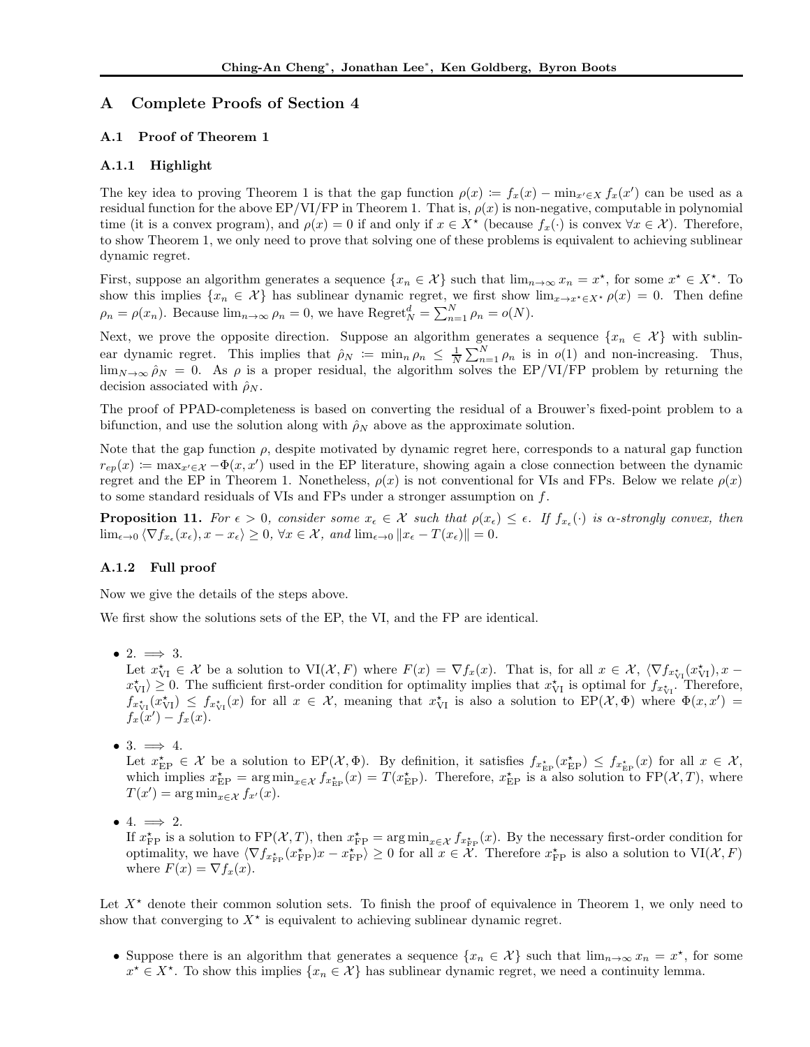## A Complete Proofs of Section 4

### A.1 Proof of Theorem 1

#### A.1.1 Highlight

The key idea to proving Theorem 1 is that the gap function $\rho(x) \coloneqq f_x(x) - \min_{x' \in X} f_x(x')$ can be used as a residual function for the above EP/VI/FP in Theorem 1. That is, $\rho(x)$ is non-negative, computable in polynomial time (it is a convex program), and $\rho(x) = 0$ if and only if $x \in X^\star$ (because $f_x(\cdot)$ is convex $\forall x \in \mathcal{X}$). Therefore, to show Theorem 1, we only need to prove that solving one of these problems is equivalent to achieving sublinear dynamic regret.

First, suppose an algorithm generates a sequence $\{x_n \in \mathcal{X}\}$ such that $\lim_{n\to\infty} x_n = x^\star$, for some $x^\star \in X^\star$. To show this implies $\{x_n \in \mathcal{X}\}$ has sublinear dynamic regret, we first show $\lim_{x \to x^\star \in X^\star} \rho(x) = 0$. Then define $\rho_n = \rho(x_n)$. Because $\lim_{n\to\infty} \rho_n = 0$, we have $\text{Regret}_N^d = \sum_{n=1}^N \rho_n = o(N)$.

Next, we prove the opposite direction. Suppose an algorithm generates a sequence $\{x_n \in \mathcal{X}\}$ with sublinear dynamic regret. This implies that $\hat{\rho}_N \coloneqq \min_n \rho_n \leq \frac{1}{N}\sum_{n=1}^N \rho_n$ is in $o(1)$ and non-increasing. Thus, $\lim_{N\to\infty} \hat{\rho}_N = 0$. As $\rho$ is a proper residual, the algorithm solves the EP/VI/FP problem by returning the decision associated with $\hat{\rho}_N$.

The proof of PPAD-completeness is based on converting the residual of a Brouwer's fixed-point problem to a bifunction, and use the solution along with $\hat{\rho}_N$ above as the approximate solution.

Note that the gap function $\rho$, despite motivated by dynamic regret here, corresponds to a natural gap function $r_{ep}(x) \coloneqq \max_{x' \in \mathcal{X}} -\Phi(x, x')$ used in the EP literature, showing again a close connection between the dynamic regret and the EP in Theorem 1. Nonetheless, $\rho(x)$ is not conventional for VIs and FPs. Below we relate $\rho(x)$ to some standard residuals of VIs and FPs under a stronger assumption on $f$.

**Proposition 11.** *For $\epsilon > 0$, consider some $x_\epsilon \in \mathcal{X}$ such that $\rho(x_\epsilon) \leq \epsilon$. If $f_{x_\epsilon}(\cdot)$ is $\alpha$-strongly convex, then $\lim_{\epsilon\to 0} \langle \nabla f_{x_\epsilon}(x_\epsilon), x - x_\epsilon \rangle \geq 0$, $\forall x \in \mathcal{X}$, and $\lim_{\epsilon \to 0} \|x_\epsilon - T(x_\epsilon)\| = 0$.*

#### A.1.2 Full proof

Now we give the details of the steps above.

We first show the solutions sets of the EP, the VI, and the FP are identical.

- 2. $\implies$ 3.
  Let $x^\star_{\text{VI}} \in \mathcal{X}$ be a solution to $\text{VI}(\mathcal{X}, F)$ where $F(x) = \nabla f_x(x)$. That is, for all $x \in \mathcal{X}$, $\langle \nabla f_{x^\star_{\text{VI}}}(x^\star_{\text{VI}}), x - x^\star_{\text{VI}} \rangle \geq 0$. The sufficient first-order condition for optimality implies that $x^\star_{\text{VI}}$ is optimal for $f_{x^\star_{\text{VI}}}$. Therefore, $f_{x^\star_{\text{VI}}}(x^\star_{\text{VI}}) \leq f_{x^\star_{\text{VI}}}(x)$ for all $x \in \mathcal{X}$, meaning that $x^\star_{\text{VI}}$ is also a solution to $\text{EP}(\mathcal{X}, \Phi)$ where $\Phi(x, x') = f_x(x') - f_x(x)$.

- 3. $\implies$ 4.
  Let $x^\star_{\text{EP}} \in \mathcal{X}$ be a solution to $\text{EP}(\mathcal{X}, \Phi)$. By definition, it satisfies $f_{x^\star_{\text{EP}}}(x^\star_{\text{EP}}) \leq f_{x^\star_{\text{EP}}}(x)$ for all $x \in \mathcal{X}$, which implies $x^\star_{\text{EP}} = \arg\min_{x \in \mathcal{X}} f_{x^\star_{\text{EP}}}(x) = T(x^\star_{\text{EP}})$. Therefore, $x^\star_{\text{EP}}$ is a also solution to $\text{FP}(\mathcal{X}, T)$, where $T(x') = \arg\min_{x\in\mathcal{X}} f_{x'}(x)$.

- 4. $\implies$ 2.
  If $x^\star_{\text{FP}}$ is a solution to $\text{FP}(\mathcal{X}, T)$, then $x^\star_{\text{FP}} = \arg\min_{x\in\mathcal{X}} f_{x^\star_{\text{FP}}}(x)$. By the necessary first-order condition for optimality, we have $\langle \nabla f_{x^\star_{\text{FP}}}(x^\star_{\text{FP}}) x - x^\star_{\text{FP}} \rangle \geq 0$ for all $x \in \mathcal{X}$. Therefore $x^\star_{\text{FP}}$ is also a solution to $\text{VI}(\mathcal{X}, F)$ where $F(x) = \nabla f_x(x)$.

Let $X^\star$ denote their common solution sets. To finish the proof of equivalence in Theorem 1, we only need to show that converging to $X^\star$ is equivalent to achieving sublinear dynamic regret.

- Suppose there is an algorithm that generates a sequence $\{x_n \in \mathcal{X}\}$ such that $\lim_{n\to\infty} x_n = x^\star$, for some $x^\star \in X^\star$. To show this implies $\{x_n \in \mathcal{X}\}$ has sublinear dynamic regret, we need a continuity lemma.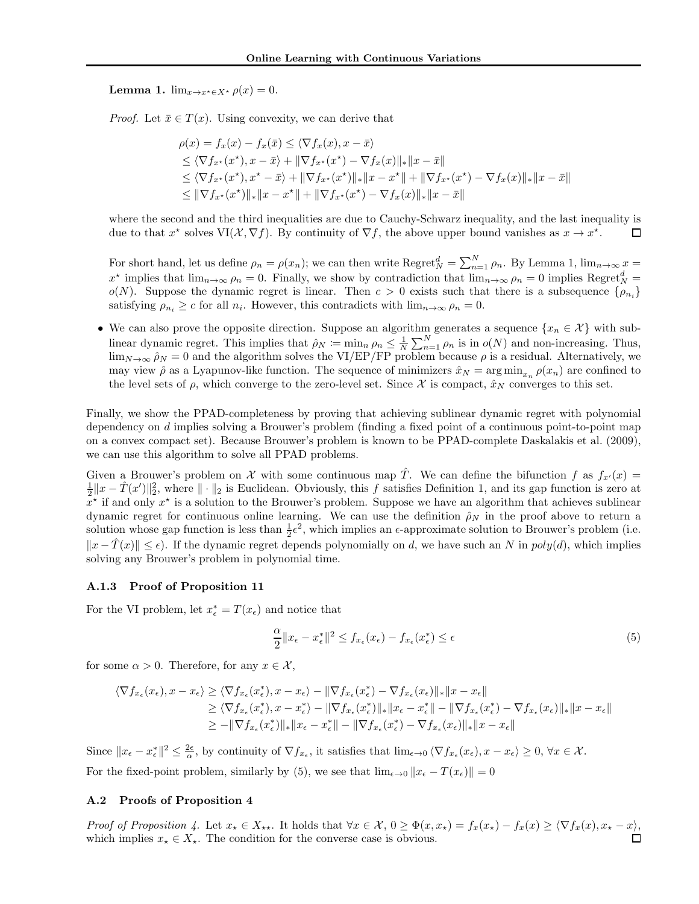**Lemma 1.** $\lim_{x \to x^\star \in X^\star} \rho(x) = 0$.

*Proof.* Let $\bar{x} \in T(x)$. Using convexity, we can derive that

$$
\begin{aligned}
\rho(x) &= f_x(x) - f_x(\bar{x}) \leq \langle \nabla f_x(x), x - \bar{x} \rangle \\
&\leq \langle \nabla f_{x^\star}(x^\star), x - \bar{x} \rangle + \|\nabla f_{x^\star}(x^\star) - \nabla f_x(x)\|_* \|x - \bar{x}\| \\
&\leq \langle \nabla f_{x^\star}(x^\star), x^\star - \bar{x} \rangle + \|\nabla f_{x^\star}(x^\star)\|_* \|x - x^\star\| + \|\nabla f_{x^\star}(x^\star) - \nabla f_x(x)\|_* \|x - \bar{x}\| \\
&\leq \|\nabla f_{x^\star}(x^\star)\|_* \|x - x^\star\| + \|\nabla f_{x^\star}(x^\star) - \nabla f_x(x)\|_* \|x - \bar{x}\|
\end{aligned}
$$

where the second and the third inequalities are due to Cauchy-Schwarz inequality, and the last inequality is due to that $x^\star$ solves $\mathrm{VI}(\mathcal{X}, \nabla f)$. By continuity of $\nabla f$, the above upper bound vanishes as $x \to x^\star$. □

For short hand, let us define $\rho_n = \rho(x_n)$; we can then write $\mathrm{Regret}_N^d = \sum_{n=1}^N \rho_n$. By Lemma 1, $\lim_{n\to\infty} x = x^\star$ implies that $\lim_{n\to\infty} \rho_n = 0$. Finally, we show by contradiction that $\lim_{n\to\infty} \rho_n = 0$ implies $\mathrm{Regret}_N^d = o(N)$. Suppose the dynamic regret is linear. Then $c > 0$ exists such that there is a subsequence $\{\rho_{n_i}\}$ satisfying $\rho_{n_i} \geq c$ for all $n_i$. However, this contradicts with $\lim_{n\to\infty} \rho_n = 0$.

- We can also prove the opposite direction. Suppose an algorithm generates a sequence $\{x_n \in \mathcal{X}\}$ with sublinear dynamic regret. This implies that $\hat{\rho}_N \coloneqq \min_n \rho_n \leq \frac{1}{N}\sum_{n=1}^N \rho_n$ is in $o(N)$ and non-increasing. Thus, $\lim_{N\to\infty} \hat{\rho}_N = 0$ and the algorithm solves the VI/EP/FP problem because $\rho$ is a residual. Alternatively, we may view $\hat{\rho}$ as a Lyapunov-like function. The sequence of minimizers $\hat{x}_N = \arg\min_{x_n} \rho(x_n)$ are confined to the level sets of $\rho$, which converge to the zero-level set. Since $\mathcal{X}$ is compact, $\hat{x}_N$ converges to this set.

Finally, we show the PPAD-completeness by proving that achieving sublinear dynamic regret with polynomial dependency on $d$ implies solving a Brouwer's problem (finding a fixed point of a continuous point-to-point map on a convex compact set). Because Brouwer's problem is known to be PPAD-complete Daskalakis et al. (2009), we can use this algorithm to solve all PPAD problems.

Given a Brouwer's problem on $\mathcal{X}$ with some continuous map $\hat{T}$. We can define the bifunction $f$ as $f_{x'}(x) = \frac{1}{2}\|x - \hat{T}(x')\|_2^2$, where $\|\cdot\|_2$ is Euclidean. Obviously, this $f$ satisfies Definition 1, and its gap function is zero at $x^\star$ if and only $x^\star$ is a solution to the Brouwer's problem. Suppose we have an algorithm that achieves sublinear dynamic regret for continuous online learning. We can use the definition $\hat{\rho}_N$ in the proof above to return a solution whose gap function is less than $\frac{1}{2}\epsilon^2$, which implies an $\epsilon$-approximate solution to Brouwer's problem (i.e. $\|x - \hat{T}(x)\| \leq \epsilon$). If the dynamic regret depends polynomially on $d$, we have such an $N$ in $poly(d)$, which implies solving any Brouwer's problem in polynomial time.

### A.1.3 Proof of Proposition 11

For the VI problem, let $x_\epsilon^* = T(x_\epsilon)$ and notice that

$$
\frac{\alpha}{2}\|x_\epsilon - x_\epsilon^*\|^2 \leq f_{x_\epsilon}(x_\epsilon) - f_{x_\epsilon}(x_\epsilon^*) \leq \epsilon \tag{5}
$$

for some $\alpha > 0$. Therefore, for any $x \in \mathcal{X}$,

$$
\begin{aligned}
\langle \nabla f_{x_\epsilon}(x_\epsilon), x - x_\epsilon \rangle &\geq \langle \nabla f_{x_\epsilon}(x_\epsilon^*), x - x_\epsilon \rangle - \|\nabla f_{x_\epsilon}(x_\epsilon^*) - \nabla f_{x_\epsilon}(x_\epsilon)\|_* \|x - x_\epsilon\| \\
&\geq \langle \nabla f_{x_\epsilon}(x_\epsilon^*), x - x_\epsilon^* \rangle - \|\nabla f_{x_\epsilon}(x_\epsilon^*)\|_* \|x_\epsilon - x_\epsilon^*\| - \|\nabla f_{x_\epsilon}(x_\epsilon^*) - \nabla f_{x_\epsilon}(x_\epsilon)\|_* \|x - x_\epsilon\| \\
&\geq -\|\nabla f_{x_\epsilon}(x_\epsilon^*)\|_* \|x_\epsilon - x_\epsilon^*\| - \|\nabla f_{x_\epsilon}(x_\epsilon^*) - \nabla f_{x_\epsilon}(x_\epsilon)\|_* \|x - x_\epsilon\|
\end{aligned}
$$

Since $\|x_\epsilon - x_\epsilon^*\|^2 \leq \frac{2\epsilon}{\alpha}$, by continuity of $\nabla f_{x_\epsilon}$, it satisfies that $\lim_{\epsilon\to 0} \langle \nabla f_{x_\epsilon}(x_\epsilon), x - x_\epsilon \rangle \geq 0$, $\forall x \in \mathcal{X}$.

For the fixed-point problem, similarly by (5), we see that $\lim_{\epsilon\to 0} \|x_\epsilon - T(x_\epsilon)\| = 0$

## A.2 Proofs of Proposition 4

*Proof of Proposition 4.* Let $x_\star \in X_{\star\star}$. It holds that $\forall x \in \mathcal{X}$, $0 \geq \Phi(x, x_\star) = f_x(x_\star) - f_x(x) \geq \langle \nabla f_x(x), x_\star - x \rangle$, which implies $x_\star \in X_\star$. The condition for the converse case is obvious. □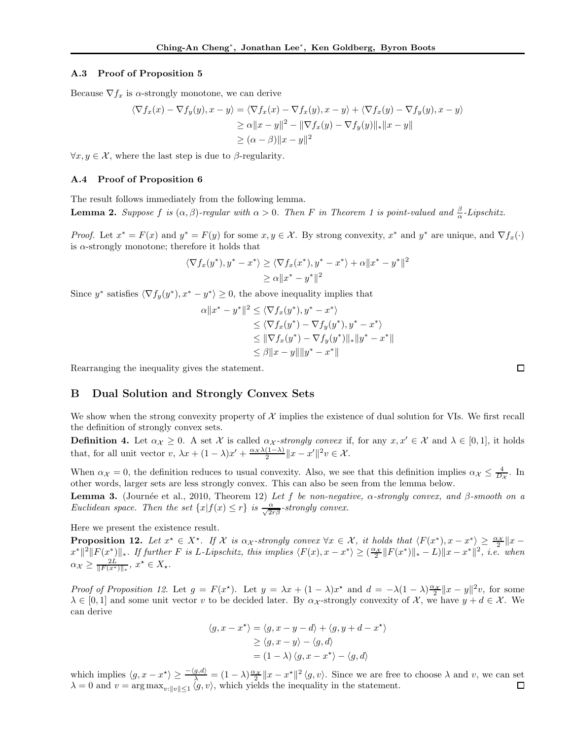### A.3 Proof of Proposition 5

Because $\nabla f_x$ is $\alpha$-strongly monotone, we can derive

$$
\begin{aligned}
\langle \nabla f_x(x) - \nabla f_y(y), x - y \rangle &= \langle \nabla f_x(x) - \nabla f_x(y), x - y \rangle + \langle \nabla f_x(y) - \nabla f_y(y), x - y \rangle \\
&\geq \alpha \|x - y\|^2 - \|\nabla f_x(y) - \nabla f_y(y)\|_* \|x - y\| \\
&\geq (\alpha - \beta)\|x - y\|^2
\end{aligned}
$$

$\forall x, y \in \mathcal{X}$, where the last step is due to $\beta$-regularity.

### A.4 Proof of Proposition 6

The result follows immediately from the following lemma.

**Lemma 2.** *Suppose $f$ is $(\alpha, \beta)$-regular with $\alpha > 0$. Then $F$ in Theorem 1 is point-valued and $\frac{\beta}{\alpha}$-Lipschitz.*

*Proof.* Let $x^* = F(x)$ and $y^* = F(y)$ for some $x, y \in \mathcal{X}$. By strong convexity, $x^*$ and $y^*$ are unique, and $\nabla f_x(\cdot)$ is $\alpha$-strongly monotone; therefore it holds that

$$
\begin{aligned}
\langle \nabla f_x(y^*), y^* - x^* \rangle &\geq \langle \nabla f_x(x^*), y^* - x^* \rangle + \alpha \|x^* - y^*\|^2 \\
&\geq \alpha \|x^* - y^*\|^2
\end{aligned}
$$

Since $y^*$ satisfies $\langle \nabla f_y(y^*), x^* - y^* \rangle \geq 0$, the above inequality implies that

$$
\begin{aligned}
\alpha \|x^* - y^*\|^2 &\leq \langle \nabla f_x(y^*), y^* - x^* \rangle \\
&\leq \langle \nabla f_x(y^*) - \nabla f_y(y^*), y^* - x^* \rangle \\
&\leq \|\nabla f_x(y^*) - \nabla f_y(y^*)\|_* \|y^* - x^*\| \\
&\leq \beta \|x - y\| \|y^* - x^*\|
\end{aligned}
$$

Rearranging the inequality gives the statement. $\square$

## B Dual Solution and Strongly Convex Sets

We show when the strong convexity property of $\mathcal{X}$ implies the existence of dual solution for VIs. We first recall the definition of strongly convex sets.

**Definition 4.** Let $\alpha_{\mathcal{X}} \geq 0$. A set $\mathcal{X}$ is called $\alpha_{\mathcal{X}}$*-strongly convex* if, for any $x, x' \in \mathcal{X}$ and $\lambda \in [0, 1]$, it holds that, for all unit vector $v$, $\lambda x + (1 - \lambda)x' + \frac{\alpha_{\mathcal{X}} \lambda (1-\lambda)}{2} \|x - x'\|^2 v \in \mathcal{X}$.

When $\alpha_{\mathcal{X}} = 0$, the definition reduces to usual convexity. Also, we see that this definition implies $\alpha_{\mathcal{X}} \leq \frac{4}{D_{\mathcal{X}}}$. In other words, larger sets are less strongly convex. This can also be seen from the lemma below.

**Lemma 3.** (Journée et al., 2010, Theorem 12) *Let $f$ be non-negative, $\alpha$-strongly convex, and $\beta$-smooth on a Euclidean space. Then the set $\{x | f(x) \leq r\}$ is $\frac{\alpha}{\sqrt{2r\beta}}$-strongly convex.*

Here we present the existence result.

**Proposition 12.** *Let $x^\star \in X^\star$. If $\mathcal{X}$ is $\alpha_{\mathcal{X}}$-strongly convex $\forall x \in \mathcal{X}$, it holds that $\langle F(x^\star), x - x^\star \rangle \geq \frac{\alpha_{\mathcal{X}}}{2} \|x - x^\star\|^2 \|F(x^\star)\|_*$. If further $F$ is $L$-Lipschitz, this implies $\langle F(x), x - x^\star \rangle \geq (\frac{\alpha_{\mathcal{X}}}{2} \|F(x^\star)\|_* - L)\|x - x^\star\|^2$, i.e. when $\alpha_{\mathcal{X}} \geq \frac{2L}{\|F(x^\star)\|_*}$, $x^\star \in X_\star$.*

*Proof of Proposition 12.* Let $g = F(x^\star)$. Let $y = \lambda x + (1 - \lambda)x^\star$ and $d = -\lambda(1 - \lambda)\frac{\alpha_{\mathcal{X}}}{2}\|x - y\|^2 v$, for some $\lambda \in [0, 1]$ and some unit vector $v$ to be decided later. By $\alpha_{\mathcal{X}}$-strongly convexity of $\mathcal{X}$, we have $y + d \in \mathcal{X}$. We can derive

$$
\begin{aligned}
\langle g, x - x^\star \rangle &= \langle g, x - y - d \rangle + \langle g, y + d - x^\star \rangle \\
&\geq \langle g, x - y \rangle - \langle g, d \rangle \\
&= (1 - \lambda) \langle g, x - x^\star \rangle - \langle g, d \rangle
\end{aligned}
$$

which implies $\langle g, x - x^\star \rangle \geq \frac{-\langle g, d \rangle}{\lambda} = (1 - \lambda)\frac{\alpha_{\mathcal{X}}}{2}\|x - x^\star\|^2 \langle g, v \rangle$. Since we are free to choose $\lambda$ and $v$, we can set $\lambda = 0$ and $v = \arg\max_{v: \|v\| \leq 1} \langle g, v \rangle$, which yields the inequality in the statement. $\square$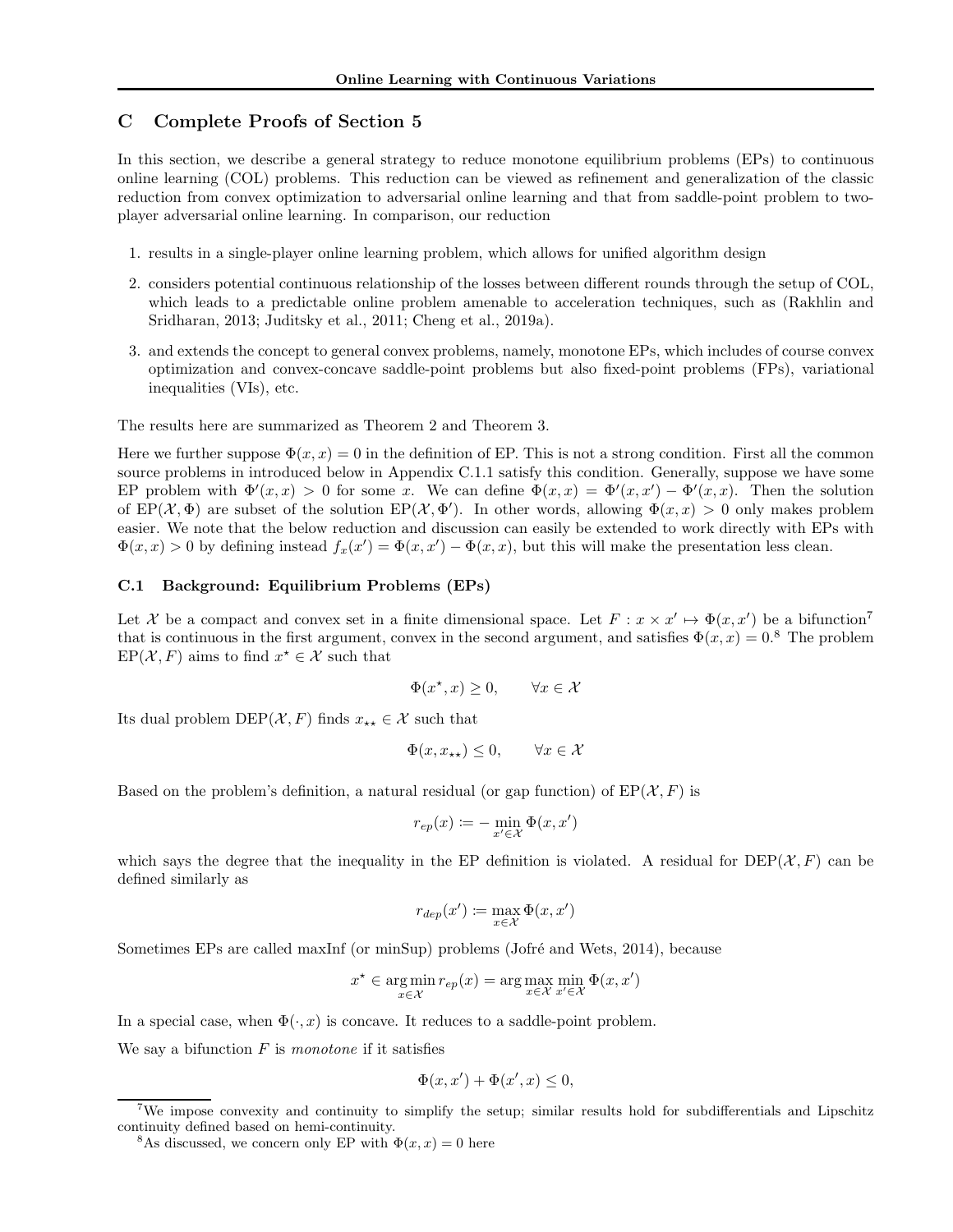## C Complete Proofs of Section 5

In this section, we describe a general strategy to reduce monotone equilibrium problems (EPs) to continuous online learning (COL) problems. This reduction can be viewed as refinement and generalization of the classic reduction from convex optimization to adversarial online learning and that from saddle-point problem to two-player adversarial online learning. In comparison, our reduction

1. results in a single-player online learning problem, which allows for unified algorithm design
2. considers potential continuous relationship of the losses between different rounds through the setup of COL, which leads to a predictable online problem amenable to acceleration techniques, such as (Rakhlin and Sridharan, 2013; Juditsky et al., 2011; Cheng et al., 2019a).
3. and extends the concept to general convex problems, namely, monotone EPs, which includes of course convex optimization and convex-concave saddle-point problems but also fixed-point problems (FPs), variational inequalities (VIs), etc.

The results here are summarized as Theorem 2 and Theorem 3.

Here we further suppose $\Phi(x, x) = 0$ in the definition of EP. This is not a strong condition. First all the common source problems in introduced below in Appendix C.1.1 satisfy this condition. Generally, suppose we have some EP problem with $\Phi'(x, x) > 0$ for some $x$. We can define $\Phi(x, x) = \Phi'(x, x') - \Phi'(x, x)$. Then the solution of $\text{EP}(\mathcal{X}, \Phi)$ are subset of the solution $\text{EP}(\mathcal{X}, \Phi')$. In other words, allowing $\Phi(x, x) > 0$ only makes problem easier. We note that the below reduction and discussion can easily be extended to work directly with EPs with $\Phi(x, x) > 0$ by defining instead $f_x(x') = \Phi(x, x') - \Phi(x, x)$, but this will make the presentation less clean.

### C.1 Background: Equilibrium Problems (EPs)

Let $\mathcal{X}$ be a compact and convex set in a finite dimensional space. Let $F : x \times x' \mapsto \Phi(x, x')$ be a bifunction[7] that is continuous in the first argument, convex in the second argument, and satisfies $\Phi(x, x) = 0$.[8] The problem $\text{EP}(\mathcal{X}, F)$ aims to find $x^\star \in \mathcal{X}$ such that

$$\Phi(x^\star, x) \geq 0, \qquad \forall x \in \mathcal{X}$$

Its dual problem $\text{DEP}(\mathcal{X}, F)$ finds $x_{\star\star} \in \mathcal{X}$ such that

$$\Phi(x, x_{\star\star}) \leq 0, \qquad \forall x \in \mathcal{X}$$

Based on the problem's definition, a natural residual (or gap function) of $\text{EP}(\mathcal{X}, F)$ is

$$r_{ep}(x) \coloneqq -\min_{x' \in \mathcal{X}} \Phi(x, x')$$

which says the degree that the inequality in the EP definition is violated. A residual for $\text{DEP}(\mathcal{X}, F)$ can be defined similarly as

$$r_{dep}(x') \coloneqq \max_{x \in \mathcal{X}} \Phi(x, x')$$

Sometimes EPs are called maxInf (or minSup) problems (Jofré and Wets, 2014), because

$$x^\star \in \arg\min_{x \in \mathcal{X}} r_{ep}(x) = \arg\max_{x \in \mathcal{X}} \min_{x' \in \mathcal{X}} \Phi(x, x')$$

In a special case, when $\Phi(\cdot, x)$ is concave. It reduces to a saddle-point problem.

We say a bifunction $F$ is *monotone* if it satisfies

$$\Phi(x, x') + \Phi(x', x) \leq 0,$$

[7] We impose convexity and continuity to simplify the setup; similar results hold for subdifferentials and Lipschitz continuity defined based on hemi-continuity.

[8] As discussed, we concern only EP with $\Phi(x, x) = 0$ here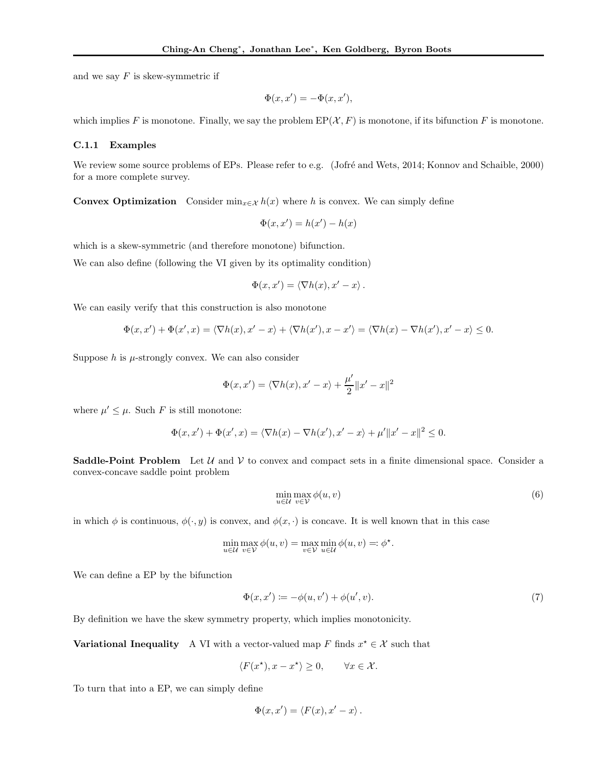and we say $F$ is skew-symmetric if

$$\Phi(x, x') = -\Phi(x, x'),$$

which implies $F$ is monotone. Finally, we say the problem $\mathrm{EP}(\mathcal{X}, F)$ is monotone, if its bifunction $F$ is monotone.

### C.1.1 Examples

We review some source problems of EPs. Please refer to e.g. (Jofré and Wets, 2014; Konnov and Schaible, 2000) for a more complete survey.

**Convex Optimization** Consider $\min_{x \in \mathcal{X}} h(x)$ where $h$ is convex. We can simply define

$$\Phi(x, x') = h(x') - h(x)$$

which is a skew-symmetric (and therefore monotone) bifunction.

We can also define (following the VI given by its optimality condition)

$$\Phi(x, x') = \langle \nabla h(x), x' - x \rangle .$$

We can easily verify that this construction is also monotone

$$\Phi(x, x') + \Phi(x', x) = \langle \nabla h(x), x' - x \rangle + \langle \nabla h(x'), x - x' \rangle = \langle \nabla h(x) - \nabla h(x'), x' - x \rangle \leq 0.$$

Suppose $h$ is $\mu$-strongly convex. We can also consider

$$\Phi(x, x') = \langle \nabla h(x), x' - x \rangle + \frac{\mu'}{2} \|x' - x\|^2$$

where $\mu' \leq \mu$. Such $F$ is still monotone:

$$\Phi(x, x') + \Phi(x', x) = \langle \nabla h(x) - \nabla h(x'), x' - x \rangle + \mu' \|x' - x\|^2 \leq 0.$$

**Saddle-Point Problem** Let $\mathcal{U}$ and $\mathcal{V}$ to convex and compact sets in a finite dimensional space. Consider a convex-concave saddle point problem

$$\min_{u \in \mathcal{U}} \max_{v \in \mathcal{V}} \phi(u, v) \tag{6}$$

in which $\phi$ is continuous, $\phi(\cdot, y)$ is convex, and $\phi(x, \cdot)$ is concave. It is well known that in this case

$$\min_{u \in \mathcal{U}} \max_{v \in \mathcal{V}} \phi(u, v) = \max_{v \in \mathcal{V}} \min_{u \in \mathcal{U}} \phi(u, v) =: \phi^\star.$$

We can define a EP by the bifunction

$$\Phi(x, x') \coloneqq -\phi(u, v') + \phi(u', v). \tag{7}$$

By definition we have the skew symmetry property, which implies monotonicity.

**Variational Inequality** A VI with a vector-valued map $F$ finds $x^\star \in \mathcal{X}$ such that

$$\langle F(x^\star), x - x^\star \rangle \geq 0, \qquad \forall x \in \mathcal{X}.$$

To turn that into a EP, we can simply define

$$\Phi(x, x') = \langle F(x), x' - x \rangle .$$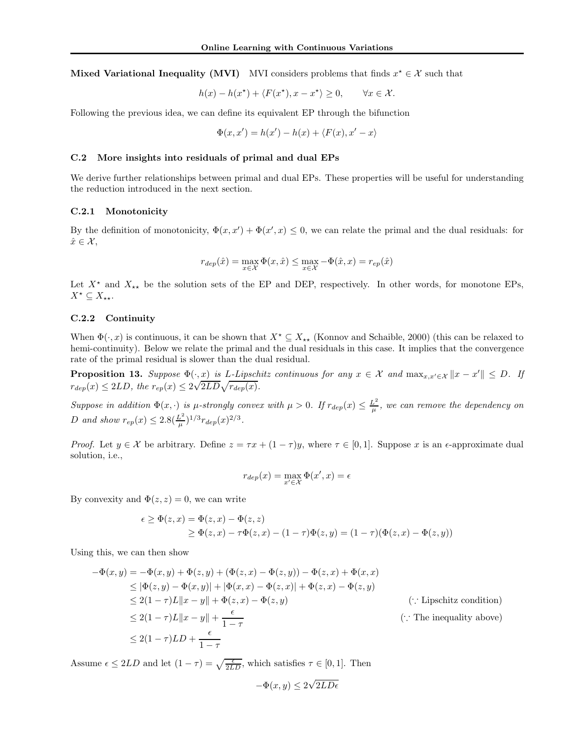**Mixed Variational Inequality (MVI)** MVI considers problems that finds $x^\star \in \mathcal{X}$ such that

$$h(x) - h(x^\star) + \langle F(x^\star), x - x^\star \rangle \geq 0, \qquad \forall x \in \mathcal{X}.$$

Following the previous idea, we can define its equivalent EP through the bifunction

$$\Phi(x, x') = h(x') - h(x) + \langle F(x), x' - x \rangle$$

### C.2 More insights into residuals of primal and dual EPs

We derive further relationships between primal and dual EPs. These properties will be useful for understanding the reduction introduced in the next section.

#### C.2.1 Monotonicity

By the definition of monotonicity, $\Phi(x, x') + \Phi(x', x) \leq 0$, we can relate the primal and the dual residuals: for $\hat{x} \in \mathcal{X}$,

$$r_{dep}(\hat{x}) = \max_{x \in \mathcal{X}} \Phi(x, \hat{x}) \leq \max_{x \in \mathcal{X}} -\Phi(\hat{x}, x) = r_{ep}(\hat{x})$$

Let $X^\star$ and $X_{\star\star}$ be the solution sets of the EP and DEP, respectively. In other words, for monotone EPs, $X^\star \subseteq X_{\star\star}$.

#### C.2.2 Continuity

When $\Phi(\cdot, x)$ is continuous, it can be shown that $X^\star \subseteq X_{\star\star}$ (Konnov and Schaible, 2000) (this can be relaxed to hemi-continuity). Below we relate the primal and the dual residuals in this case. It implies that the convergence rate of the primal residual is slower than the dual residual.

**Proposition 13.** *Suppose $\Phi(\cdot, x)$ is $L$-Lipschitz continuous for any $x \in \mathcal{X}$ and $\max_{x,x' \in \mathcal{X}} \|x - x'\| \leq D$. If $r_{dep}(x) \leq 2LD$, the $r_{ep}(x) \leq 2\sqrt{2LD}\sqrt{r_{dep}(x)}$.*

*Suppose in addition $\Phi(x, \cdot)$ is $\mu$-strongly convex with $\mu > 0$. If $r_{dep}(x) \leq \frac{L^2}{\mu}$, we can remove the dependency on $D$ and show $r_{ep}(x) \leq 2.8(\frac{L^2}{\mu})^{1/3} r_{dep}(x)^{2/3}$.*

*Proof.* Let $y \in \mathcal{X}$ be arbitrary. Define $z = \tau x + (1 - \tau) y$, where $\tau \in [0, 1]$. Suppose $x$ is an $\epsilon$-approximate dual solution, i.e.,

$$r_{dep}(x) = \max_{x' \in \mathcal{X}} \Phi(x', x) = \epsilon$$

By convexity and $\Phi(z, z) = 0$, we can write

$$\begin{aligned}
\epsilon \geq \Phi(z, x) &= \Phi(z, x) - \Phi(z, z) \\
&\geq \Phi(z, x) - \tau \Phi(z, x) - (1 - \tau)\Phi(z, y) = (1 - \tau)(\Phi(z, x) - \Phi(z, y))
\end{aligned}$$

Using this, we can then show

$$\begin{aligned}
-\Phi(x, y) &= -\Phi(x, y) + \Phi(z, y) + (\Phi(z, x) - \Phi(z, y)) - \Phi(z, x) + \Phi(x, x) \\
&\leq |\Phi(z, y) - \Phi(x, y)| + |\Phi(x, x) - \Phi(z, x)| + \Phi(z, x) - \Phi(z, y) \\
&\leq 2(1 - \tau)L\|x - y\| + \Phi(z, x) - \Phi(z, y) && (\because \text{Lipschitz condition}) \\
&\leq 2(1 - \tau)L\|x - y\| + \frac{\epsilon}{1 - \tau} && (\because \text{The inequality above}) \\
&\leq 2(1 - \tau)LD + \frac{\epsilon}{1 - \tau}
\end{aligned}$$

Assume $\epsilon \leq 2LD$ and let $(1 - \tau) = \sqrt{\frac{\epsilon}{2LD}}$, which satisfies $\tau \in [0, 1]$. Then

$$-\Phi(x, y) \leq 2\sqrt{2LD\epsilon}$$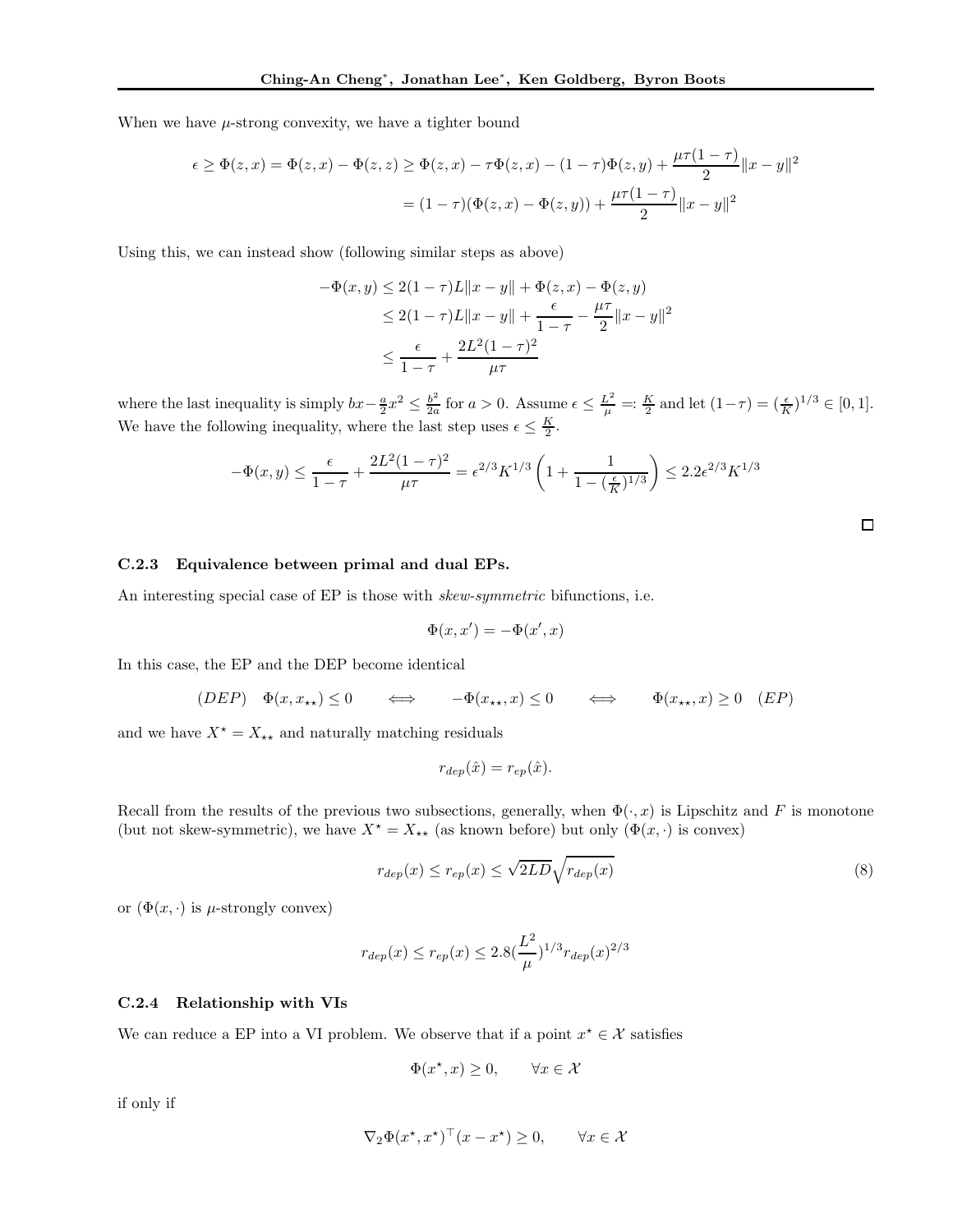When we have $\mu$-strong convexity, we have a tighter bound

$$
\begin{aligned}
\epsilon \geq \Phi(z,x) = \Phi(z,x) - \Phi(z,z) &\geq \Phi(z,x) - \tau\Phi(z,x) - (1-\tau)\Phi(z,y) + \frac{\mu\tau(1-\tau)}{2}\|x-y\|^2 \\
&= (1-\tau)(\Phi(z,x) - \Phi(z,y)) + \frac{\mu\tau(1-\tau)}{2}\|x-y\|^2
\end{aligned}
$$

Using this, we can instead show (following similar steps as above)

$$
\begin{aligned}
-\Phi(x,y) &\leq 2(1-\tau)L\|x-y\| + \Phi(z,x) - \Phi(z,y) \\
&\leq 2(1-\tau)L\|x-y\| + \frac{\epsilon}{1-\tau} - \frac{\mu\tau}{2}\|x-y\|^2 \\
&\leq \frac{\epsilon}{1-\tau} + \frac{2L^2(1-\tau)^2}{\mu\tau}
\end{aligned}
$$

where the last inequality is simply $bx - \frac{a}{2}x^2 \leq \frac{b^2}{2a}$ for $a > 0$. Assume $\epsilon \leq \frac{L^2}{\mu} =: \frac{K}{2}$ and let $(1-\tau) = (\frac{\epsilon}{K})^{1/3} \in [0,1]$. We have the following inequality, where the last step uses $\epsilon \leq \frac{K}{2}$.

$$
-\Phi(x,y) \leq \frac{\epsilon}{1-\tau} + \frac{2L^2(1-\tau)^2}{\mu\tau} = \epsilon^{2/3}K^{1/3}\left(1 + \frac{1}{1-(\frac{\epsilon}{K})^{1/3}}\right) \leq 2.2\epsilon^{2/3}K^{1/3}
$$

□

#### C.2.3 Equivalence between primal and dual EPs.

An interesting special case of EP is those with *skew-symmetric* bifunctions, i.e.

$$
\Phi(x,x') = -\Phi(x',x)
$$

In this case, the EP and the DEP become identical

$$
(DEP) \quad \Phi(x,x_{\star\star}) \leq 0 \qquad \Longleftrightarrow \qquad -\Phi(x_{\star\star},x) \leq 0 \qquad \Longleftrightarrow \qquad \Phi(x_{\star\star},x) \geq 0 \quad (EP)
$$

and we have $X^\star = X_{\star\star}$ and naturally matching residuals

$$
r_{dep}(\hat{x}) = r_{ep}(\hat{x}).
$$

Recall from the results of the previous two subsections, generally, when $\Phi(\cdot,x)$ is Lipschitz and $F$ is monotone (but not skew-symmetric), we have $X^\star = X_{\star\star}$ (as known before) but only ($\Phi(x,\cdot)$ is convex)

$$
r_{dep}(x) \leq r_{ep}(x) \leq \sqrt{2LD}\sqrt{r_{dep}(x)} \tag{8}
$$

or ($\Phi(x,\cdot)$ is $\mu$-strongly convex)

$$
r_{dep}(x) \leq r_{ep}(x) \leq 2.8(\frac{L^2}{\mu})^{1/3} r_{dep}(x)^{2/3}
$$

#### C.2.4 Relationship with VIs

We can reduce a EP into a VI problem. We observe that if a point $x^\star \in \mathcal{X}$ satisfies

$$
\Phi(x^\star,x) \geq 0, \qquad \forall x \in \mathcal{X}
$$

if only if

$$
\nabla_2\Phi(x^\star,x^\star)^\top(x - x^\star) \geq 0, \qquad \forall x \in \mathcal{X}
$$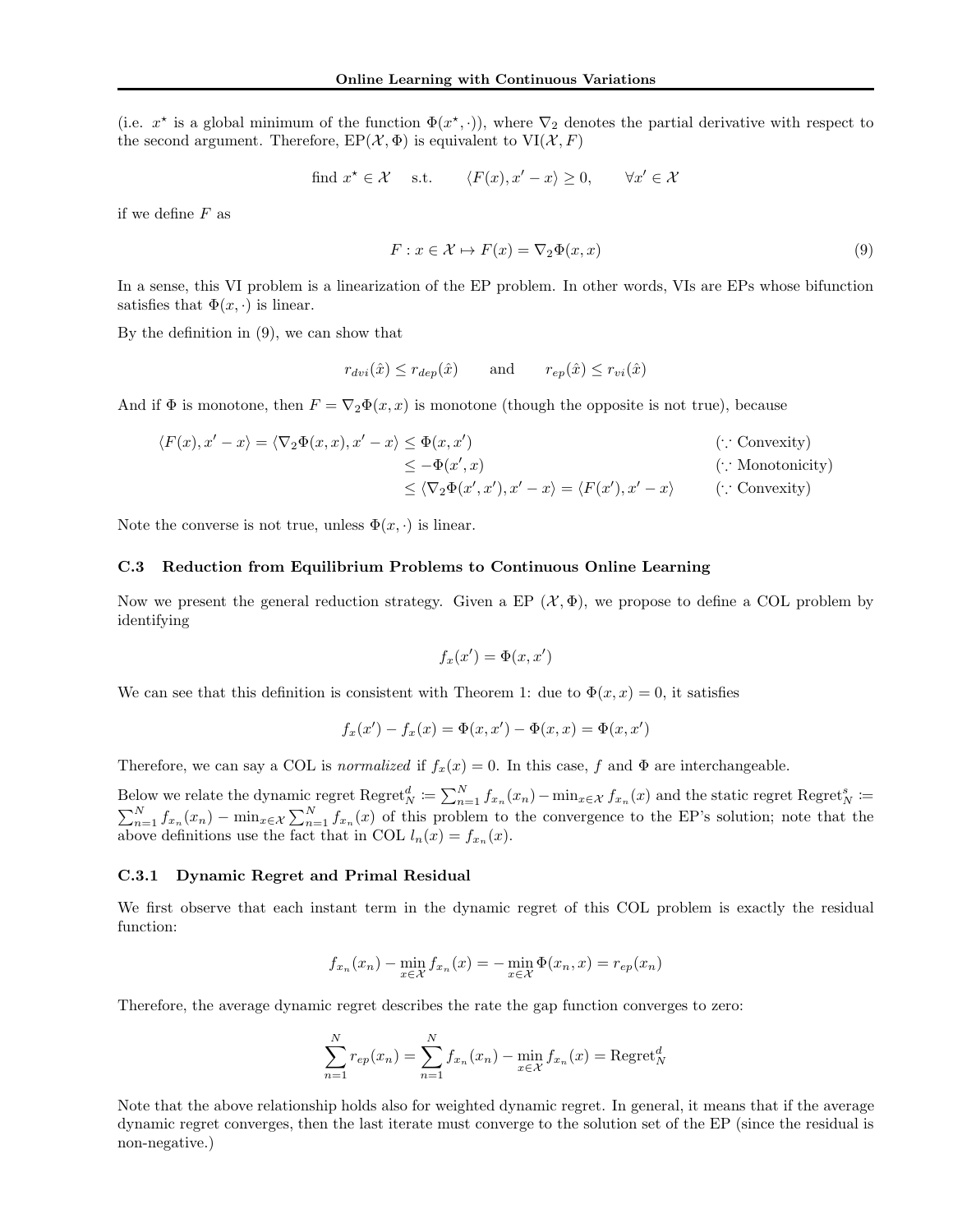(i.e. $x^\star$ is a global minimum of the function $\Phi(x^\star, \cdot)$), where $\nabla_2$ denotes the partial derivative with respect to the second argument. Therefore, $\mathrm{EP}(\mathcal{X}, \Phi)$ is equivalent to $\mathrm{VI}(\mathcal{X}, F)$

$$\text{find } x^\star \in \mathcal{X} \quad \text{s.t.} \qquad \langle F(x), x' - x \rangle \geq 0, \qquad \forall x' \in \mathcal{X}$$

if we define $F$ as

$$F : x \in \mathcal{X} \mapsto F(x) = \nabla_2 \Phi(x, x) \tag{9}$$

In a sense, this VI problem is a linearization of the EP problem. In other words, VIs are EPs whose bifunction satisfies that $\Phi(x, \cdot)$ is linear.

By the definition in (9), we can show that

$$r_{dvi}(\hat{x}) \leq r_{dep}(\hat{x}) \qquad \text{and} \qquad r_{ep}(\hat{x}) \leq r_{vi}(\hat{x})$$

And if $\Phi$ is monotone, then $F = \nabla_2 \Phi(x, x)$ is monotone (though the opposite is not true), because

$$\begin{aligned}
\langle F(x), x' - x \rangle = \langle \nabla_2 \Phi(x, x), x' - x \rangle &\leq \Phi(x, x') && (\because \text{Convexity}) \\
&\leq -\Phi(x', x) && (\because \text{Monotonicity}) \\
&\leq \langle \nabla_2 \Phi(x', x'), x' - x \rangle = \langle F(x'), x' - x \rangle && (\because \text{Convexity})
\end{aligned}$$

Note the converse is not true, unless $\Phi(x, \cdot)$ is linear.

### C.3 Reduction from Equilibrium Problems to Continuous Online Learning

Now we present the general reduction strategy. Given a EP $(\mathcal{X}, \Phi)$, we propose to define a COL problem by identifying

$$f_x(x') = \Phi(x, x')$$

We can see that this definition is consistent with Theorem 1: due to $\Phi(x, x) = 0$, it satisfies

$$f_x(x') - f_x(x) = \Phi(x, x') - \Phi(x, x) = \Phi(x, x')$$

Therefore, we can say a COL is *normalized* if $f_x(x) = 0$. In this case, $f$ and $\Phi$ are interchangeable.

Below we relate the dynamic regret $\mathrm{Regret}_N^d \coloneqq \sum_{n=1}^N f_{x_n}(x_n) - \min_{x \in \mathcal{X}} f_{x_n}(x)$ and the static regret $\mathrm{Regret}_N^s \coloneqq \sum_{n=1}^N f_{x_n}(x_n) - \min_{x \in \mathcal{X}} \sum_{n=1}^N f_{x_n}(x)$ of this problem to the convergence to the EP's solution; note that the above definitions use the fact that in COL $l_n(x) = f_{x_n}(x)$.

#### C.3.1 Dynamic Regret and Primal Residual

We first observe that each instant term in the dynamic regret of this COL problem is exactly the residual function:

$$f_{x_n}(x_n) - \min_{x \in \mathcal{X}} f_{x_n}(x) = -\min_{x \in \mathcal{X}} \Phi(x_n, x) = r_{ep}(x_n)$$

Therefore, the average dynamic regret describes the rate the gap function converges to zero:

$$\sum_{n=1}^N r_{ep}(x_n) = \sum_{n=1}^N f_{x_n}(x_n) - \min_{x \in \mathcal{X}} f_{x_n}(x) = \mathrm{Regret}_N^d$$

Note that the above relationship holds also for weighted dynamic regret. In general, it means that if the average dynamic regret converges, then the last iterate must converge to the solution set of the EP (since the residual is non-negative.)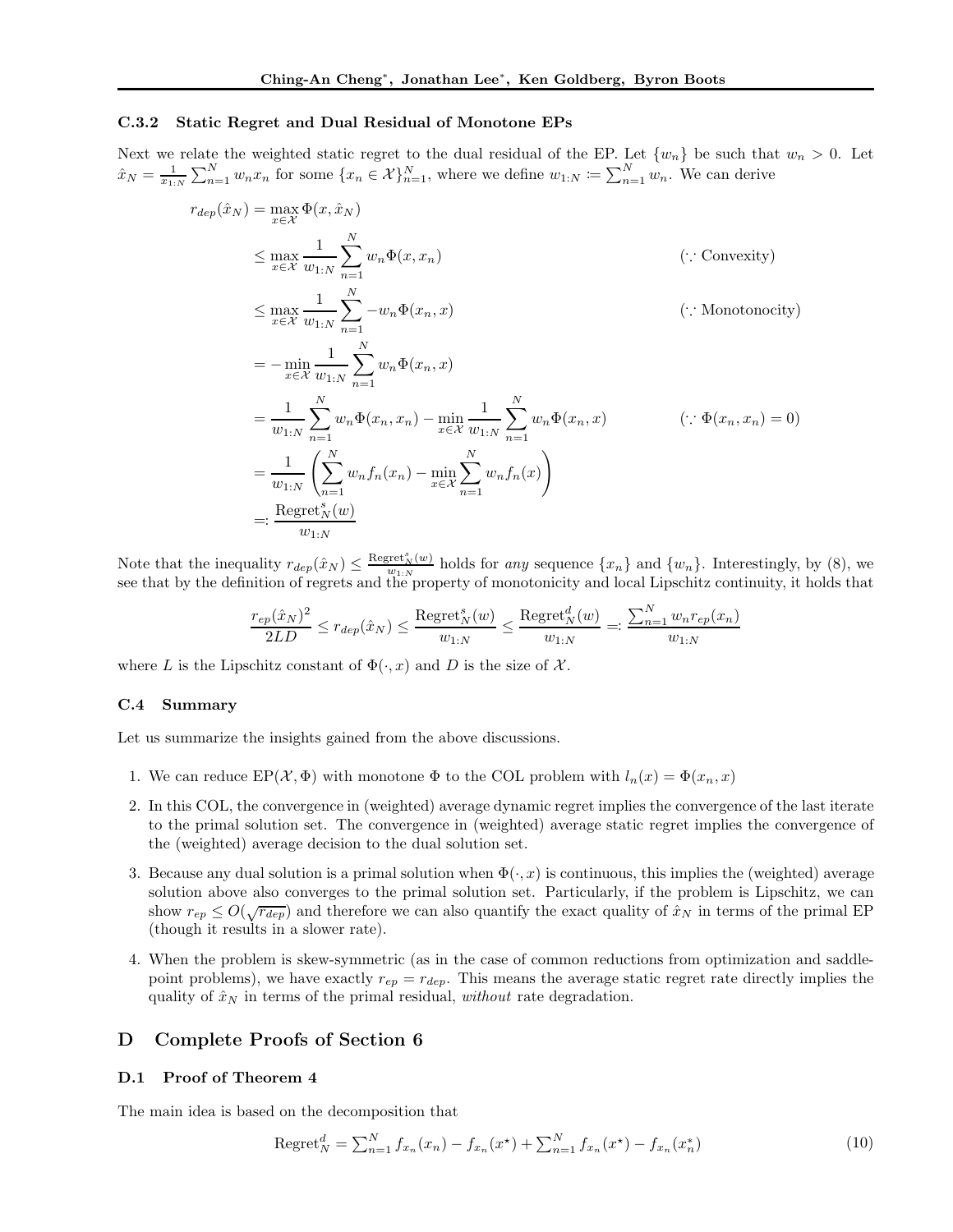#### C.3.2 Static Regret and Dual Residual of Monotone EPs

Next we relate the weighted static regret to the dual residual of the EP. Let $\{w_n\}$ be such that $w_n > 0$. Let $\hat{x}_N = \frac{1}{x_{1:N}} \sum_{n=1}^N w_n x_n$ for some $\{x_n \in \mathcal{X}\}_{n=1}^N$, where we define $w_{1:N} \coloneqq \sum_{n=1}^N w_n$. We can derive

$$
\begin{aligned}
r_{dep}(\hat{x}_N) &= \max_{x \in \mathcal{X}} \Phi(x, \hat{x}_N) \\
&\leq \max_{x \in \mathcal{X}} \frac{1}{w_{1:N}} \sum_{n=1}^N w_n \Phi(x, x_n) && (\because \text{Convexity}) \\
&\leq \max_{x \in \mathcal{X}} \frac{1}{w_{1:N}} \sum_{n=1}^N -w_n \Phi(x_n, x) && (\because \text{Monotonocity}) \\
&= -\min_{x \in \mathcal{X}} \frac{1}{w_{1:N}} \sum_{n=1}^N w_n \Phi(x_n, x) \\
&= \frac{1}{w_{1:N}} \sum_{n=1}^N w_n \Phi(x_n, x_n) - \min_{x \in \mathcal{X}} \frac{1}{w_{1:N}} \sum_{n=1}^N w_n \Phi(x_n, x) && (\because \Phi(x_n, x_n) = 0) \\
&= \frac{1}{w_{1:N}} \left( \sum_{n=1}^N w_n f_n(x_n) - \min_{x \in \mathcal{X}} \sum_{n=1}^N w_n f_n(x) \right) \\
&=: \frac{\text{Regret}_N^s(w)}{w_{1:N}}
\end{aligned}
$$

Note that the inequality $r_{dep}(\hat{x}_N) \leq \frac{\text{Regret}_N^s(w)}{w_{1:N}}$ holds for *any* sequence $\{x_n\}$ and $\{w_n\}$. Interestingly, by (8), we see that by the definition of regrets and the property of monotonicity and local Lipschitz continuity, it holds that

$$
\frac{r_{ep}(\hat{x}_N)^2}{2LD} \leq r_{dep}(\hat{x}_N) \leq \frac{\text{Regret}_N^s(w)}{w_{1:N}} \leq \frac{\text{Regret}_N^d(w)}{w_{1:N}} =: \frac{\sum_{n=1}^N w_n r_{ep}(x_n)}{w_{1:N}}
$$

where $L$ is the Lipschitz constant of $\Phi(\cdot, x)$ and $D$ is the size of $\mathcal{X}$.

### C.4 Summary

Let us summarize the insights gained from the above discussions.

1. We can reduce EP($\mathcal{X}, \Phi$) with monotone $\Phi$ to the COL problem with $l_n(x) = \Phi(x_n, x)$
2. In this COL, the convergence in (weighted) average dynamic regret implies the convergence of the last iterate to the primal solution set. The convergence in (weighted) average static regret implies the convergence of the (weighted) average decision to the dual solution set.
3. Because any dual solution is a primal solution when $\Phi(\cdot, x)$ is continuous, this implies the (weighted) average solution above also converges to the primal solution set. Particularly, if the problem is Lipschitz, we can show $r_{ep} \leq O(\sqrt{r_{dep}})$ and therefore we can also quantify the exact quality of $\hat{x}_N$ in terms of the primal EP (though it results in a slower rate).
4. When the problem is skew-symmetric (as in the case of common reductions from optimization and saddle-point problems), we have exactly $r_{ep} = r_{dep}$. This means the average static regret rate directly implies the quality of $\hat{x}_N$ in terms of the primal residual, *without* rate degradation.

## D Complete Proofs of Section 6

### D.1 Proof of Theorem 4

The main idea is based on the decomposition that

$$
\text{Regret}_N^d = \textstyle\sum_{n=1}^N f_{x_n}(x_n) - f_{x_n}(x^\star) + \sum_{n=1}^N f_{x_n}(x^\star) - f_{x_n}(x_n^*) \tag{10}
$$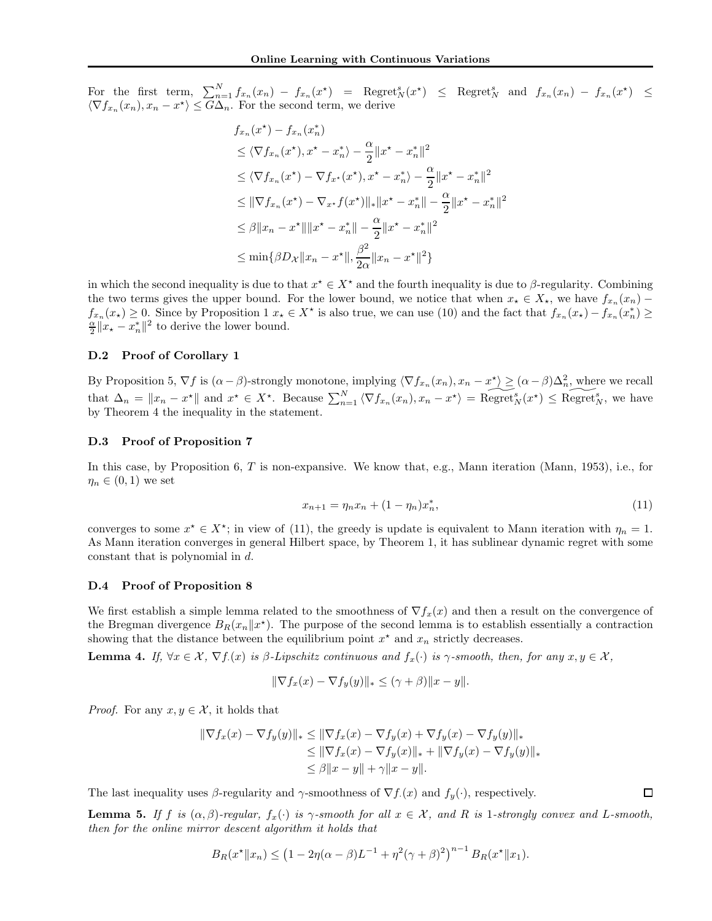For the first term, $\sum_{n=1}^{N} f_{x_n}(x_n) - f_{x_n}(x^\star) = \text{Regret}_N^s(x^\star) \leq \text{Regret}_N^s$ and $f_{x_n}(x_n) - f_{x_n}(x^\star) \leq \langle \nabla f_{x_n}(x_n), x_n - x^\star \rangle \leq G\Delta_n$. For the second term, we derive

$$
\begin{aligned}
& f_{x_n}(x^\star) - f_{x_n}(x_n^*) \\
& \leq \langle \nabla f_{x_n}(x^\star), x^\star - x_n^* \rangle - \frac{\alpha}{2}\|x^\star - x_n^*\|^2 \\
& \leq \langle \nabla f_{x_n}(x^\star) - \nabla f_{x^\star}(x^\star), x^\star - x_n^* \rangle - \frac{\alpha}{2}\|x^\star - x_n^*\|^2 \\
& \leq \|\nabla f_{x_n}(x^\star) - \nabla_{x^\star} f(x^\star)\|_* \|x^\star - x_n^*\| - \frac{\alpha}{2}\|x^\star - x_n^*\|^2 \\
& \leq \beta \|x_n - x^\star\| \|x^\star - x_n^*\| - \frac{\alpha}{2}\|x^\star - x_n^*\|^2 \\
& \leq \min\{\beta D_{\mathcal{X}} \|x_n - x^\star\|, \frac{\beta^2}{2\alpha}\|x_n - x^\star\|^2\}
\end{aligned}
$$

in which the second inequality is due to that $x^\star \in X^\star$ and the fourth inequality is due to $\beta$-regularity. Combining the two terms gives the upper bound. For the lower bound, we notice that when $x_\star \in X_\star$, we have $f_{x_n}(x_n) - f_{x_n}(x_\star) \geq 0$. Since by Proposition 1 $x_\star \in X^\star$ is also true, we can use (10) and the fact that $f_{x_n}(x_\star) - f_{x_n}(x_n^*) \geq \frac{\alpha}{2}\|x_\star - x_n^*\|^2$ to derive the lower bound.

### D.2 Proof of Corollary 1

By Proposition 5, $\nabla f$ is $(\alpha - \beta)$-strongly monotone, implying $\langle \nabla f_{x_n}(x_n), x_n - x^\star \rangle \geq (\alpha - \beta)\Delta_n^2$, where we recall that $\Delta_n = \|x_n - x^\star\|$ and $x^\star \in X^\star$. Because $\sum_{n=1}^{N} \langle \nabla f_{x_n}(x_n), x_n - x^\star \rangle = \text{Regret}_N^s(x^\star) \leq \text{Regret}_N^s$, we have by Theorem 4 the inequality in the statement.

### D.3 Proof of Proposition 7

In this case, by Proposition 6, $T$ is non-expansive. We know that, e.g., Mann iteration (Mann, 1953), i.e., for $\eta_n \in (0, 1)$ we set

$$
x_{n+1} = \eta_n x_n + (1 - \eta_n) x_n^*, \tag{11}
$$

converges to some $x^\star \in X^\star$; in view of (11), the greedy is update is equivalent to Mann iteration with $\eta_n = 1$. As Mann iteration converges in general Hilbert space, by Theorem 1, it has sublinear dynamic regret with some constant that is polynomial in $d$.

### D.4 Proof of Proposition 8

We first establish a simple lemma related to the smoothness of $\nabla f_x(x)$ and then a result on the convergence of the Bregman divergence $B_R(x_n \| x^\star)$. The purpose of the second lemma is to establish essentially a contraction showing that the distance between the equilibrium point $x^\star$ and $x_n$ strictly decreases.

**Lemma 4.** *If, $\forall x \in \mathcal{X}$, $\nabla f_\cdot(x)$ is $\beta$-Lipschitz continuous and $f_x(\cdot)$ is $\gamma$-smooth, then, for any $x, y \in \mathcal{X}$,*

$$
\|\nabla f_x(x) - \nabla f_y(y)\|_* \leq (\gamma + \beta)\|x - y\|.
$$

*Proof.* For any $x, y \in \mathcal{X}$, it holds that

$$
\begin{aligned}
\|\nabla f_x(x) - \nabla f_y(y)\|_* & \leq \|\nabla f_x(x) - \nabla f_y(x) + \nabla f_y(x) - \nabla f_y(y)\|_* \\
& \leq \|\nabla f_x(x) - \nabla f_y(x)\|_* + \|\nabla f_y(x) - \nabla f_y(y)\|_* \\
& \leq \beta\|x - y\| + \gamma\|x - y\|.
\end{aligned}
$$

The last inequality uses $\beta$-regularity and $\gamma$-smoothness of $\nabla f_\cdot(x)$ and $f_y(\cdot)$, respectively. ◻

**Lemma 5.** *If $f$ is $(\alpha, \beta)$-regular, $f_x(\cdot)$ is $\gamma$-smooth for all $x \in \mathcal{X}$, and $R$ is 1-strongly convex and $L$-smooth, then for the online mirror descent algorithm it holds that*

$$
B_R(x^\star \| x_n) \leq \left(1 - 2\eta(\alpha - \beta)L^{-1} + \eta^2(\gamma + \beta)^2\right)^{n-1} B_R(x^\star \| x_1).
$$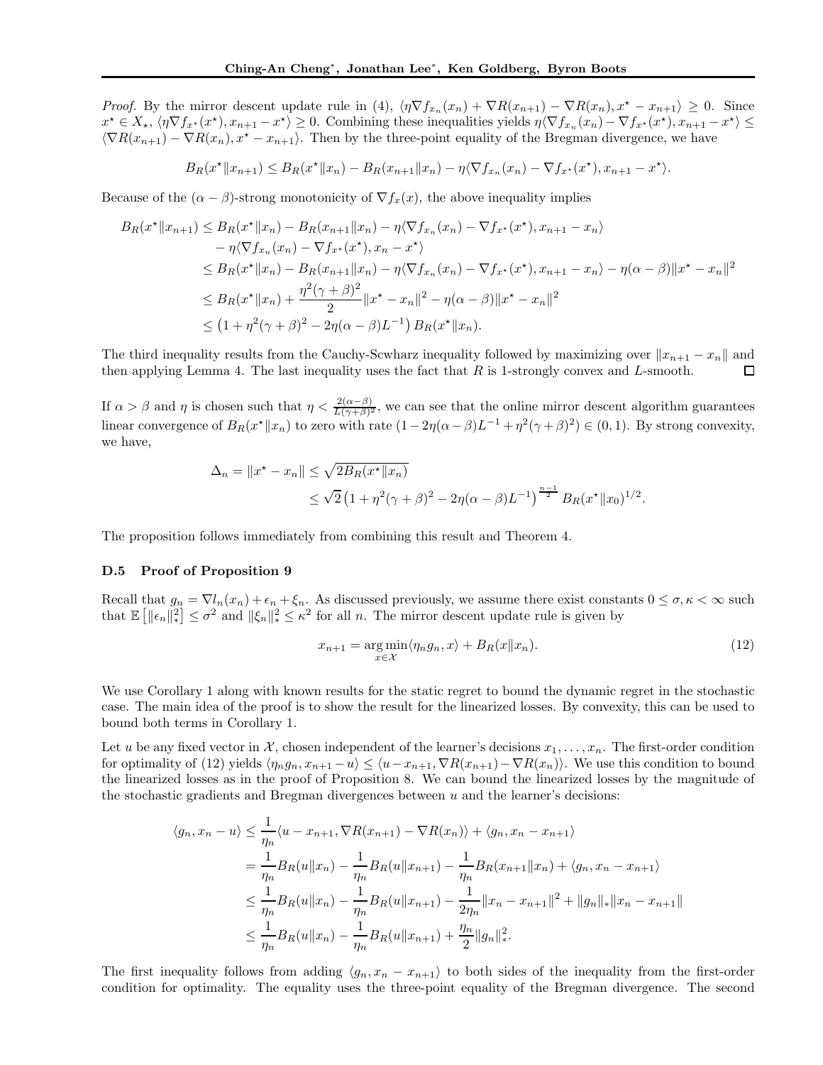*Proof.* By the mirror descent update rule in (4), $\langle \eta \nabla f_{x_n}(x_n) + \nabla R(x_{n+1}) - \nabla R(x_n), x^\star - x_{n+1} \rangle \geq 0$. Since $x^\star \in X_\star$, $\langle \eta \nabla f_{x^\star}(x^\star), x_{n+1} - x^\star \rangle \geq 0$. Combining these inequalities yields $\eta \langle \nabla f_{x_n}(x_n) - \nabla f_{x^\star}(x^\star), x_{n+1} - x^\star \rangle \leq \langle \nabla R(x_{n+1}) - \nabla R(x_n), x^\star - x_{n+1} \rangle$. Then by the three-point equality of the Bregman divergence, we have

$$B_R(x^\star \| x_{n+1}) \leq B_R(x^\star \| x_n) - B_R(x_{n+1} \| x_n) - \eta \langle \nabla f_{x_n}(x_n) - \nabla f_{x^\star}(x^\star), x_{n+1} - x^\star \rangle.$$

Because of the $(\alpha - \beta)$-strong monotonicity of $\nabla f_x(x)$, the above inequality implies

$$\begin{aligned}
B_R(x^\star \| x_{n+1}) &\leq B_R(x^\star \| x_n) - B_R(x_{n+1} \| x_n) - \eta \langle \nabla f_{x_n}(x_n) - \nabla f_{x^\star}(x^\star), x_{n+1} - x_n \rangle \\
&\quad - \eta \langle \nabla f_{x_n}(x_n) - \nabla f_{x^\star}(x^\star), x_n - x^\star \rangle \\
&\leq B_R(x^\star \| x_n) - B_R(x_{n+1} \| x_n) - \eta \langle \nabla f_{x_n}(x_n) - \nabla f_{x^\star}(x^\star), x_{n+1} - x_n \rangle - \eta(\alpha - \beta) \|x^\star - x_n\|^2 \\
&\leq B_R(x^\star \| x_n) + \frac{\eta^2 (\gamma + \beta)^2}{2} \|x^\star - x_n\|^2 - \eta(\alpha - \beta) \|x^\star - x_n\|^2 \\
&\leq \left(1 + \eta^2 (\gamma + \beta)^2 - 2\eta(\alpha - \beta) L^{-1}\right) B_R(x^\star \| x_n).
\end{aligned}$$

The third inequality results from the Cauchy-Scwharz inequality followed by maximizing over $\|x_{n+1} - x_n\|$ and then applying Lemma 4. The last inequality uses the fact that $R$ is 1-strongly convex and $L$-smooth. $\square$

If $\alpha > \beta$ and $\eta$ is chosen such that $\eta < \frac{2(\alpha - \beta)}{L(\gamma + \beta)^2}$, we can see that the online mirror descent algorithm guarantees linear convergence of $B_R(x^\star \| x_n)$ to zero with rate $(1 - 2\eta(\alpha - \beta)L^{-1} + \eta^2(\gamma + \beta)^2) \in (0, 1)$. By strong convexity, we have,

$$\begin{aligned}
\Delta_n = \|x^\star - x_n\| &\leq \sqrt{2 B_R(x^\star \| x_n)} \\
&\leq \sqrt{2} \left(1 + \eta^2 (\gamma + \beta)^2 - 2\eta(\alpha - \beta) L^{-1}\right)^{\frac{n-1}{2}} B_R(x^\star \| x_0)^{1/2}.
\end{aligned}$$

The proposition follows immediately from combining this result and Theorem 4.

### D.5 Proof of Proposition 9

Recall that $g_n = \nabla l_n(x_n) + \epsilon_n + \xi_n$. As discussed previously, we assume there exist constants $0 \leq \sigma, \kappa < \infty$ such that $\mathbb{E}\left[\|\epsilon_n\|_*^2\right] \leq \sigma^2$ and $\|\xi_n\|_*^2 \leq \kappa^2$ for all $n$. The mirror descent update rule is given by

$$x_{n+1} = \arg\min_{x \in \mathcal{X}} \langle \eta_n g_n, x \rangle + B_R(x \| x_n). \tag{12}$$

We use Corollary 1 along with known results for the static regret to bound the dynamic regret in the stochastic case. The main idea of the proof is to show the result for the linearized losses. By convexity, this can be used to bound both terms in Corollary 1.

Let $u$ be any fixed vector in $\mathcal{X}$, chosen independent of the learner's decisions $x_1, \ldots, x_n$. The first-order condition for optimality of (12) yields $\langle \eta_n g_n, x_{n+1} - u \rangle \leq \langle u - x_{n+1}, \nabla R(x_{n+1}) - \nabla R(x_n) \rangle$. We use this condition to bound the linearized losses as in the proof of Proposition 8. We can bound the linearized losses by the magnitude of the stochastic gradients and Bregman divergences between $u$ and the learner's decisions:

$$\begin{aligned}
\langle g_n, x_n - u \rangle &\leq \frac{1}{\eta_n} \langle u - x_{n+1}, \nabla R(x_{n+1}) - \nabla R(x_n) \rangle + \langle g_n, x_n - x_{n+1} \rangle \\
&= \frac{1}{\eta_n} B_R(u \| x_n) - \frac{1}{\eta_n} B_R(u \| x_{n+1}) - \frac{1}{\eta_n} B_R(x_{n+1} \| x_n) + \langle g_n, x_n - x_{n+1} \rangle \\
&\leq \frac{1}{\eta_n} B_R(u \| x_n) - \frac{1}{\eta_n} B_R(u \| x_{n+1}) - \frac{1}{2\eta_n} \|x_n - x_{n+1}\|^2 + \|g_n\|_* \|x_n - x_{n+1}\| \\
&\leq \frac{1}{\eta_n} B_R(u \| x_n) - \frac{1}{\eta_n} B_R(u \| x_{n+1}) + \frac{\eta_n}{2} \|g_n\|_*^2.
\end{aligned}$$

The first inequality follows from adding $\langle g_n, x_n - x_{n+1} \rangle$ to both sides of the inequality from the first-order condition for optimality. The equality uses the three-point equality of the Bregman divergence. The second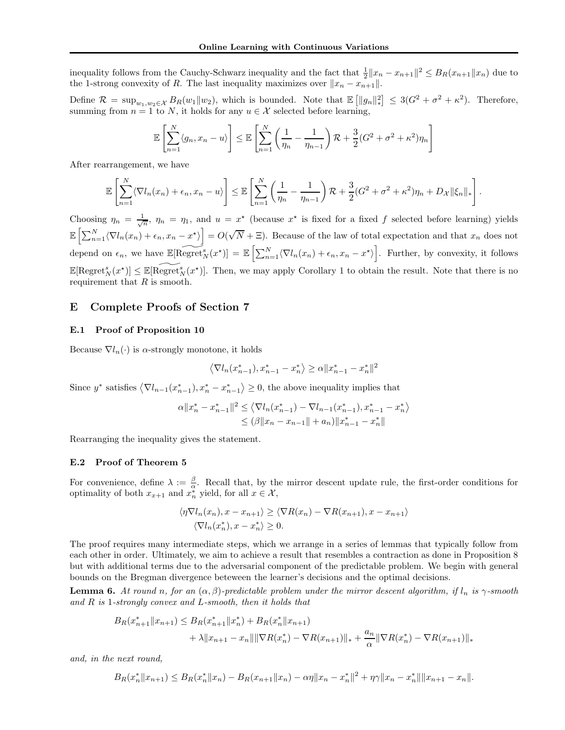inequality follows from the Cauchy-Schwarz inequality and the fact that $\frac{1}{2}\|x_n - x_{n+1}\|^2 \leq B_R(x_{n+1}\|x_n)$ due to the 1-strong convexity of $R$. The last inequality maximizes over $\|x_n - x_{n+1}\|$.

Define $\mathcal{R} = \sup_{w_1, w_2 \in \mathcal{X}} B_R(w_1\|w_2)$, which is bounded. Note that $\mathbb{E}\left[\|g_n\|_*^2\right] \leq 3(G^2 + \sigma^2 + \kappa^2)$. Therefore, summing from $n = 1$ to $N$, it holds for any $u \in \mathcal{X}$ selected before learning,

$$\mathbb{E}\left[\sum_{n=1}^N \langle g_n, x_n - u\rangle\right] \leq \mathbb{E}\left[\sum_{n=1}^N \left(\frac{1}{\eta_n} - \frac{1}{\eta_{n-1}}\right)\mathcal{R} + \frac{3}{2}(G^2 + \sigma^2 + \kappa^2)\eta_n\right]$$

After rearrangement, we have

$$\mathbb{E}\left[\sum_{n=1}^N \langle \nabla l_n(x_n) + \epsilon_n, x_n - u\rangle\right] \leq \mathbb{E}\left[\sum_{n=1}^N \left(\frac{1}{\eta_n} - \frac{1}{\eta_{n-1}}\right)\mathcal{R} + \frac{3}{2}(G^2 + \sigma^2 + \kappa^2)\eta_n + D_{\mathcal{X}}\|\xi_n\|_*\right].$$

Choosing $\eta_n = \frac{1}{\sqrt{n}}$, $\eta_n = \eta_1$, and $u = x^\star$ (because $x^\star$ is fixed for a fixed $f$ selected before learning) yields $\mathbb{E}\left[\sum_{n=1}^N \langle \nabla l_n(x_n) + \epsilon_n, x_n - x^\star\rangle\right] = O(\sqrt{N} + \Xi)$. Because of the law of total expectation and that $x_n$ does not depend on $\epsilon_n$, we have $\mathbb{E}[\widetilde{\text{Regret}}_N^s(x^\star)] = \mathbb{E}\left[\sum_{n=1}^N \langle \nabla l_n(x_n) + \epsilon_n, x_n - x^\star\rangle\right]$. Further, by convexity, it follows $\mathbb{E}[\text{Regret}_N^s(x^\star)] \leq \mathbb{E}[\widetilde{\text{Regret}}_N^s(x^\star)]$. Then, we may apply Corollary 1 to obtain the result. Note that there is no requirement that $R$ is smooth.

## E Complete Proofs of Section 7

### E.1 Proof of Proposition 10

Because $\nabla l_n(\cdot)$ is $\alpha$-strongly monotone, it holds

$$\left\langle \nabla l_n(x_{n-1}^*), x_{n-1}^* - x_n^*\right\rangle \geq \alpha\|x_{n-1}^* - x_n^*\|^2$$

Since $y^*$ satisfies $\left\langle \nabla l_{n-1}(x_{n-1}^*), x_n^* - x_{n-1}^*\right\rangle \geq 0$, the above inequality implies that

$$\begin{aligned}
\alpha\|x_n^* - x_{n-1}^*\|^2 &\leq \left\langle \nabla l_n(x_{n-1}^*) - \nabla l_{n-1}(x_{n-1}^*), x_{n-1}^* - x_n^*\right\rangle \\
&\leq (\beta\|x_n - x_{n-1}\| + a_n)\|x_{n-1}^* - x_n^*\|
\end{aligned}$$

Rearranging the inequality gives the statement.

### E.2 Proof of Theorem 5

For convenience, define $\lambda := \frac{\beta}{\alpha}$. Recall that, by the mirror descent update rule, the first-order conditions for optimality of both $x_{x+1}$ and $x_n^*$ yield, for all $x \in \mathcal{X}$,

$$\begin{aligned}
\langle \eta\nabla l_n(x_n), x - x_{n+1}\rangle &\geq \langle \nabla R(x_n) - \nabla R(x_{n+1}), x - x_{n+1}\rangle \\
\langle \nabla l_n(x_n^*), x - x_n^*\rangle &\geq 0.
\end{aligned}$$

The proof requires many intermediate steps, which we arrange in a series of lemmas that typically follow from each other in order. Ultimately, we aim to achieve a result that resembles a contraction as done in Proposition 8 but with additional terms due to the adversarial component of the predictable problem. We begin with general bounds on the Bregman divergence beteween the learner's decisions and the optimal decisions.

**Lemma 6.** *At round $n$, for an $(\alpha, \beta)$-predictable problem under the mirror descent algorithm, if $l_n$ is $\gamma$-smooth and $R$ is 1-strongly convex and $L$-smooth, then it holds that*

$$\begin{aligned}
B_R(x_{n+1}^*\|x_{n+1}) \leq\ & B_R(x_{n+1}^*\|x_n^*) + B_R(x_n^*\|x_{n+1}) \\
&+ \lambda\|x_{n+1} - x_n\|\|\nabla R(x_n^*) - \nabla R(x_{n+1})\|_* + \frac{a_n}{\alpha}\|\nabla R(x_n^*) - \nabla R(x_{n+1})\|_*
\end{aligned}$$

*and, in the next round,*

$$B_R(x_n^*\|x_{n+1}) \leq B_R(x_n^*\|x_n) - B_R(x_{n+1}\|x_n) - \alpha\eta\|x_n - x_n^*\|^2 + \eta\gamma\|x_n - x_n^*\|\|x_{n+1} - x_n\|.$$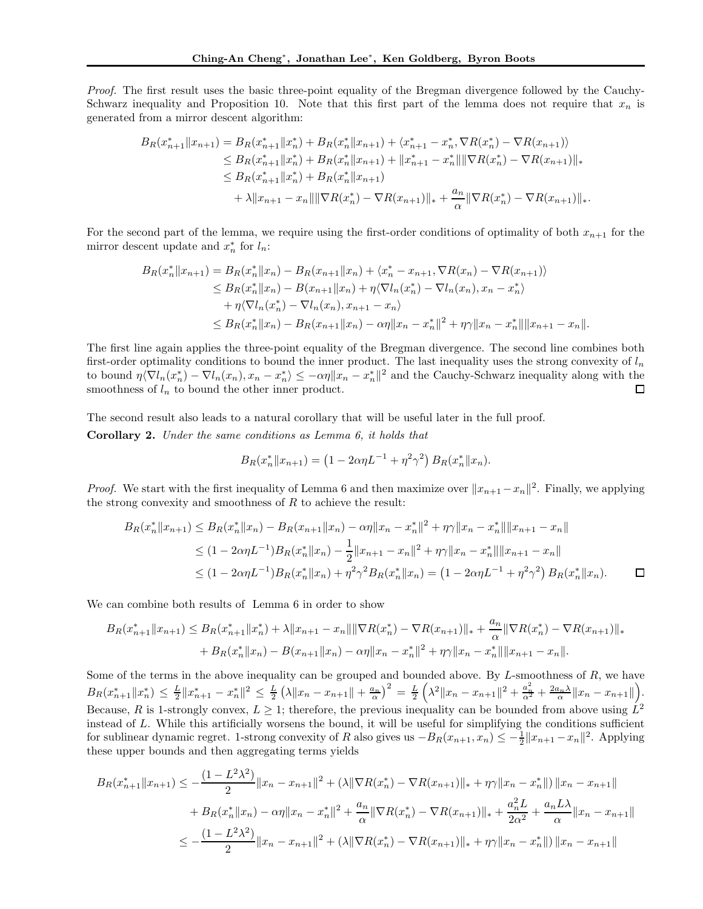*Proof.* The first result uses the basic three-point equality of the Bregman divergence followed by the Cauchy-Schwarz inequality and Proposition 10. Note that this first part of the lemma does not require that $x_n$ is generated from a mirror descent algorithm:

$$
\begin{aligned}
B_R(x^*_{n+1} \| x_{n+1}) &= B_R(x^*_{n+1} \| x^*_n) + B_R(x^*_n \| x_{n+1}) + \langle x^*_{n+1} - x^*_n, \nabla R(x^*_n) - \nabla R(x_{n+1}) \rangle \\
&\leq B_R(x^*_{n+1} \| x^*_n) + B_R(x^*_n \| x_{n+1}) + \| x^*_{n+1} - x^*_n \| \| \nabla R(x^*_n) - \nabla R(x_{n+1}) \|_* \\
&\leq B_R(x^*_{n+1} \| x^*_n) + B_R(x^*_n \| x_{n+1}) \\
&\quad + \lambda \| x_{n+1} - x_n \| \| \nabla R(x^*_n) - \nabla R(x_{n+1}) \|_* + \frac{a_n}{\alpha} \| \nabla R(x^*_n) - \nabla R(x_{n+1}) \|_*.
\end{aligned}
$$

For the second part of the lemma, we require using the first-order conditions of optimality of both $x_{n+1}$ for the mirror descent update and $x^*_n$ for $l_n$:

$$
\begin{aligned}
B_R(x^*_n \| x_{n+1}) &= B_R(x^*_n \| x_n) - B_R(x_{n+1} \| x_n) + \langle x^*_n - x_{n+1}, \nabla R(x_n) - \nabla R(x_{n+1}) \rangle \\
&\leq B_R(x^*_n \| x_n) - B(x_{n+1} \| x_n) + \eta \langle \nabla l_n(x^*_n) - \nabla l_n(x_n), x_n - x^*_n \rangle \\
&\quad + \eta \langle \nabla l_n(x^*_n) - \nabla l_n(x_n), x_{n+1} - x_n \rangle \\
&\leq B_R(x^*_n \| x_n) - B_R(x_{n+1} \| x_n) - \alpha\eta \| x_n - x^*_n \|^2 + \eta\gamma \| x_n - x^*_n \| \| x_{n+1} - x_n \|.
\end{aligned}
$$

The first line again applies the three-point equality of the Bregman divergence. The second line combines both first-order optimality conditions to bound the inner product. The last inequality uses the strong convexity of $l_n$ to bound $\eta \langle \nabla l_n(x^*_n) - \nabla l_n(x_n), x_n - x^*_n \rangle \leq -\alpha\eta \| x_n - x^*_n \|^2$ and the Cauchy-Schwarz inequality along with the smoothness of $l_n$ to bound the other inner product. $\square$

The second result also leads to a natural corollary that will be useful later in the full proof.

**Corollary 2.** *Under the same conditions as Lemma 6, it holds that*

$$
B_R(x^*_n \| x_{n+1}) = \left(1 - 2\alpha\eta L^{-1} + \eta^2\gamma^2\right) B_R(x^*_n \| x_n).
$$

*Proof.* We start with the first inequality of Lemma 6 and then maximize over $\|x_{n+1} - x_n\|^2$. Finally, we applying the strong convexity and smoothness of $R$ to achieve the result:

$$
\begin{aligned}
B_R(x^*_n \| x_{n+1}) &\leq B_R(x^*_n \| x_n) - B_R(x_{n+1} \| x_n) - \alpha\eta \| x_n - x^*_n \|^2 + \eta\gamma \| x_n - x^*_n \| \| x_{n+1} - x_n \| \\
&\leq (1 - 2\alpha\eta L^{-1}) B_R(x^*_n \| x_n) - \frac{1}{2} \| x_{n+1} - x_n \|^2 + \eta\gamma \| x_n - x^*_n \| \| x_{n+1} - x_n \| \\
&\leq (1 - 2\alpha\eta L^{-1}) B_R(x^*_n \| x_n) + \eta^2\gamma^2 B_R(x^*_n \| x_n) = \left(1 - 2\alpha\eta L^{-1} + \eta^2\gamma^2\right) B_R(x^*_n \| x_n). \qquad \square
\end{aligned}
$$

We can combine both results of Lemma 6 in order to show

$$
\begin{aligned}
B_R(x^*_{n+1} \| x_{n+1}) \leq B_R(x^*_{n+1} \| x^*_n) &+ \lambda \| x_{n+1} - x_n \| \| \nabla R(x^*_n) - \nabla R(x_{n+1}) \|_* + \frac{a_n}{\alpha} \| \nabla R(x^*_n) - \nabla R(x_{n+1}) \|_* \\
&+ B_R(x^*_n \| x_n) - B(x_{n+1} \| x_n) - \alpha\eta \| x_n - x^*_n \|^2 + \eta\gamma \| x_n - x^*_n \| \| x_{n+1} - x_n \|.
\end{aligned}
$$

Some of the terms in the above inequality can be grouped and bounded above. By $L$-smoothness of $R$, we have $B_R(x^*_{n+1} \| x^*_n) \leq \frac{L}{2} \| x^*_{n+1} - x^*_n \|^2 \leq \frac{L}{2} \left( \lambda \| x_n - x_{n+1} \| + \frac{a_n}{\alpha} \right)^2 = \frac{L}{2} \left( \lambda^2 \| x_n - x_{n+1} \|^2 + \frac{a_n^2}{\alpha^2} + \frac{2a_n\lambda}{\alpha} \| x_n - x_{n+1} \| \right)$. Because, $R$ is 1-strongly convex, $L \geq 1$; therefore, the previous inequality can be bounded from above using $L^2$ instead of $L$. While this artificially worsens the bound, it will be useful for simplifying the conditions sufficient for sublinear dynamic regret. 1-strong convexity of $R$ also gives us $-B_R(x_{n+1}, x_n) \leq -\frac{1}{2} \| x_{n+1} - x_n \|^2$. Applying these upper bounds and then aggregating terms yields

$$
\begin{aligned}
B_R(x^*_{n+1} \| x_{n+1}) &\leq -\frac{(1 - L^2\lambda^2)}{2} \| x_n - x_{n+1} \|^2 + \left( \lambda \| \nabla R(x^*_n) - \nabla R(x_{n+1}) \|_* + \eta\gamma \| x_n - x^*_n \| \right) \| x_n - x_{n+1} \| \\
&\quad + B_R(x^*_n \| x_n) - \alpha\eta \| x_n - x^*_n \|^2 + \frac{a_n}{\alpha} \| \nabla R(x^*_n) - \nabla R(x_{n+1}) \|_* + \frac{a_n^2 L}{2\alpha^2} + \frac{a_n L \lambda}{\alpha} \| x_n - x_{n+1} \| \\
&\leq -\frac{(1 - L^2\lambda^2)}{2} \| x_n - x_{n+1} \|^2 + \left( \lambda \| \nabla R(x^*_n) - \nabla R(x_{n+1}) \|_* + \eta\gamma \| x_n - x^*_n \| \right) \| x_n - x_{n+1} \|
\end{aligned}
$$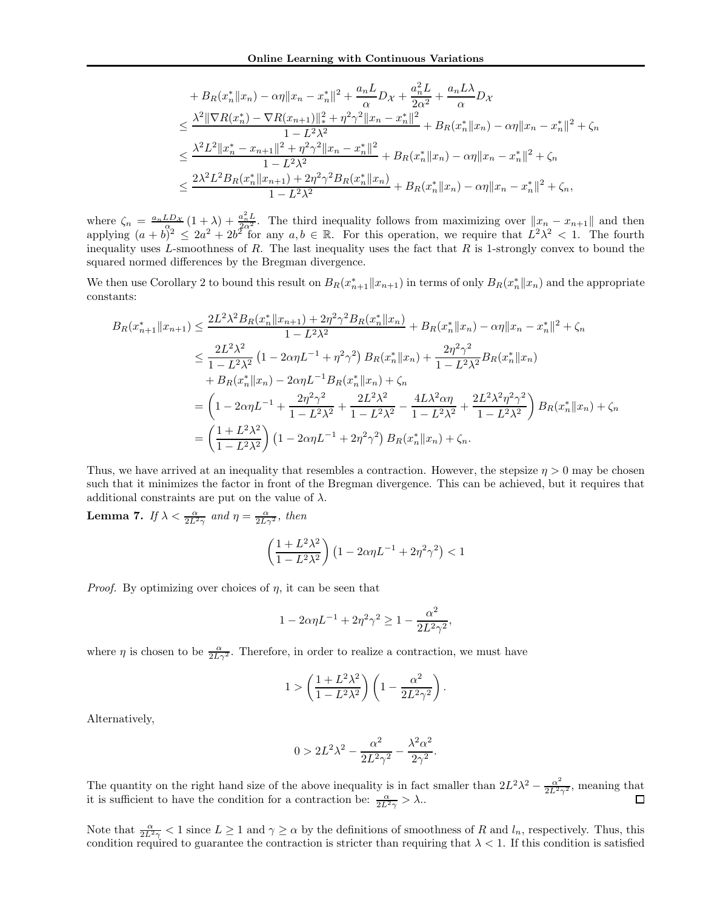$$
\begin{aligned}
&+ B_R(x_n^* \| x_n) - \alpha\eta \|x_n - x_n^*\|^2 + \frac{a_n L}{\alpha} D_{\mathcal{X}} + \frac{a_n^2 L}{2\alpha^2} + \frac{a_n L \lambda}{\alpha} D_{\mathcal{X}} \\
&\leq \frac{\lambda^2 \|\nabla R(x_n^*) - \nabla R(x_{n+1})\|_*^2 + \eta^2\gamma^2 \|x_n - x_n^*\|^2}{1 - L^2\lambda^2} + B_R(x_n^* \| x_n) - \alpha\eta \|x_n - x_n^*\|^2 + \zeta_n \\
&\leq \frac{\lambda^2 L^2 \|x_n^* - x_{n+1}\|^2 + \eta^2\gamma^2 \|x_n - x_n^*\|^2}{1 - L^2\lambda^2} + B_R(x_n^* \| x_n) - \alpha\eta \|x_n - x_n^*\|^2 + \zeta_n \\
&\leq \frac{2\lambda^2 L^2 B_R(x_n^* \| x_{n+1}) + 2\eta^2\gamma^2 B_R(x_n^* \| x_n)}{1 - L^2\lambda^2} + B_R(x_n^* \| x_n) - \alpha\eta \|x_n - x_n^*\|^2 + \zeta_n,
\end{aligned}
$$

where $\zeta_n = \frac{a_n L D_{\mathcal{X}}}{\alpha}(1 + \lambda) + \frac{a_n^2 L}{2\alpha^2}$. The third inequality follows from maximizing over $\|x_n - x_{n+1}\|$ and then applying $(a + b)^2 \leq 2a^2 + 2b^2$ for any $a, b \in \mathbb{R}$. For this operation, we require that $L^2\lambda^2 < 1$. The fourth inequality uses $L$-smoothness of $R$. The last inequality uses the fact that $R$ is 1-strongly convex to bound the squared normed differences by the Bregman divergence.

We then use Corollary 2 to bound this result on $B_R(x_{n+1}^* \| x_{n+1})$ in terms of only $B_R(x_n^* \| x_n)$ and the appropriate constants:

$$
\begin{aligned}
B_R(x_{n+1}^* \| x_{n+1}) &\leq \frac{2L^2\lambda^2 B_R(x_n^* \| x_{n+1}) + 2\eta^2\gamma^2 B_R(x_n^* \| x_n)}{1 - L^2\lambda^2} + B_R(x_n^* \| x_n) - \alpha\eta \|x_n - x_n^*\|^2 + \zeta_n \\
&\leq \frac{2L^2\lambda^2}{1 - L^2\lambda^2} \left(1 - 2\alpha\eta L^{-1} + \eta^2\gamma^2\right) B_R(x_n^* \| x_n) + \frac{2\eta^2\gamma^2}{1 - L^2\lambda^2} B_R(x_n^* \| x_n) \\
&\quad + B_R(x_n^* \| x_n) - 2\alpha\eta L^{-1} B_R(x_n^* \| x_n) + \zeta_n \\
&= \left(1 - 2\alpha\eta L^{-1} + \frac{2\eta^2\gamma^2}{1 - L^2\lambda^2} + \frac{2L^2\lambda^2}{1 - L^2\lambda^2} - \frac{4L\lambda^2\alpha\eta}{1 - L^2\lambda^2} + \frac{2L^2\lambda^2\eta^2\gamma^2}{1 - L^2\lambda^2}\right) B_R(x_n^* \| x_n) + \zeta_n \\
&= \left(\frac{1 + L^2\lambda^2}{1 - L^2\lambda^2}\right) \left(1 - 2\alpha\eta L^{-1} + 2\eta^2\gamma^2\right) B_R(x_n^* \| x_n) + \zeta_n.
\end{aligned}
$$

Thus, we have arrived at an inequality that resembles a contraction. However, the stepsize $\eta > 0$ may be chosen such that it minimizes the factor in front of the Bregman divergence. This can be achieved, but it requires that additional constraints are put on the value of $\lambda$.

**Lemma 7.** *If $\lambda < \frac{\alpha}{2L^2\gamma}$ and $\eta = \frac{\alpha}{2L\gamma^2}$, then*

$$
\left(\frac{1 + L^2\lambda^2}{1 - L^2\lambda^2}\right) \left(1 - 2\alpha\eta L^{-1} + 2\eta^2\gamma^2\right) < 1
$$

*Proof.* By optimizing over choices of $\eta$, it can be seen that

$$
1 - 2\alpha\eta L^{-1} + 2\eta^2\gamma^2 \geq 1 - \frac{\alpha^2}{2L^2\gamma^2},
$$

where $\eta$ is chosen to be $\frac{\alpha}{2L\gamma^2}$. Therefore, in order to realize a contraction, we must have

$$
1 > \left(\frac{1 + L^2\lambda^2}{1 - L^2\lambda^2}\right) \left(1 - \frac{\alpha^2}{2L^2\gamma^2}\right).
$$

Alternatively,

$$
0 > 2L^2\lambda^2 - \frac{\alpha^2}{2L^2\gamma^2} - \frac{\lambda^2\alpha^2}{2\gamma^2}.
$$

The quantity on the right hand size of the above inequality is in fact smaller than $2L^2\lambda^2 - \frac{\alpha^2}{2L^2\gamma^2}$, meaning that it is sufficient to have the condition for a contraction be: $\frac{\alpha}{2L^2\gamma} > \lambda$.. ∎

Note that $\frac{\alpha}{2L^2\gamma} < 1$ since $L \geq 1$ and $\gamma \geq \alpha$ by the definitions of smoothness of $R$ and $l_n$, respectively. Thus, this condition required to guarantee the contraction is stricter than requiring that $\lambda < 1$. If this condition is satisfied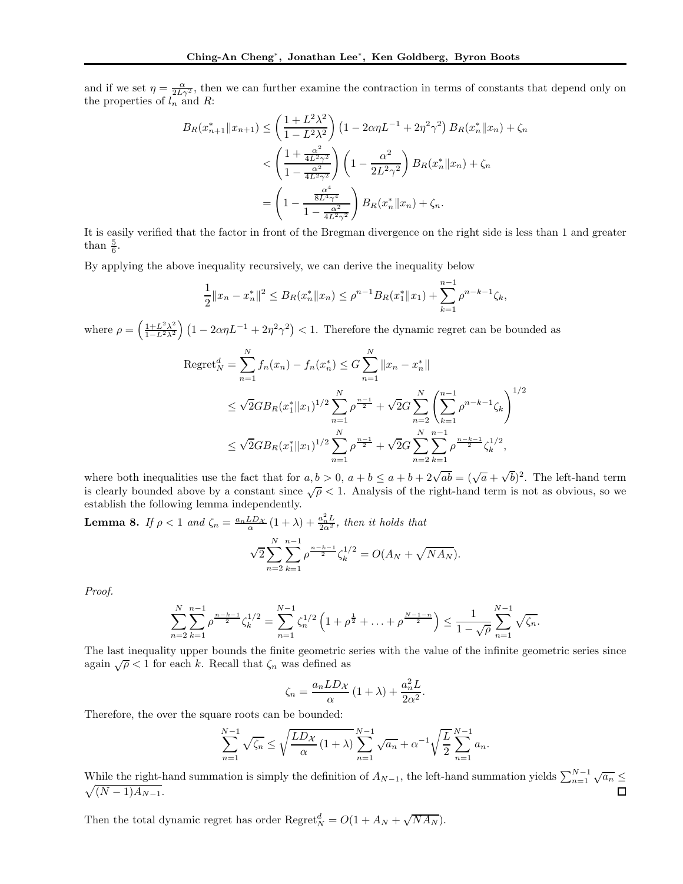and if we set $\eta = \frac{\alpha}{2L\gamma^2}$, then we can further examine the contraction in terms of constants that depend only on the properties of $l_n$ and $R$:

$$
\begin{aligned}
B_R(x_{n+1}^* \| x_{n+1}) &\leq \left(\frac{1 + L^2\lambda^2}{1 - L^2\lambda^2}\right)\left(1 - 2\alpha\eta L^{-1} + 2\eta^2\gamma^2\right) B_R(x_n^* \| x_n) + \zeta_n \\
&< \left(\frac{1 + \frac{\alpha^2}{4L^2\gamma^2}}{1 - \frac{\alpha^2}{4L^2\gamma^2}}\right)\left(1 - \frac{\alpha^2}{2L^2\gamma^2}\right) B_R(x_n^* \| x_n) + \zeta_n \\
&= \left(1 - \frac{\frac{\alpha^4}{8L^4\gamma^4}}{1 - \frac{\alpha^2}{4L^2\gamma^2}}\right) B_R(x_n^* \| x_n) + \zeta_n.
\end{aligned}
$$

It is easily verified that the factor in front of the Bregman divergence on the right side is less than 1 and greater than $\frac{5}{6}$.

By applying the above inequality recursively, we can derive the inequality below

$$
\frac{1}{2}\|x_n - x_n^*\|^2 \leq B_R(x_n^* \| x_n) \leq \rho^{n-1} B_R(x_1^* \| x_1) + \sum_{k=1}^{n-1} \rho^{n-k-1}\zeta_k,
$$

where $\rho = \left(\frac{1+L^2\lambda^2}{1-L^2\lambda^2}\right)\left(1 - 2\alpha\eta L^{-1} + 2\eta^2\gamma^2\right) < 1$. Therefore the dynamic regret can be bounded as

$$
\begin{aligned}
\text{Regret}_N^d &= \sum_{n=1}^N f_n(x_n) - f_n(x_n^*) \leq G\sum_{n=1}^N \|x_n - x_n^*\| \\
&\leq \sqrt{2}GB_R(x_1^* \| x_1)^{1/2}\sum_{n=1}^N \rho^{\frac{n-1}{2}} + \sqrt{2}G\sum_{n=2}^N\left(\sum_{k=1}^{n-1}\rho^{n-k-1}\zeta_k\right)^{1/2} \\
&\leq \sqrt{2}GB_R(x_1^* \| x_1)^{1/2}\sum_{n=1}^N \rho^{\frac{n-1}{2}} + \sqrt{2}G\sum_{n=2}^N\sum_{k=1}^{n-1}\rho^{\frac{n-k-1}{2}}\zeta_k^{1/2},
\end{aligned}
$$

where both inequalities use the fact that for $a, b > 0$, $a + b \leq a + b + 2\sqrt{ab} = (\sqrt{a} + \sqrt{b})^2$. The left-hand term is clearly bounded above by a constant since $\sqrt{\rho} < 1$. Analysis of the right-hand term is not as obvious, so we establish the following lemma independently.

**Lemma 8.** *If $\rho < 1$ and $\zeta_n = \frac{a_n L D_\mathcal{X}}{\alpha}(1+\lambda) + \frac{a_n^2 L}{2\alpha^2}$, then it holds that*

$$
\sqrt{2}\sum_{n=2}^N\sum_{k=1}^{n-1}\rho^{\frac{n-k-1}{2}}\zeta_k^{1/2} = O(A_N + \sqrt{NA_N}).
$$

*Proof.*

$$
\sum_{n=2}^N\sum_{k=1}^{n-1}\rho^{\frac{n-k-1}{2}}\zeta_k^{1/2} = \sum_{n=1}^{N-1}\zeta_n^{1/2}\left(1 + \rho^{\frac{1}{2}} + \ldots + \rho^{\frac{N-1-n}{2}}\right) \leq \frac{1}{1-\sqrt{\rho}}\sum_{n=1}^{N-1}\sqrt{\zeta_n}.
$$

The last inequality upper bounds the finite geometric series with the value of the infinite geometric series since again $\sqrt{\rho} < 1$ for each $k$. Recall that $\zeta_n$ was defined as

$$
\zeta_n = \frac{a_n L D_\mathcal{X}}{\alpha}(1+\lambda) + \frac{a_n^2 L}{2\alpha^2}.
$$

Therefore, the over the square roots can be bounded:

$$
\sum_{n=1}^{N-1}\sqrt{\zeta_n} \leq \sqrt{\frac{LD_\mathcal{X}}{\alpha}(1+\lambda)}\sum_{n=1}^{N-1}\sqrt{a_n} + \alpha^{-1}\sqrt{\frac{L}{2}}\sum_{n=1}^{N-1}a_n.
$$

While the right-hand summation is simply the definition of $A_{N-1}$, the left-hand summation yields $\sum_{n=1}^{N-1}\sqrt{a_n} \leq \sqrt{(N-1)A_{N-1}}$. ∎

Then the total dynamic regret has order $\text{Regret}_N^d = O(1 + A_N + \sqrt{NA_N})$.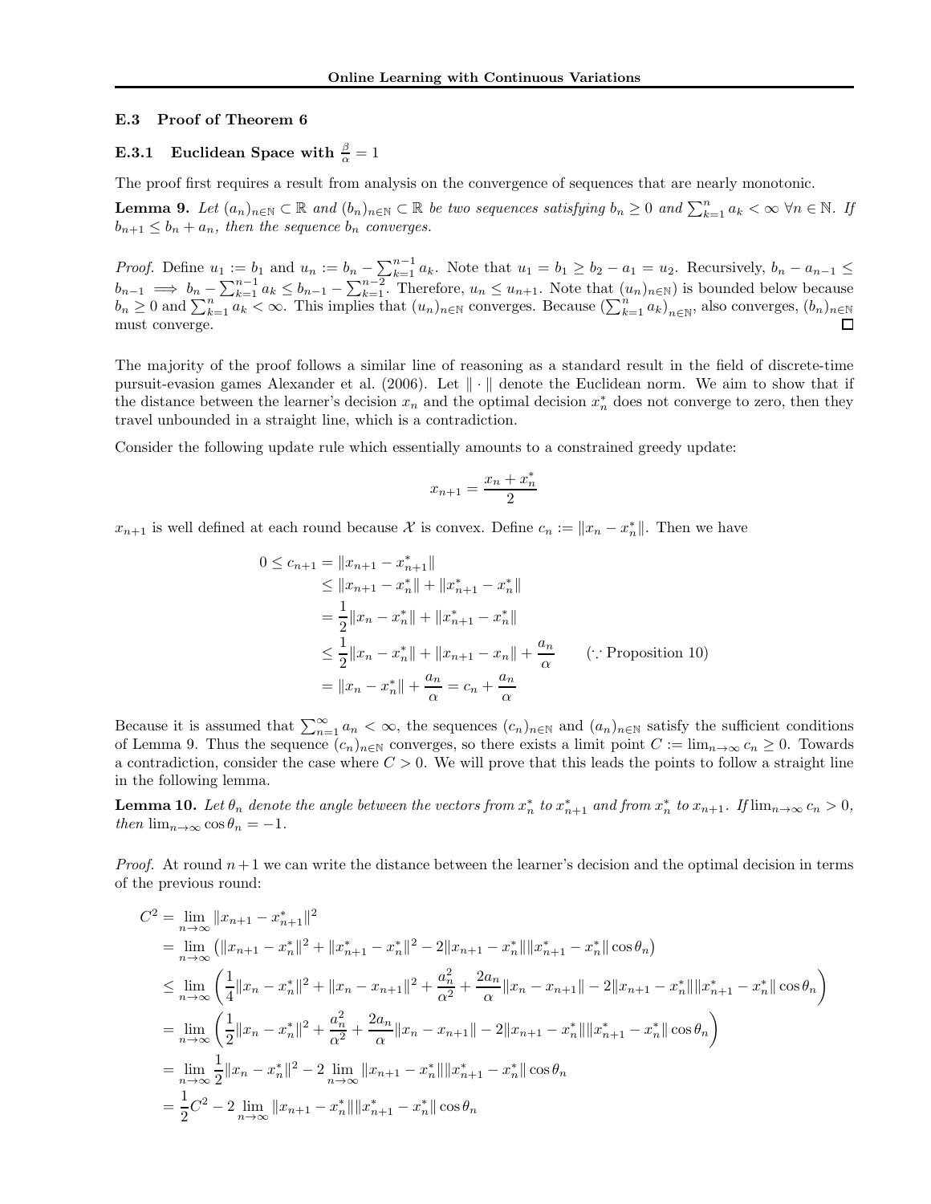## E.3 Proof of Theorem 6

### E.3.1 Euclidean Space with $\frac{\beta}{\alpha} = 1$

The proof first requires a result from analysis on the convergence of sequences that are nearly monotonic.

**Lemma 9.** *Let $(a_n)_{n\in\mathbb{N}} \subset \mathbb{R}$ and $(b_n)_{n\in\mathbb{N}} \subset \mathbb{R}$ be two sequences satisfying $b_n \geq 0$ and $\sum_{k=1}^{n} a_k < \infty \; \forall n \in \mathbb{N}$. If $b_{n+1} \leq b_n + a_n$, then the sequence $b_n$ converges.*

*Proof.* Define $u_1 := b_1$ and $u_n := b_n - \sum_{k=1}^{n-1} a_k$. Note that $u_1 = b_1 \geq b_2 - a_1 = u_2$. Recursively, $b_n - a_{n-1} \leq b_{n-1} \implies b_n - \sum_{k=1}^{n-1} a_k \leq b_{n-1} - \sum_{k=1}^{n-2}$. Therefore, $u_n \leq u_{n+1}$. Note that $(u_n)_{n\in\mathbb{N}})$ is bounded below because $b_n \geq 0$ and $\sum_{k=1}^{n} a_k < \infty$. This implies that $(u_n)_{n\in\mathbb{N}}$ converges. Because $\left(\sum_{k=1}^{n} a_k\right)_{n\in\mathbb{N}}$, also converges, $(b_n)_{n\in\mathbb{N}}$ must converge. □

The majority of the proof follows a similar line of reasoning as a standard result in the field of discrete-time pursuit-evasion games Alexander et al. (2006). Let $\|\cdot\|$ denote the Euclidean norm. We aim to show that if the distance between the learner's decision $x_n$ and the optimal decision $x_n^*$ does not converge to zero, then they travel unbounded in a straight line, which is a contradiction.

Consider the following update rule which essentially amounts to a constrained greedy update:

$$x_{n+1} = \frac{x_n + x_n^*}{2}$$

$x_{n+1}$ is well defined at each round because $\mathcal{X}$ is convex. Define $c_n := \|x_n - x_n^*\|$. Then we have

$$\begin{aligned}
0 \leq c_{n+1} &= \|x_{n+1} - x_{n+1}^*\| \\
&\leq \|x_{n+1} - x_n^*\| + \|x_{n+1}^* - x_n^*\| \\
&= \frac{1}{2}\|x_n - x_n^*\| + \|x_{n+1}^* - x_n^*\| \\
&\leq \frac{1}{2}\|x_n - x_n^*\| + \|x_{n+1} - x_n\| + \frac{a_n}{\alpha} \qquad (\because \text{Proposition 10}) \\
&= \|x_n - x_n^*\| + \frac{a_n}{\alpha} = c_n + \frac{a_n}{\alpha}
\end{aligned}$$

Because it is assumed that $\sum_{n=1}^{\infty} a_n < \infty$, the sequences $(c_n)_{n\in\mathbb{N}}$ and $(a_n)_{n\in\mathbb{N}}$ satisfy the sufficient conditions of Lemma 9. Thus the sequence $(c_n)_{n\in\mathbb{N}}$ converges, so there exists a limit point $C := \lim_{n\to\infty} c_n \geq 0$. Towards a contradiction, consider the case where $C > 0$. We will prove that this leads the points to follow a straight line in the following lemma.

**Lemma 10.** *Let $\theta_n$ denote the angle between the vectors from $x_n^*$ to $x_{n+1}^*$ and from $x_n^*$ to $x_{n+1}$. If $\lim_{n\to\infty} c_n > 0$, then $\lim_{n\to\infty} \cos\theta_n = -1$.*

*Proof.* At round $n+1$ we can write the distance between the learner's decision and the optimal decision in terms of the previous round:

$$\begin{aligned}
C^2 &= \lim_{n\to\infty} \|x_{n+1} - x_{n+1}^*\|^2 \\
&= \lim_{n\to\infty} \left(\|x_{n+1} - x_n^*\|^2 + \|x_{n+1}^* - x_n^*\|^2 - 2\|x_{n+1} - x_n^*\|\|x_{n+1}^* - x_n^*\|\cos\theta_n\right) \\
&\leq \lim_{n\to\infty} \left(\frac{1}{4}\|x_n - x_n^*\|^2 + \|x_n - x_{n+1}\|^2 + \frac{a_n^2}{\alpha^2} + \frac{2a_n}{\alpha}\|x_n - x_{n+1}\| - 2\|x_{n+1} - x_n^*\|\|x_{n+1}^* - x_n^*\|\cos\theta_n\right) \\
&= \lim_{n\to\infty} \left(\frac{1}{2}\|x_n - x_n^*\|^2 + \frac{a_n^2}{\alpha^2} + \frac{2a_n}{\alpha}\|x_n - x_{n+1}\| - 2\|x_{n+1} - x_n^*\|\|x_{n+1}^* - x_n^*\|\cos\theta_n\right) \\
&= \lim_{n\to\infty} \frac{1}{2}\|x_n - x_n^*\|^2 - 2\lim_{n\to\infty} \|x_{n+1} - x_n^*\|\|x_{n+1}^* - x_n^*\|\cos\theta_n \\
&= \frac{1}{2}C^2 - 2\lim_{n\to\infty} \|x_{n+1} - x_n^*\|\|x_{n+1}^* - x_n^*\|\cos\theta_n
\end{aligned}$$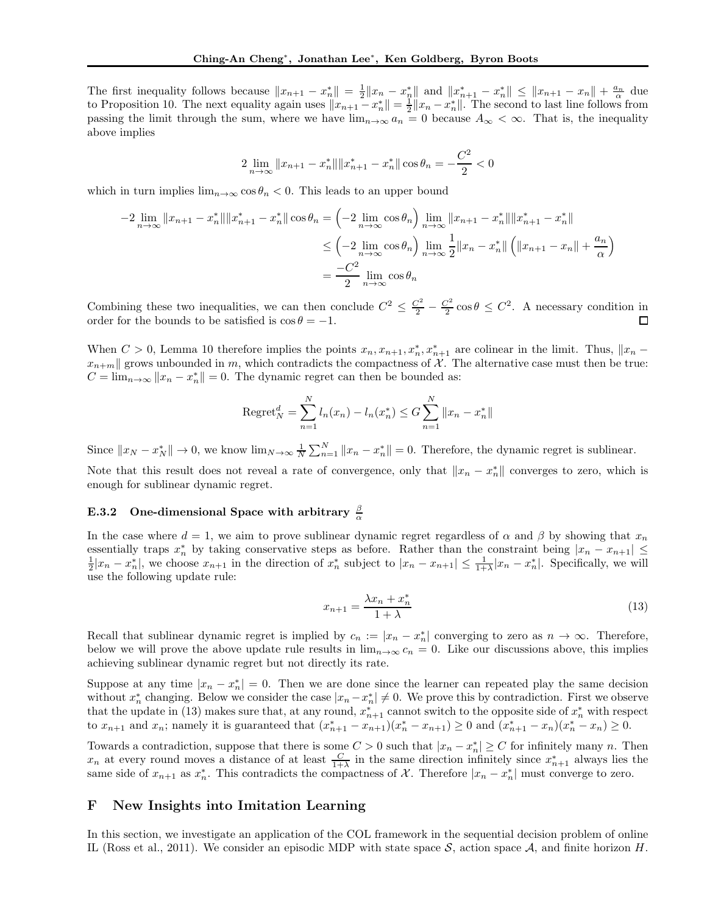The first inequality follows because $\|x_{n+1} - x_n^*\| = \frac{1}{2}\|x_n - x_n^*\|$ and $\|x_{n+1}^* - x_n^*\| \leq \|x_{n+1} - x_n\| + \frac{a_n}{\alpha}$ due to Proposition 10. The next equality again uses $\|x_{n+1} - x_n^*\| = \frac{1}{2}\|x_n - x_n^*\|$. The second to last line follows from passing the limit through the sum, where we have $\lim_{n\to\infty} a_n = 0$ because $A_\infty < \infty$. That is, the inequality above implies

$$2 \lim_{n\to\infty} \|x_{n+1} - x_n^*\| \|x_{n+1}^* - x_n^*\| \cos\theta_n = -\frac{C^2}{2} < 0$$

which in turn implies $\lim_{n\to\infty} \cos\theta_n < 0$. This leads to an upper bound

$$\begin{aligned}
-2 \lim_{n\to\infty} \|x_{n+1} - x_n^*\| \|x_{n+1}^* - x_n^*\| \cos\theta_n &= \left(-2 \lim_{n\to\infty} \cos\theta_n\right) \lim_{n\to\infty} \|x_{n+1} - x_n^*\| \|x_{n+1}^* - x_n^*\| \\
&\leq \left(-2 \lim_{n\to\infty} \cos\theta_n\right) \lim_{n\to\infty} \frac{1}{2}\|x_n - x_n^*\| \left(\|x_{n+1} - x_n\| + \frac{a_n}{\alpha}\right) \\
&= \frac{-C^2}{2} \lim_{n\to\infty} \cos\theta_n
\end{aligned}$$

Combining these two inequalities, we can then conclude $C^2 \leq \frac{C^2}{2} - \frac{C^2}{2}\cos\theta \leq C^2$. A necessary condition in order for the bounds to be satisfied is $\cos\theta = -1$. $\square$

When $C > 0$, Lemma 10 therefore implies the points $x_n, x_{n+1}, x_n^*, x_{n+1}^*$ are colinear in the limit. Thus, $\|x_n - x_{n+m}\|$ grows unbounded in $m$, which contradicts the compactness of $\mathcal{X}$. The alternative case must then be true: $C = \lim_{n\to\infty} \|x_n - x_n^*\| = 0$. The dynamic regret can then be bounded as:

$$\text{Regret}_N^d = \sum_{n=1}^N l_n(x_n) - l_n(x_n^*) \leq G \sum_{n=1}^N \|x_n - x_n^*\|$$

Since $\|x_N - x_N^*\| \to 0$, we know $\lim_{N\to\infty} \frac{1}{N}\sum_{n=1}^N \|x_n - x_n^*\| = 0$. Therefore, the dynamic regret is sublinear.

Note that this result does not reveal a rate of convergence, only that $\|x_n - x_n^*\|$ converges to zero, which is enough for sublinear dynamic regret.

### E.3.2 One-dimensional Space with arbitrary $\frac{\beta}{\alpha}$

In the case where $d = 1$, we aim to prove sublinear dynamic regret regardless of $\alpha$ and $\beta$ by showing that $x_n$ essentially traps $x_n^*$ by taking conservative steps as before. Rather than the constraint being $|x_n - x_{n+1}| \leq \frac{1}{2}|x_n - x_n^*|$, we choose $x_{n+1}$ in the direction of $x_n^*$ subject to $|x_n - x_{n+1}| \leq \frac{1}{1+\lambda}|x_n - x_n^*|$. Specifically, we will use the following update rule:

$$x_{n+1} = \frac{\lambda x_n + x_n^*}{1 + \lambda} \tag{13}$$

Recall that sublinear dynamic regret is implied by $c_n := |x_n - x_n^*|$ converging to zero as $n \to \infty$. Therefore, below we will prove the above update rule results in $\lim_{n\to\infty} c_n = 0$. Like our discussions above, this implies achieving sublinear dynamic regret but not directly its rate.

Suppose at any time $|x_n - x_n^*| = 0$. Then we are done since the learner can repeated play the same decision without $x_n^*$ changing. Below we consider the case $|x_n - x_n^*| \neq 0$. We prove this by contradiction. First we observe that the update in (13) makes sure that, at any round, $x_{n+1}^*$ cannot switch to the opposite side of $x_n^*$ with respect to $x_{n+1}$ and $x_n$; namely it is guaranteed that $(x_{n+1}^* - x_{n+1})(x_n^* - x_{n+1}) \geq 0$ and $(x_{n+1}^* - x_n)(x_n^* - x_n) \geq 0$.

Towards a contradiction, suppose that there is some $C > 0$ such that $|x_n - x_n^*| \geq C$ for infinitely many $n$. Then $x_n$ at every round moves a distance of at least $\frac{C}{1+\lambda}$ in the same direction infinitely since $x_{n+1}^*$ always lies the same side of $x_{n+1}$ as $x_n^*$. This contradicts the compactness of $\mathcal{X}$. Therefore $|x_n - x_n^*|$ must converge to zero.

## F New Insights into Imitation Learning

In this section, we investigate an application of the COL framework in the sequential decision problem of online IL (Ross et al., 2011). We consider an episodic MDP with state space $\mathcal{S}$, action space $\mathcal{A}$, and finite horizon $H$.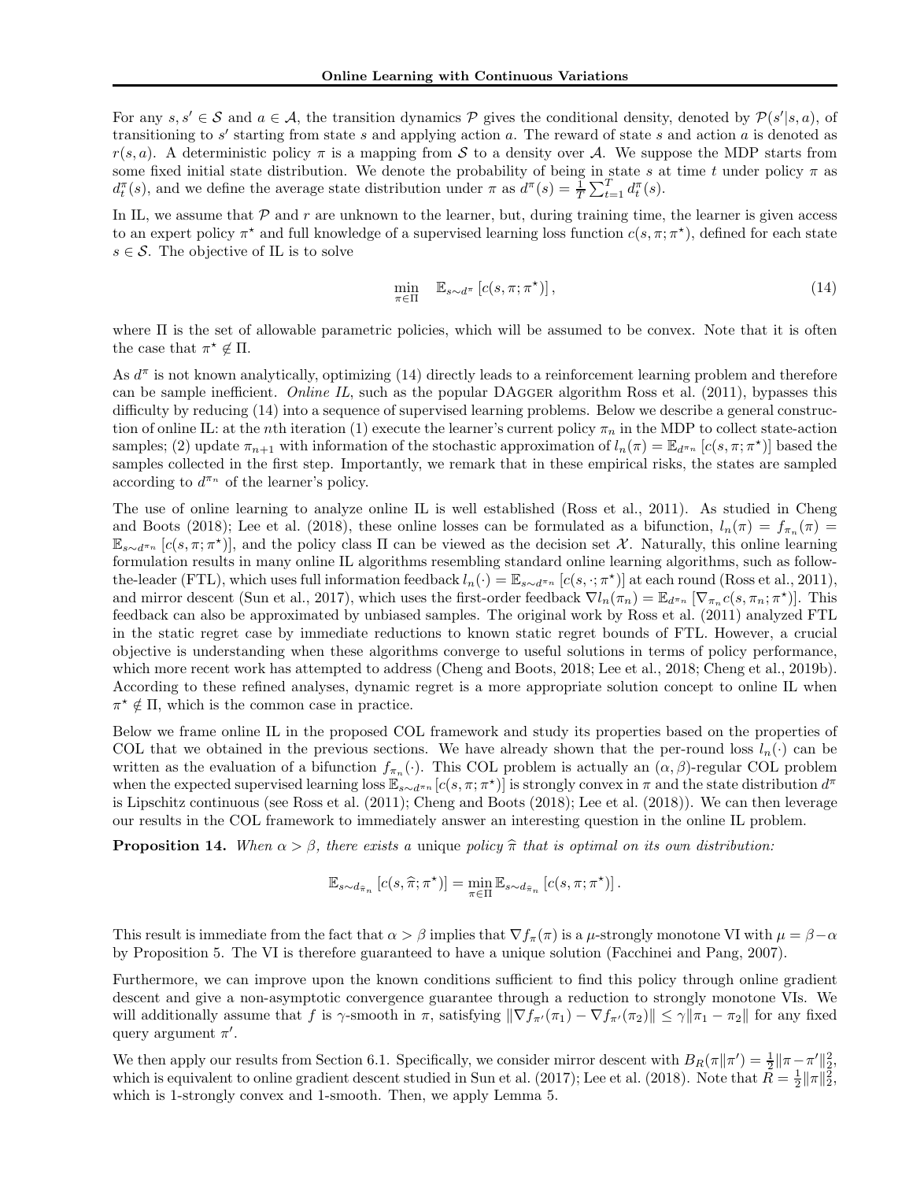For any $s, s' \in \mathcal{S}$ and $a \in \mathcal{A}$, the transition dynamics $\mathcal{P}$ gives the conditional density, denoted by $\mathcal{P}(s'|s,a)$, of transitioning to $s'$ starting from state $s$ and applying action $a$. The reward of state $s$ and action $a$ is denoted as $r(s,a)$. A deterministic policy $\pi$ is a mapping from $\mathcal{S}$ to a density over $\mathcal{A}$. We suppose the MDP starts from some fixed initial state distribution. We denote the probability of being in state $s$ at time $t$ under policy $\pi$ as $d_t^\pi(s)$, and we define the average state distribution under $\pi$ as $d^\pi(s) = \frac{1}{T}\sum_{t=1}^{T} d_t^\pi(s)$.

In IL, we assume that $\mathcal{P}$ and $r$ are unknown to the learner, but, during training time, the learner is given access to an expert policy $\pi^\star$ and full knowledge of a supervised learning loss function $c(s, \pi; \pi^\star)$, defined for each state $s \in \mathcal{S}$. The objective of IL is to solve

$$\min_{\pi \in \Pi} \quad \mathbb{E}_{s\sim d^\pi}\left[c(s, \pi; \pi^\star)\right], \tag{14}$$

where $\Pi$ is the set of allowable parametric policies, which will be assumed to be convex. Note that it is often the case that $\pi^\star \notin \Pi$.

As $d^\pi$ is not known analytically, optimizing (14) directly leads to a reinforcement learning problem and therefore can be sample inefficient. *Online IL*, such as the popular DAgger algorithm Ross et al. (2011), bypasses this difficulty by reducing (14) into a sequence of supervised learning problems. Below we describe a general construction of online IL: at the $n$th iteration (1) execute the learner's current policy $\pi_n$ in the MDP to collect state-action samples; (2) update $\pi_{n+1}$ with information of the stochastic approximation of $l_n(\pi) = \mathbb{E}_{d^{\pi_n}}\left[c(s, \pi; \pi^\star)\right]$ based the samples collected in the first step. Importantly, we remark that in these empirical risks, the states are sampled according to $d^{\pi_n}$ of the learner's policy.

The use of online learning to analyze online IL is well established (Ross et al., 2011). As studied in Cheng and Boots (2018); Lee et al. (2018), these online losses can be formulated as a bifunction, $l_n(\pi) = f_{\pi_n}(\pi) = \mathbb{E}_{s\sim d^{\pi_n}}\left[c(s, \pi; \pi^\star)\right]$, and the policy class $\Pi$ can be viewed as the decision set $\mathcal{X}$. Naturally, this online learning formulation results in many online IL algorithms resembling standard online learning algorithms, such as follow-the-leader (FTL), which uses full information feedback $l_n(\cdot) = \mathbb{E}_{s\sim d^{\pi_n}}\left[c(s, \cdot; \pi^\star)\right]$ at each round (Ross et al., 2011), and mirror descent (Sun et al., 2017), which uses the first-order feedback $\nabla l_n(\pi_n) = \mathbb{E}_{d^{\pi_n}}\left[\nabla_{\pi_n} c(s, \pi_n; \pi^\star)\right]$. This feedback can also be approximated by unbiased samples. The original work by Ross et al. (2011) analyzed FTL in the static regret case by immediate reductions to known static regret bounds of FTL. However, a crucial objective is understanding when these algorithms converge to useful solutions in terms of policy performance, which more recent work has attempted to address (Cheng and Boots, 2018; Lee et al., 2018; Cheng et al., 2019b). According to these refined analyses, dynamic regret is a more appropriate solution concept to online IL when $\pi^\star \notin \Pi$, which is the common case in practice.

Below we frame online IL in the proposed COL framework and study its properties based on the properties of COL that we obtained in the previous sections. We have already shown that the per-round loss $l_n(\cdot)$ can be written as the evaluation of a bifunction $f_{\pi_n}(\cdot)$. This COL problem is actually an $(\alpha, \beta)$-regular COL problem when the expected supervised learning loss $\mathbb{E}_{s\sim d^{\pi_n}}[c(s, \pi; \pi^\star)]$ is strongly convex in $\pi$ and the state distribution $d^\pi$ is Lipschitz continuous (see Ross et al. (2011); Cheng and Boots (2018); Lee et al. (2018)). We can then leverage our results in the COL framework to immediately answer an interesting question in the online IL problem.

**Proposition 14.** *When $\alpha > \beta$, there exists a* unique *policy $\widehat{\pi}$ that is optimal on its own distribution:*

$$\mathbb{E}_{s\sim d_{\widehat{\pi}_n}}\left[c(s, \widehat{\pi}; \pi^\star)\right] = \min_{\pi \in \Pi} \mathbb{E}_{s\sim d_{\widehat{\pi}_n}}\left[c(s, \pi; \pi^\star)\right].$$

This result is immediate from the fact that $\alpha > \beta$ implies that $\nabla f_\pi(\pi)$ is a $\mu$-strongly monotone VI with $\mu = \beta - \alpha$ by Proposition 5. The VI is therefore guaranteed to have a unique solution (Facchinei and Pang, 2007).

Furthermore, we can improve upon the known conditions sufficient to find this policy through online gradient descent and give a non-asymptotic convergence guarantee through a reduction to strongly monotone VIs. We will additionally assume that $f$ is $\gamma$-smooth in $\pi$, satisfying $\|\nabla f_{\pi'}(\pi_1) - \nabla f_{\pi'}(\pi_2)\| \leq \gamma \|\pi_1 - \pi_2\|$ for any fixed query argument $\pi'$.

We then apply our results from Section 6.1. Specifically, we consider mirror descent with $B_R(\pi\|\pi') = \frac{1}{2}\|\pi - \pi'\|_2^2$, which is equivalent to online gradient descent studied in Sun et al. (2017); Lee et al. (2018). Note that $R = \frac{1}{2}\|\pi\|_2^2$, which is 1-strongly convex and 1-smooth. Then, we apply Lemma 5.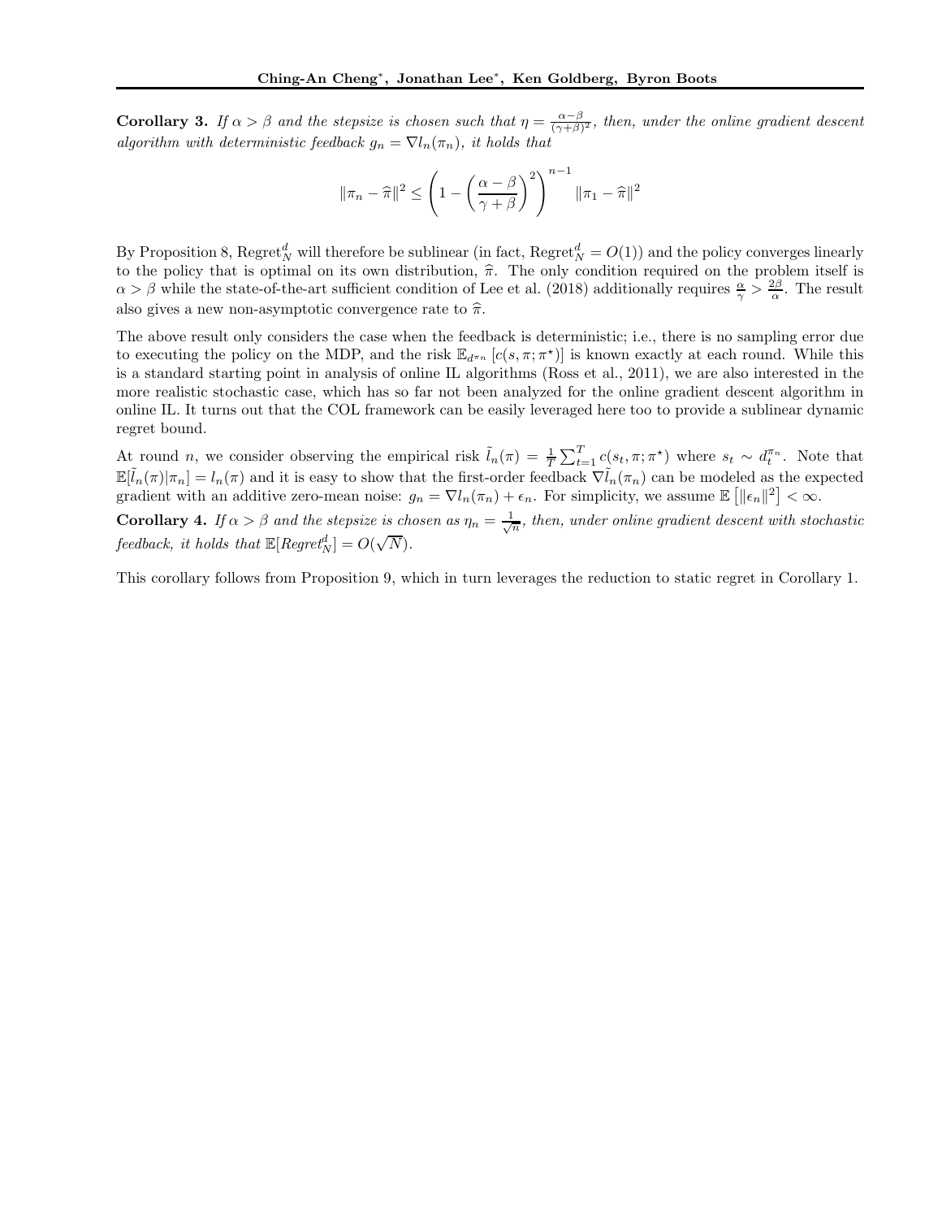**Corollary 3.** *If $\alpha > \beta$ and the stepsize is chosen such that $\eta = \frac{\alpha-\beta}{(\gamma+\beta)^2}$, then, under the online gradient descent algorithm with deterministic feedback $g_n = \nabla l_n(\pi_n)$, it holds that*

$$\|\pi_n - \widehat{\pi}\|^2 \leq \left(1 - \left(\frac{\alpha - \beta}{\gamma + \beta}\right)^2\right)^{n-1} \|\pi_1 - \widehat{\pi}\|^2$$

By Proposition 8, $\text{Regret}_N^d$ will therefore be sublinear (in fact, $\text{Regret}_N^d = O(1)$) and the policy converges linearly to the policy that is optimal on its own distribution, $\widehat{\pi}$. The only condition required on the problem itself is $\alpha > \beta$ while the state-of-the-art sufficient condition of Lee et al. (2018) additionally requires $\frac{\alpha}{\gamma} > \frac{2\beta}{\alpha}$. The result also gives a new non-asymptotic convergence rate to $\widehat{\pi}$.

The above result only considers the case when the feedback is deterministic; i.e., there is no sampling error due to executing the policy on the MDP, and the risk $\mathbb{E}_{d^{\pi_n}}[c(s, \pi; \pi^\star)]$ is known exactly at each round. While this is a standard starting point in analysis of online IL algorithms (Ross et al., 2011), we are also interested in the more realistic stochastic case, which has so far not been analyzed for the online gradient descent algorithm in online IL. It turns out that the COL framework can be easily leveraged here too to provide a sublinear dynamic regret bound.

At round $n$, we consider observing the empirical risk $\tilde{l}_n(\pi) = \frac{1}{T}\sum_{t=1}^{T} c(s_t, \pi; \pi^\star)$ where $s_t \sim d_t^{\pi_n}$. Note that $\mathbb{E}[\tilde{l}_n(\pi)|\pi_n] = l_n(\pi)$ and it is easy to show that the first-order feedback $\nabla\tilde{l}_n(\pi_n)$ can be modeled as the expected gradient with an additive zero-mean noise: $g_n = \nabla l_n(\pi_n) + \epsilon_n$. For simplicity, we assume $\mathbb{E}\left[\|\epsilon_n\|^2\right] < \infty$.

**Corollary 4.** *If $\alpha > \beta$ and the stepsize is chosen as $\eta_n = \frac{1}{\sqrt{n}}$, then, under online gradient descent with stochastic feedback, it holds that $\mathbb{E}[\text{Regret}_N^d] = O(\sqrt{N})$.*

This corollary follows from Proposition 9, which in turn leverages the reduction to static regret in Corollary 1.